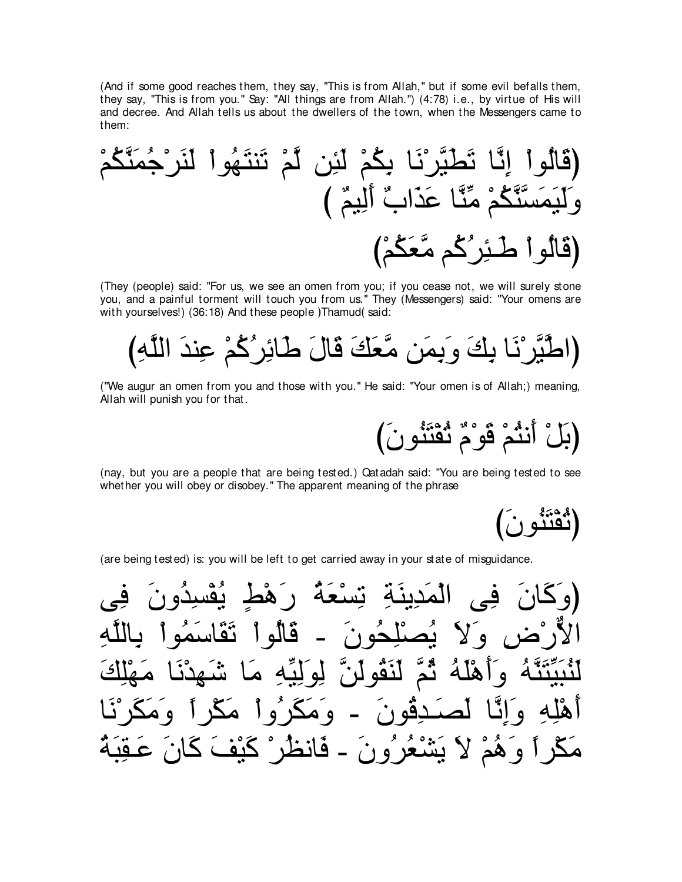(And if some good reaches them, they say, "This is from Allah," but if some evil befalls them, they say, "This is from you." Say: "All things are from Allah.") (4:78) i.e., by virtue of His will and decree. And Allah tells us about the dwellers of the town, when the Messengers came to them:

(قَالُواْ إِنَّا تَطَيَّرْنَا بِكُمْ لَئِن لَّمْ تَنتَهُواْ لَنَرْجُمَنَّكُمْ وَلَيَمَسَّنَّكُمْ مِّنَّا عَذَابٌ أَلِيمٌ )

(قَالُواْ طَـئِرُكُم مَّعَكُمْ)

(They (people) said: "For us, we see an omen from you; if you cease not, we will surely stone you, and a painful torment will touch you from us." They (Messengers) said: "Your omens are with yourselves!) (36:18) And these people )Thamud( said:

(اطَّيَّرْنَا بِكَ وَبِمَن مَّعَكَ قَالَ طَائِرُكُمْ عِندَ اللَّهِ)

("We augur an omen from you and those with you." He said: "Your omen is of Allah;) meaning, Allah will punish you for that.

(بَلْ أَنتُمْ قَوْمٌ تُفْتَنُونَ)

(nay, but you are a people that are being tested.) Qatadah said: "You are being tested to see whether you will obey or disobey." The apparent meaning of the phrase

(تُفْتَنُونَ)

(are being tested) is: you will be left to get carried away in your state of misguidance.

(وَكَانَ فِى الْمَدِينَةِ تِسْعَةُ رَهْطٍ يُفْسِدُونَ فِى الاٌّرْضِ وَلاَ يُصْلِحُونَ - قَالُواْ تَقَاسَمُواْ بِاللَّهِ لَنُبَيِّتَنَّهُ وَأَهْلَهُ ثُمَّ لَنَقُولَنَّ لِوَلِيِّهِ مَا شَهِدْنَا مَهْلِكَ أَهْلِهِ وَإِنَّا لَصَـدِقُونَ - وَمَكَرُواْ مَكْراً وَمَكَرْنَا مَكْراً وَهُمْ لاَ يَشْعُرُونَ - فَانظُرْ كَيْفَ كَانَ عَـقِبَةُ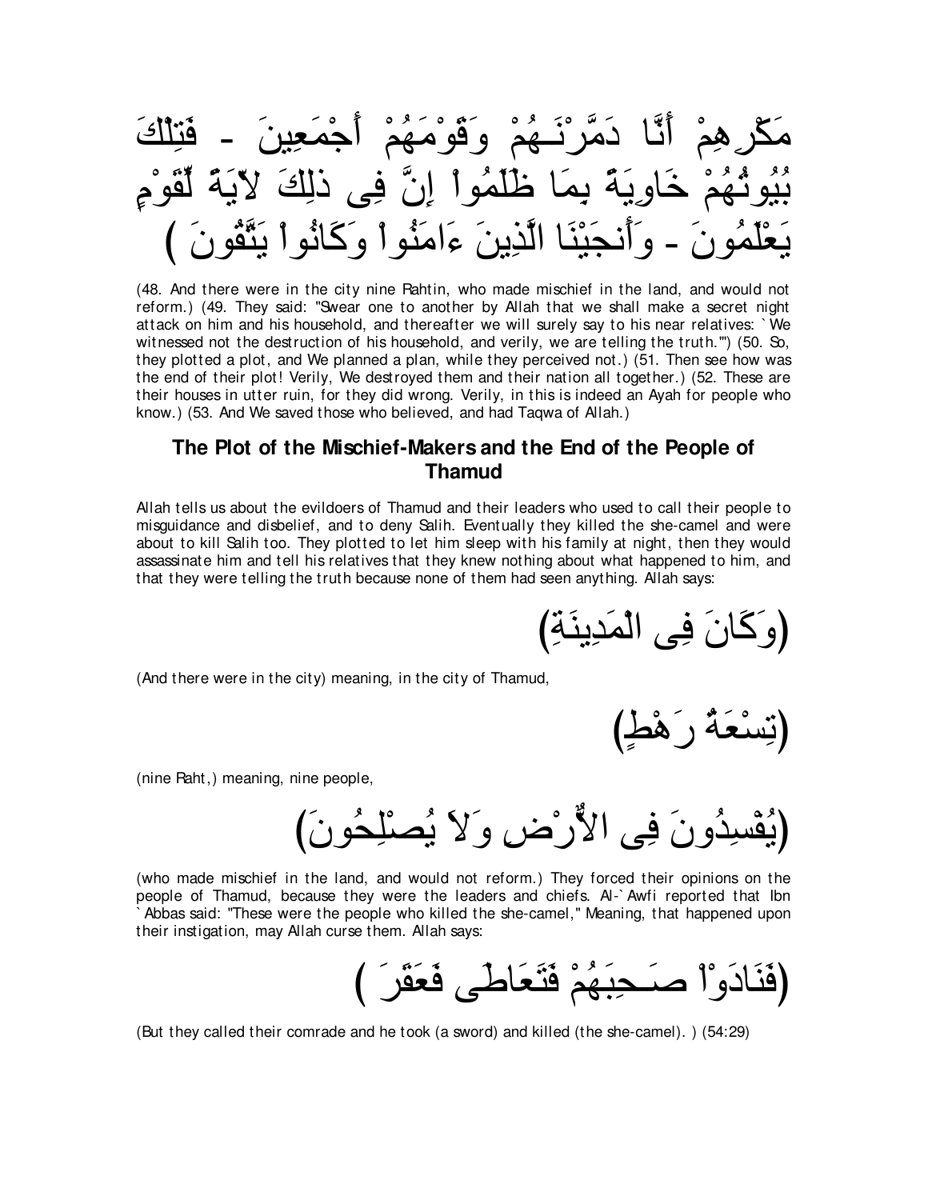مَكْرِهِمْ أَنَّا دَمَّرْنَـهُمْ وَقَوْمَهُمْ أَجْمَعِينَ - فَتِلْكَ بُيُوتُهُمْ خَاوِيَةً بِمَا ظَلَمُواْ إِنَّ فِى ذلِكَ لآيَةً لِّقَوْمٍ يَعْلَمُونَ - وَأَنجَيْنَا الَّذِينَ ءَامَنُواْ وَكَانُواْ يَتَّقُونَ )

(48. And there were in the city nine Rahtin, who made mischief in the land, and would not reform.) (49. They said: "Swear one to another by Allah that we shall make a secret night attack on him and his household, and thereafter we will surely say to his near relatives: `We witnessed not the destruction of his household, and verily, we are telling the truth.'") (50. So, they plotted a plot, and We planned a plan, while they perceived not.) (51. Then see how was the end of their plot! Verily, We destroyed them and their nation all together.) (52. These are their houses in utter ruin, for they did wrong. Verily, in this is indeed an Ayah for people who know.) (53. And We saved those who believed, and had Taqwa of Allah.)

## The Plot of the Mischief-Makers and the End of the People of Thamud

Allah tells us about the evildoers of Thamud and their leaders who used to call their people to misguidance and disbelief, and to deny Salih. Eventually they killed the she-camel and were about to kill Salih too. They plotted to let him sleep with his family at night, then they would assassinate him and tell his relatives that they knew nothing about what happened to him, and that they were telling the truth because none of them had seen anything. Allah says:

(وَكَانَ فِى الْمَدِينَةِ)

(And there were in the city) meaning, in the city of Thamud,

(تِسْعَةُ رَهْطٍ)

(nine Raht,) meaning, nine people,

(يُفْسِدُونَ فِى الاٌّرْضِ وَلاَ يُصْلِحُونَ)

(who made mischief in the land, and would not reform.) They forced their opinions on the people of Thamud, because they were the leaders and chiefs. Al-`Awfi reported that Ibn `Abbas said: "These were the people who killed the she-camel," Meaning, that happened upon their instigation, may Allah curse them. Allah says:

(فَنَادَوْاْ صَـحِبَهُمْ فَتَعَاطَى فَعَقَرَ )

(But they called their comrade and he took (a sword) and killed (the she-camel). ) (54:29)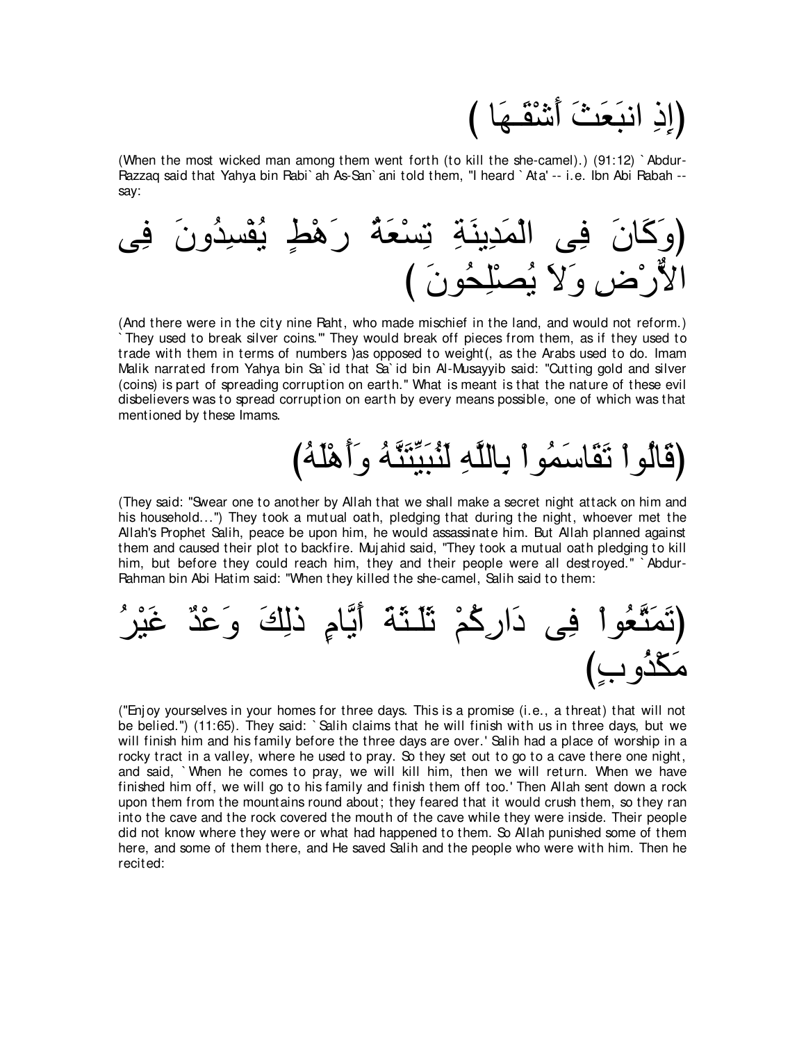(إِذِ انبَعَثَ أَشْقَـهَا )

(When the most wicked man among them went forth (to kill the she-camel).) (91:12) `Abdur-Razzaq said that Yahya bin Rabi`ah As-San`ani told them, "I heard `Ata' -- i.e. Ibn Abi Rabah -- say:

(وَكَانَ فِى الْمَدِينَةِ تِسْعَةُ رَهْطٍ يُفْسِدُونَ فِى الأٌّرْضِ وَلاَ يُصْلِحُونَ )

(And there were in the city nine Raht, who made mischief in the land, and would not reform.) `They used to break silver coins.'" They would break off pieces from them, as if they used to trade with them in terms of numbers )as opposed to weight(, as the Arabs used to do. Imam Malik narrated from Yahya bin Sa`id that Sa`id bin Al-Musayyib said: "Cutting gold and silver (coins) is part of spreading corruption on earth." What is meant is that the nature of these evil disbelievers was to spread corruption on earth by every means possible, one of which was that mentioned by these Imams.

(قَالُواْ تَقَاسَمُواْ بِاللَّهِ لَنُبَيِّتَنَّهُ وَأَهْلَهُ)

(They said: "Swear one to another by Allah that we shall make a secret night attack on him and his household...") They took a mutual oath, pledging that during the night, whoever met the Allah's Prophet Salih, peace be upon him, he would assassinate him. But Allah planned against them and caused their plot to backfire. Mujahid said, "They took a mutual oath pledging to kill him, but before they could reach him, they and their people were all destroyed." `Abdur-Rahman bin Abi Hatim said: "When they killed the she-camel, Salih said to them:

(تَمَتَّعُواْ فِى دَارِكُمْ ثَلَـثَةَ أَيَّامٍ ذلِكَ وَعْدٌ غَيْرُ مَكْذُوبٍ)

("Enjoy yourselves in your homes for three days. This is a promise (i.e., a threat) that will not be belied.") (11:65). They said: `Salih claims that he will finish with us in three days, but we will finish him and his family before the three days are over.' Salih had a place of worship in a rocky tract in a valley, where he used to pray. So they set out to go to a cave there one night, and said, `When he comes to pray, we will kill him, then we will return. When we have finished him off, we will go to his family and finish them off too.' Then Allah sent down a rock upon them from the mountains round about; they feared that it would crush them, so they ran into the cave and the rock covered the mouth of the cave while they were inside. Their people did not know where they were or what had happened to them. So Allah punished some of them here, and some of them there, and He saved Salih and the people who were with him. Then he recited: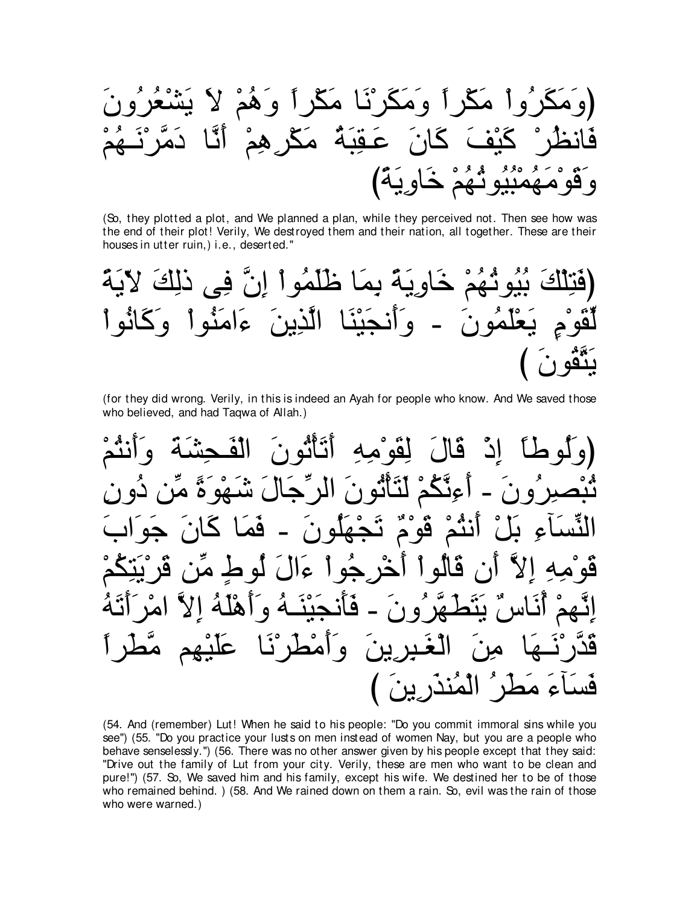(وَمَكَرُواْ مَكْراً وَمَكَرْنَا مَكْراً وَهُمْ لاَ يَشْعُرُونَ فَانظُرْ كَيْفَ كَانَ عَـقِبَةُ مَكْرِهِمْ أَنَّا دَمَّرْنَـهُمْ وَقَوْمَهُمْبُيُوتُهُمْ خَاوِيَةً)

(So, they plotted a plot, and We planned a plan, while they perceived not. Then see how was the end of their plot! Verily, We destroyed them and their nation, all together. These are their houses in utter ruin,) i.e., deserted."

(فَتِلْكَ بُيُوتُهُمْ خَاوِيَةً بِمَا ظَلَمُواْ إِنَّ فِى ذلِكَ لآيَةً لِّقَوْمٍ يَعْلَمُونَ - وَأَنجَيْنَا الَّذِينَ ءَامَنُواْ وَكَانُواْ يَتَّقُونَ )

(for they did wrong. Verily, in this is indeed an Ayah for people who know. And We saved those who believed, and had Taqwa of Allah.)

(وَلُوطاً إِذْ قَالَ لِقَوْمِهِ أَتَأْتُونَ الْفَـحِشَةَ وَأَنتُمْ تُبْصِرُونَ - أَءِنَّكُمْ لَتَأْتُونَ الرِّجَالَ شَهْوَةً مِّن دُونِ النِّسَآءِ بَلْ أَنتُمْ قَوْمٌ تَجْهَلُونَ - فَمَا كَانَ جَوَابَ قَوْمِهِ إِلاَّ أَن قَالُواْ أَخْرِجُواْ ءَالَ لُوطٍ مِّن قَرْيَتِكُمْ إِنَّهُمْ أُنَاسٌ يَتَطَهَّرُونَ - فَأَنجَيْنَـهُ وَأَهْلَهُ إِلاَّ امْرَأَتَهُ قَدَّرْنَـهَا مِنَ الْغَـبِرِينَ وَأَمْطَرْنَا عَلَيْهِم مَّطَراً فَسَآءَ مَطَرُ الْمُنذَرِينَ )

(54. And (remember) Lut! When he said to his people: "Do you commit immoral sins while you see") (55. "Do you practice your lusts on men instead of women Nay, but you are a people who behave senselessly.") (56. There was no other answer given by his people except that they said: "Drive out the family of Lut from your city. Verily, these are men who want to be clean and pure!") (57. So, We saved him and his family, except his wife. We destined her to be of those who remained behind. ) (58. And We rained down on them a rain. So, evil was the rain of those who were warned.)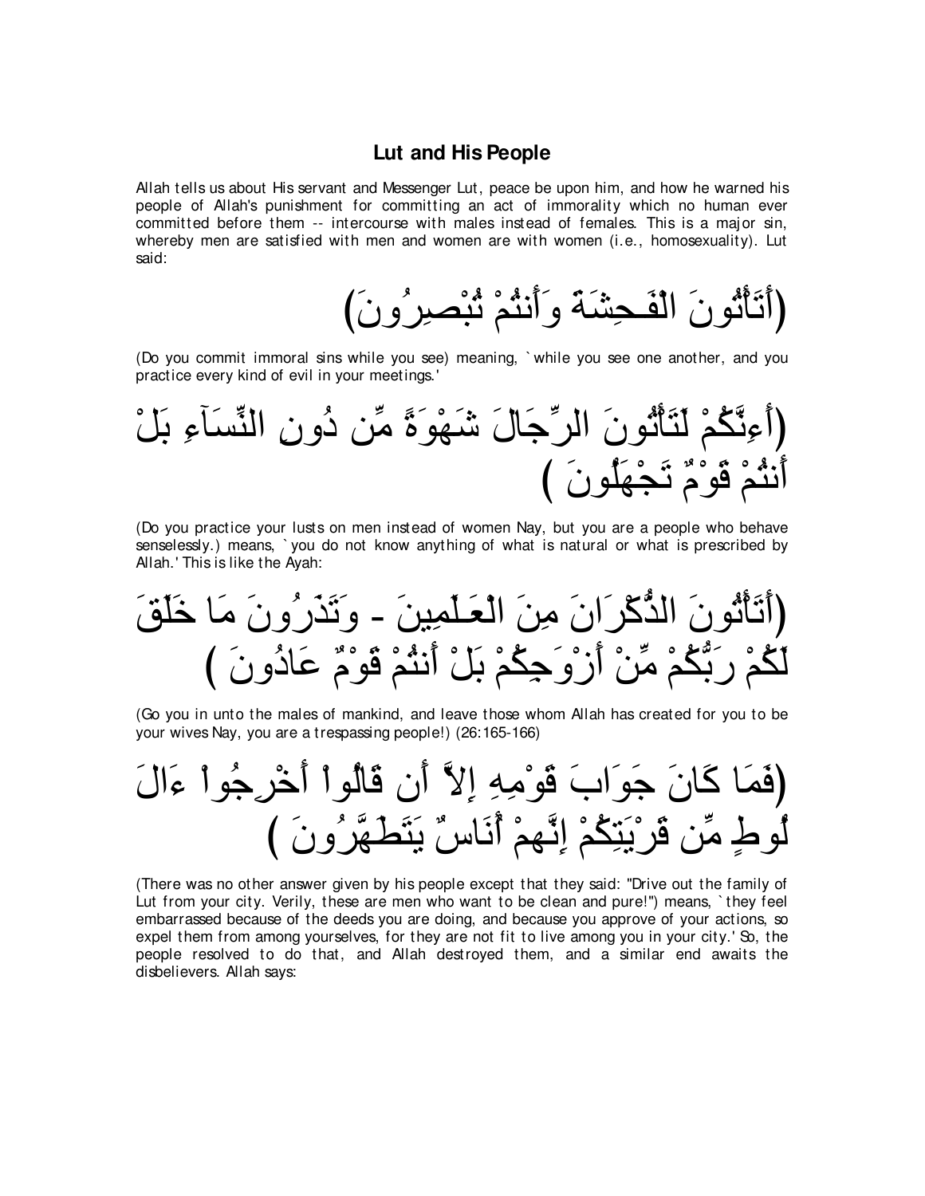## Lut and His People

Allah tells us about His servant and Messenger Lut, peace be upon him, and how he warned his people of Allah's punishment for committing an act of immorality which no human ever committed before them -- intercourse with males instead of females. This is a major sin, whereby men are satisfied with men and women are with women (i.e., homosexuality). Lut said:

(أَتَأْتُونَ الْفَـحِشَةَ وَأَنتُمْ تُبْصِرُونَ)

(Do you commit immoral sins while you see) meaning, `while you see one another, and you practice every kind of evil in your meetings.'

(أَءِنَّكُمْ لَتَأْتُونَ الرِّجَالَ شَهْوَةً مِّن دُونِ النِّسَآءِ بَلْ أَنتُمْ قَوْمٌ تَجْهَلُونَ )

(Do you practice your lusts on men instead of women Nay, but you are a people who behave senselessly.) means, `you do not know anything of what is natural or what is prescribed by Allah.' This is like the Ayah:

(أَتَأْتُونَ الذُّكْرَانَ مِنَ الْعَـلَمِينَ - وَتَذَرُونَ مَا خَلَقَ لَكُمْ رَبُّكُمْ مِّنْ أَزْوَجِكُم بَلْ أَنتُمْ قَوْمٌ عَادُونَ )

(Go you in unto the males of mankind, and leave those whom Allah has created for you to be your wives Nay, you are a trespassing people!) (26:165-166)

(فَمَا كَانَ جَوَابَ قَوْمِهِ إِلاَّ أَن قَالُواْ أَخْرِجُواْ ءَالَ لُوطٍ مِّن قَرْيَتِكُمْ إِنَّهمْ أُنَاسٌ يَتَطَهَّرُونَ )

(There was no other answer given by his people except that they said: "Drive out the family of Lut from your city. Verily, these are men who want to be clean and pure!") means, `they feel embarrassed because of the deeds you are doing, and because you approve of your actions, so expel them from among yourselves, for they are not fit to live among you in your city.' So, the people resolved to do that, and Allah destroyed them, and a similar end awaits the disbelievers. Allah says: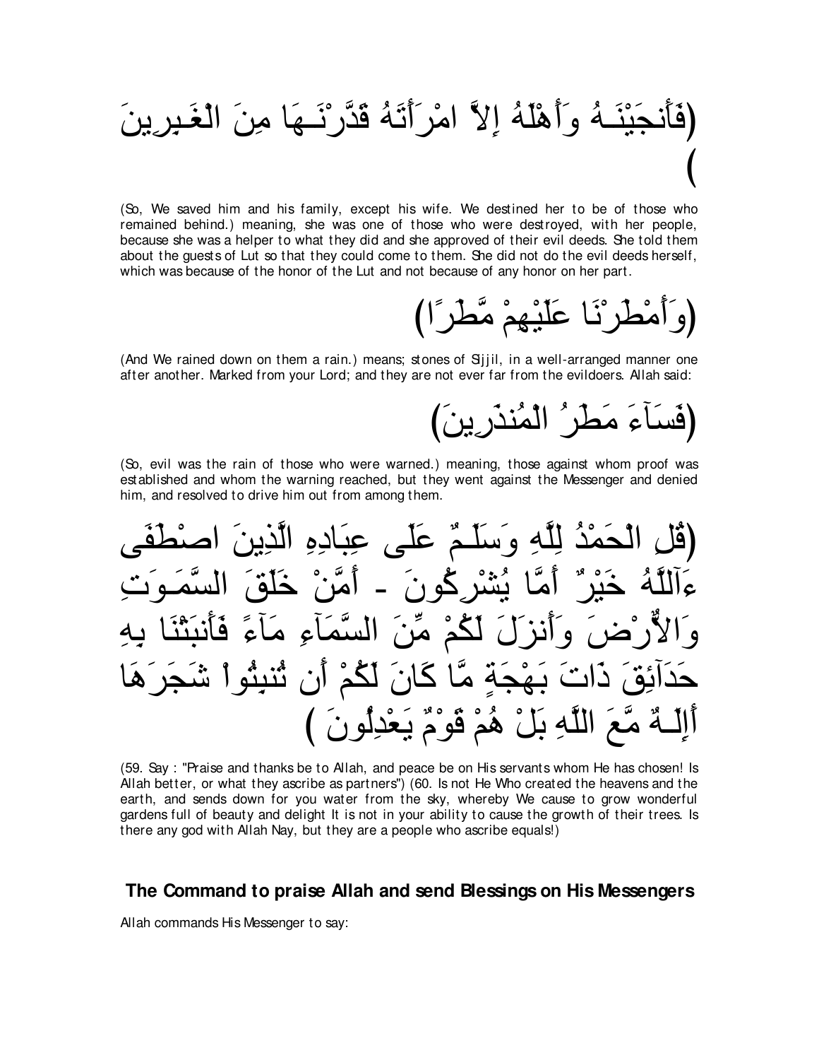(فَأَنجَيْنَـهُ وَأَهْلَهُ إِلاَّ امْرَأَتَهُ قَدَّرْنَـهَا مِنَ الْغَـبِرِينَ)

(So, We saved him and his family, except his wife. We destined her to be of those who remained behind.) meaning, she was one of those who were destroyed, with her people, because she was a helper to what they did and she approved of their evil deeds. She told them about the guests of Lut so that they could come to them. She did not do the evil deeds herself, which was because of the honor of the Lut and not because of any honor on her part.

(وَأَمْطَرْنَا عَلَيْهِمْ مَّطَرًا)

(And We rained down on them a rain.) means; stones of Sijjil, in a well-arranged manner one after another. Marked from your Lord; and they are not ever far from the evildoers. Allah said:

(فَسَآءَ مَطَرُ الْمُنذَرِينَ)

(So, evil was the rain of those who were warned.) meaning, those against whom proof was established and whom the warning reached, but they went against the Messenger and denied him, and resolved to drive him out from among them.

(قُلِ الْحَمْدُ لِلَّهِ وَسَلَـمٌ عَلَى عِبَادِهِ الَّذِينَ اصْطَفَى ءَآللَّهُ خَيْرٌ أَمَّا يُشْرِكُونَ - أَمَّنْ خَلَقَ السَّمَـوَتِ وَالاٌّرْضَ وَأَنزَلَ لَكُمْ مِّنَ السَّمَآءِ مَآءً فَأَنبَتْنَا بِهِ حَدَآئِقَ ذَاتَ بَهْجَةٍ مَّا كَانَ لَكُمْ أَن تُنبِتُواْ شَجَرَهَا أَإِلَـهٌ مَّعَ اللَّهِ بَلْ هُمْ قَوْمٌ يَعْدِلُونَ )

(59. Say : "Praise and thanks be to Allah, and peace be on His servants whom He has chosen! Is Allah better, or what they ascribe as partners") (60. Is not He Who created the heavens and the earth, and sends down for you water from the sky, whereby We cause to grow wonderful gardens full of beauty and delight It is not in your ability to cause the growth of their trees. Is there any god with Allah Nay, but they are a people who ascribe equals!)

## The Command to praise Allah and send Blessings on His Messengers

Allah commands His Messenger to say: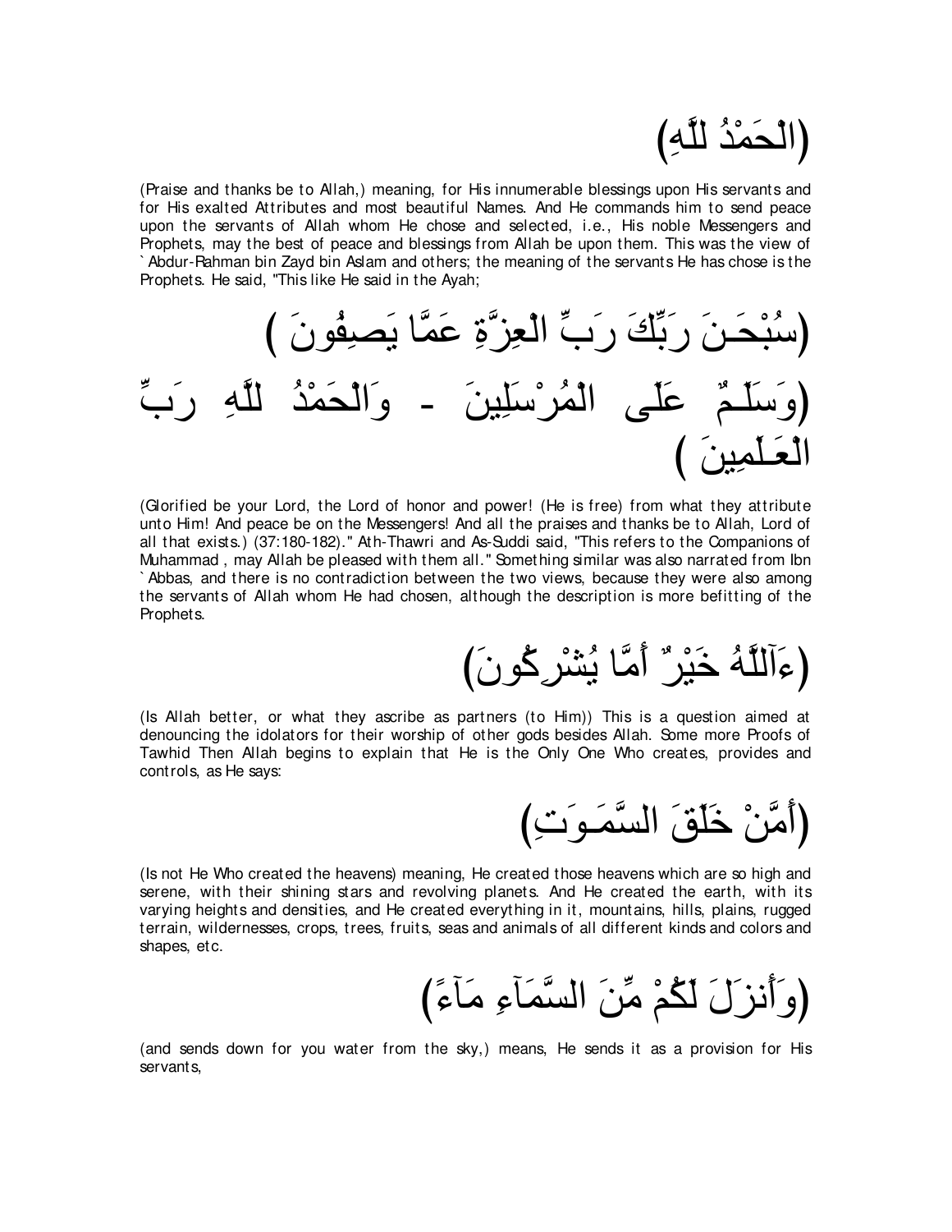(الْحَمْدُ للَّهِ)

(Praise and thanks be to Allah,) meaning, for His innumerable blessings upon His servants and for His exalted Attributes and most beautiful Names. And He commands him to send peace upon the servants of Allah whom He chose and selected, i.e., His noble Messengers and Prophets, may the best of peace and blessings from Allah be upon them. This was the view of `Abdur-Rahman bin Zayd bin Aslam and others; the meaning of the servants He has chose is the Prophets. He said, "This like He said in the Ayah;

(سُبْحَـنَ رَبِّكَ رَبِّ الْعِزَّةِ عَمَّا يَصِفُونَ )

(وَسَلَـمٌ عَلَى الْمُرْسَلِينَ - وَالْحَمْدُ للَّهِ رَبِّ الْعَـلَمِينَ )

(Glorified be your Lord, the Lord of honor and power! (He is free) from what they attribute unto Him! And peace be on the Messengers! And all the praises and thanks be to Allah, Lord of all that exists.) (37:180-182)." Ath-Thawri and As-Suddi said, "This refers to the Companions of Muhammad , may Allah be pleased with them all." Something similar was also narrated from Ibn `Abbas, and there is no contradiction between the two views, because they were also among the servants of Allah whom He had chosen, although the description is more befitting of the Prophets.

(ءَآللَّهُ خَيْرٌ أَمَّا يُشْرِكُونَ)

(Is Allah better, or what they ascribe as partners (to Him)) This is a question aimed at denouncing the idolators for their worship of other gods besides Allah. Some more Proofs of Tawhid Then Allah begins to explain that He is the Only One Who creates, provides and controls, as He says:

(أَمَّنْ خَلَقَ السَّمَـوَتِ)

(Is not He Who created the heavens) meaning, He created those heavens which are so high and serene, with their shining stars and revolving planets. And He created the earth, with its varying heights and densities, and He created everything in it, mountains, hills, plains, rugged terrain, wildernesses, crops, trees, fruits, seas and animals of all different kinds and colors and shapes, etc.

(وَأَنزَلَ لَكُمْ مِّنَ السَّمَآءِ مَآءً)

(and sends down for you water from the sky,) means, He sends it as a provision for His servants,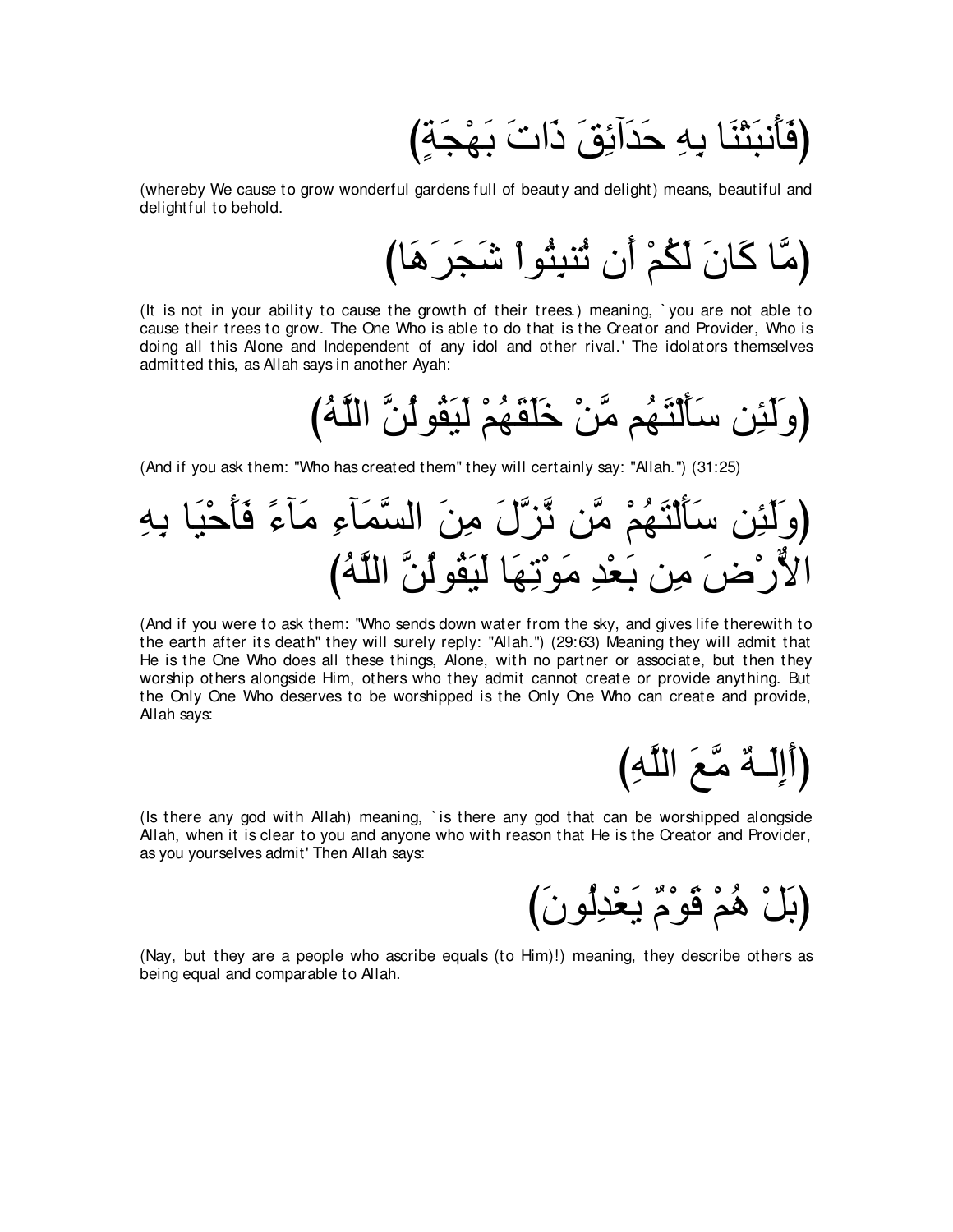(فَأَنبَتْنَا بِهِ حَدَآئِقَ ذَاتَ بَهْجَةٍ)

(whereby We cause to grow wonderful gardens full of beauty and delight) means, beautiful and delightful to behold.

(مَّا كَانَ لَكُمْ أَن تُنبِتُواْ شَجَرَهَا)

(It is not in your ability to cause the growth of their trees.) meaning, `you are not able to cause their trees to grow. The One Who is able to do that is the Creator and Provider, Who is doing all this Alone and Independent of any idol and other rival.' The idolators themselves admitted this, as Allah says in another Ayah:

(وَلَئِن سَأَلْتَهُم مَّنْ خَلَقَهُمْ لَيَقُولُنَّ اللَّهُ)

(And if you ask them: "Who has created them" they will certainly say: "Allah.") (31:25)

(وَلَئِن سَأَلْتَهُمْ مَّن نَّزَّلَ مِنَ السَّمَآءِ مَآءً فَأَحْيَا بِهِ الاٌّرْضَ مِن بَعْدِ مَوْتِهَا لَيَقُولُنَّ اللَّهُ)

(And if you were to ask them: "Who sends down water from the sky, and gives life therewith to the earth after its death" they will surely reply: "Allah.") (29:63) Meaning they will admit that He is the One Who does all these things, Alone, with no partner or associate, but then they worship others alongside Him, others who they admit cannot create or provide anything. But the Only One Who deserves to be worshipped is the Only One Who can create and provide, Allah says:

(أَإِلَـهٌ مَّعَ اللَّهِ)

(Is there any god with Allah) meaning, `is there any god that can be worshipped alongside Allah, when it is clear to you and anyone who with reason that He is the Creator and Provider, as you yourselves admit' Then Allah says:

(بَلْ هُمْ قَوْمٌ يَعْدِلُونَ)

(Nay, but they are a people who ascribe equals (to Him)!) meaning, they describe others as being equal and comparable to Allah.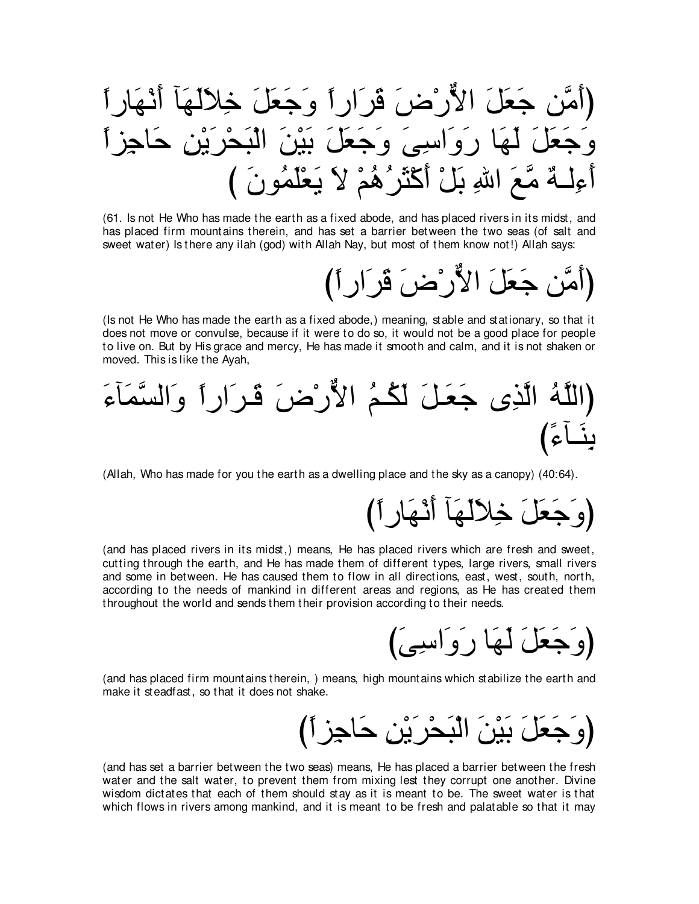(أَمَّن جَعَلَ الاٌّرْضَ قَرَاراً وَجَعَلَ خِلاَلَهَآ أَنْهَاراً وَجَعَلَ لَهَا رَوَاسِىَ وَجَعَلَ بَيْنَ الْبَحْرَيْنِ حَاجِزاً أَءِلَـهٌ مَّعَ اللهِ بَلْ أَكْثَرُهُمْ لاَ يَعْلَمُونَ )

(61. Is not He Who has made the earth as a fixed abode, and has placed rivers in its midst, and has placed firm mountains therein, and has set a barrier between the two seas (of salt and sweet water) Is there any ilah (god) with Allah Nay, but most of them know not!) Allah says:

(أَمَّن جَعَلَ الاٌّرْضَ قَرَاراً)

(Is not He Who has made the earth as a fixed abode,) meaning, stable and stationary, so that it does not move or convulse, because if it were to do so, it would not be a good place for people to live on. But by His grace and mercy, He has made it smooth and calm, and it is not shaken or moved. This is like the Ayah,

(اللَّهُ الَّذِى جَعَلَ لَكُمُ الاٌّرْضَ قَـرَاراً وَالسَّمَآءَ بِنَـآءً)

(Allah, Who has made for you the earth as a dwelling place and the sky as a canopy) (40:64).

(وَجَعَلَ خِلاَلَهَآ أَنْهَاراً)

(and has placed rivers in its midst,) means, He has placed rivers which are fresh and sweet, cutting through the earth, and He has made them of different types, large rivers, small rivers and some in between. He has caused them to flow in all directions, east, west, south, north, according to the needs of mankind in different areas and regions, as He has created them throughout the world and sends them their provision according to their needs.

(وَجَعَلَ لَهَا رَوَاسِىَ)

(and has placed firm mountains therein, ) means, high mountains which stabilize the earth and make it steadfast, so that it does not shake.

(وَجَعَلَ بَيْنَ الْبَحْرَيْنِ حَاجِزاً)

(and has set a barrier between the two seas) means, He has placed a barrier between the fresh water and the salt water, to prevent them from mixing lest they corrupt one another. Divine wisdom dictates that each of them should stay as it is meant to be. The sweet water is that which flows in rivers among mankind, and it is meant to be fresh and palatable so that it may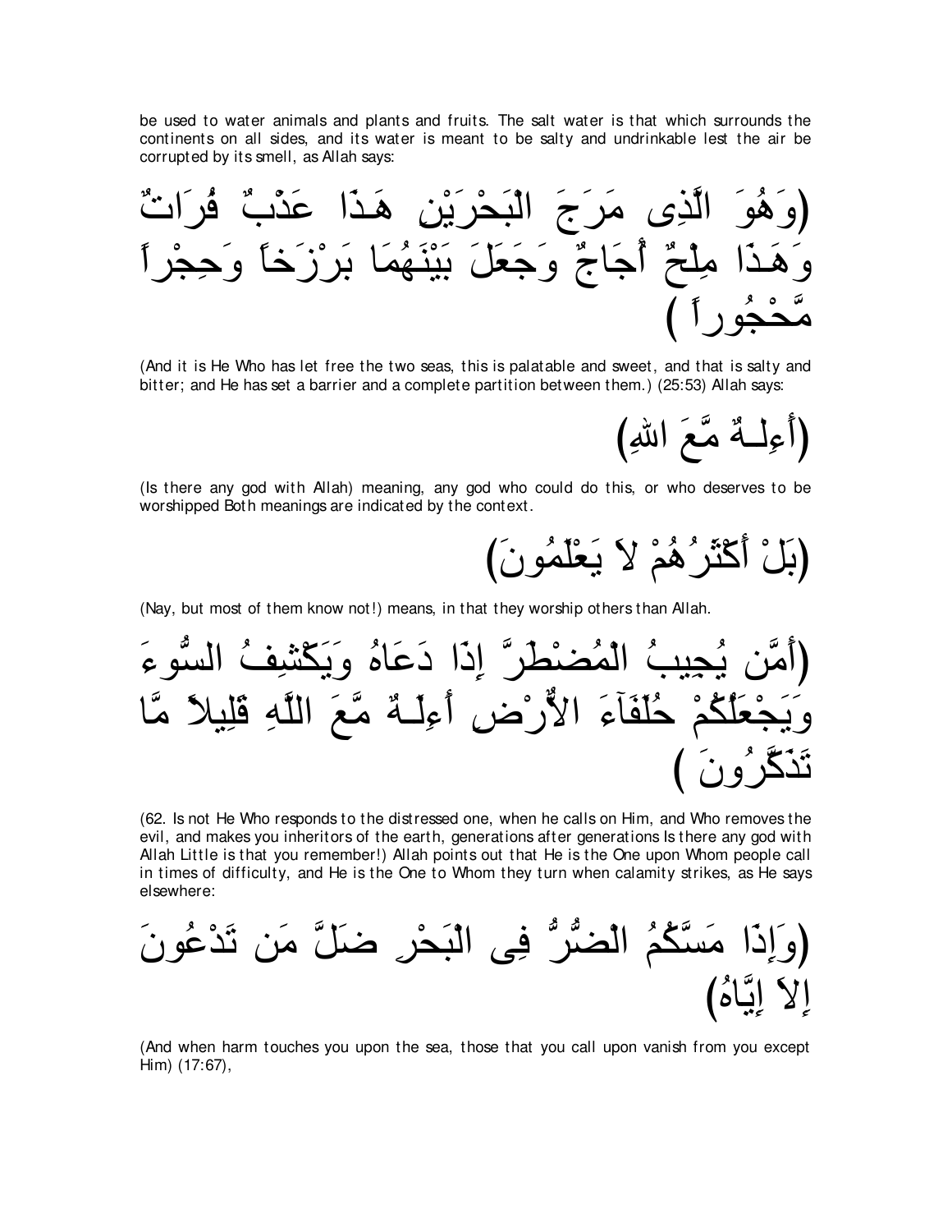be used to water animals and plants and fruits. The salt water is that which surrounds the continents on all sides, and its water is meant to be salty and undrinkable lest the air be corrupted by its smell, as Allah says:

(وَهُوَ الَّذِى مَرَجَ الْبَحْرَيْنِ هَـذَا عَذْبٌ فُرَاتٌ وَهَـذَا مِلْحٌ أُجَاجٌ وَجَعَلَ بَيْنَهُمَا بَرْزَخاً وَحِجْراً مَّحْجُوراً )

(And it is He Who has let free the two seas, this is palatable and sweet, and that is salty and bitter; and He has set a barrier and a complete partition between them.) (25:53) Allah says:

(أَءِلَـهٌ مَّعَ اللَّهِ)

(Is there any god with Allah) meaning, any god who could do this, or who deserves to be worshipped Both meanings are indicated by the context.

(بَلْ أَكْثَرُهُمْ لاَ يَعْلَمُونَ)

(Nay, but most of them know not!) means, in that they worship others than Allah.

(أَمَّن يُجِيبُ الْمُضْطَرَّ إِذَا دَعَاهُ وَيَكْشِفُ السُّوءَ وَيَجْعَلُكُمْ خُلَفَآءَ الاٌّرْضِ أَءِلَـهٌ مَّعَ اللَّهِ قَلِيلاً مَّا تَذَكَّرُونَ )

(62. Is not He Who responds to the distressed one, when he calls on Him, and Who removes the evil, and makes you inheritors of the earth, generations after generations Is there any god with Allah Little is that you remember!) Allah points out that He is the One upon Whom people call in times of difficulty, and He is the One to Whom they turn when calamity strikes, as He says elsewhere:

(وَإِذَا مَسَّكُمُ الْضُّرُّ فِى الْبَحْرِ ضَلَّ مَن تَدْعُونَ إِلاَ إِيَّاهُ)

(And when harm touches you upon the sea, those that you call upon vanish from you except Him) (17:67),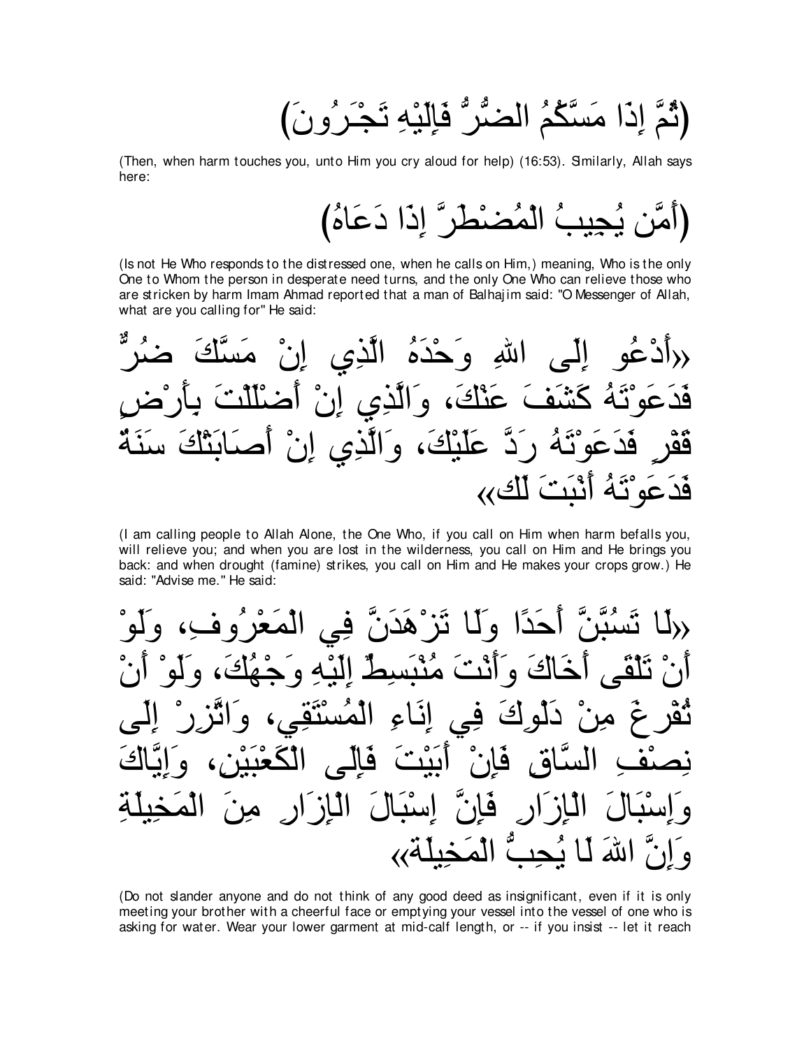(ثُمَّ إِذَا مَسَّكُمُ الضُّرُّ فَإِلَيْهِ تَجْـرُونَ)

(Then, when harm touches you, unto Him you cry aloud for help) (16:53). Similarly, Allah says here:

(أَمَّن يُجِيبُ الْمُضْطَرَّ إِذَا دَعَاهُ)

(Is not He Who responds to the distressed one, when he calls on Him,) meaning, Who is the only One to Whom the person in desperate need turns, and the only One Who can relieve those who are stricken by harm Imam Ahmad reported that a man of Balhajim said: "O Messenger of Allah, what are you calling for" He said:

«أَدْعُو إِلَى اللهِ وَحْدَهُ الَّذِي إِنْ مَسَّكَ ضُرٌّ فَدَعَوْتَهُ كَشَفَ عَنْكَ، وَالَّذِي إِنْ أَضْلَلْتَ بِأَرْضٍ قَفْرٍ فَدَعَوْتَهُ رَدَّ عَلَيْكَ، وَالَّذِي إِنْ أَصَابَتْكَ سَنَةٌ فَدَعَوْتَهُ أَنْبَتَ لَك»

(I am calling people to Allah Alone, the One Who, if you call on Him when harm befalls you, will relieve you; and when you are lost in the wilderness, you call on Him and He brings you back: and when drought (famine) strikes, you call on Him and He makes your crops grow.) He said: "Advise me." He said:

«لَا تَسُبَّنَّ أَحَدًا وَلَا تَزْهَدَنَّ فِي الْمَعْرُوفِ، وَلَوْ أَنْ تَلْقَى أَخَاكَ وَأَنْتَ مُنْبَسِطٌ إِلَيْهِ وَجْهُكَ، وَلَوْ أَنْ تُفْرِغَ مِنْ دَلْوِكَ فِي إِنَاءِ الْمُسْتَقِي، وَاتَّزِرْ إِلَى نِصْفِ السَّاقِ فَإِنْ أَبَيْتَ فَإِلَى الْكَعْبَيْنِ، وَإِيَّاكَ وَإِسْبَالَ الْإِزَارِ فَإِنَّ إِسْبَالَ الْإِزَارِ مِنَ الْمَخِيلَةِ وَإِنَّ اللهَ لَا يُحِبُّ الْمَخِيلَة»

(Do not slander anyone and do not think of any good deed as insignificant, even if it is only meeting your brother with a cheerful face or emptying your vessel into the vessel of one who is asking for water. Wear your lower garment at mid-calf length, or -- if you insist -- let it reach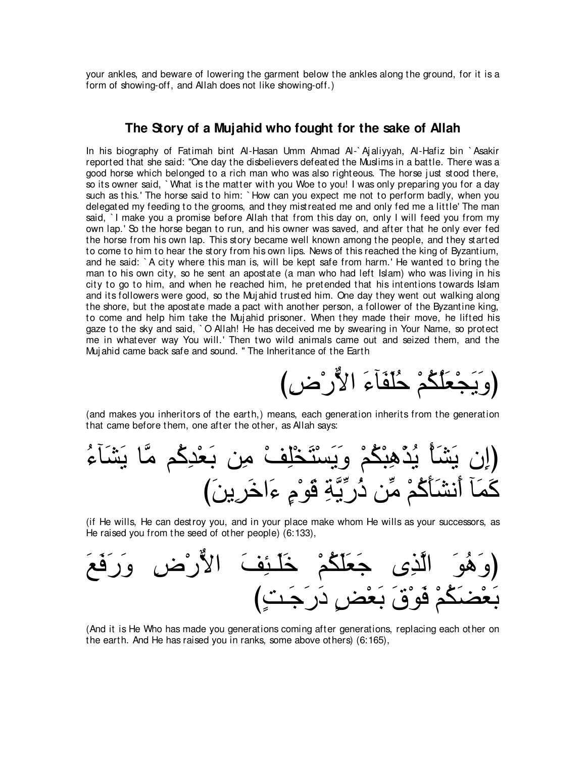your ankles, and beware of lowering the garment below the ankles along the ground, for it is a form of showing-off, and Allah does not like showing-off.)

## The Story of a Mujahid who fought for the sake of Allah

In his biography of Fatimah bint Al-Hasan Umm Ahmad Al-`Ajaliyyah, Al-Hafiz bin `Asakir reported that she said: "One day the disbelievers defeated the Muslims in a battle. There was a good horse which belonged to a rich man who was also righteous. The horse just stood there, so its owner said, `What is the matter with you Woe to you! I was only preparing you for a day such as this.' The horse said to him: `How can you expect me not to perform badly, when you delegated my feeding to the grooms, and they mistreated me and only fed me a little' The man said, `I make you a promise before Allah that from this day on, only I will feed you from my own lap.' So the horse began to run, and his owner was saved, and after that he only ever fed the horse from his own lap. This story became well known among the people, and they started to come to him to hear the story from his own lips. News of this reached the king of Byzantium, and he said: `A city where this man is, will be kept safe from harm.' He wanted to bring the man to his own city, so he sent an apostate (a man who had left Islam) who was living in his city to go to him, and when he reached him, he pretended that his intentions towards Islam and its followers were good, so the Mujahid trusted him. One day they went out walking along the shore, but the apostate made a pact with another person, a follower of the Byzantine king, to come and help him take the Mujahid prisoner. When they made their move, he lifted his gaze to the sky and said, `O Allah! He has deceived me by swearing in Your Name, so protect me in whatever way You will.' Then two wild animals came out and seized them, and the Mujahid came back safe and sound. " The Inheritance of the Earth

(وَيَجْعَلُكُمْ خُلَفَآءَ الأَرْضِ)

(and makes you inheritors of the earth,) means, each generation inherits from the generation that came before them, one after the other, as Allah says:

(إِن يَشَأْ يُذْهِبْكُمْ وَيَسْتَخْلِفْ مِن بَعْدِكُم مَّا يَشَآءُ كَمَآ أَنشَأَكُمْ مِّن ذُرِّيَّةِ قَوْمٍ ءَاخَرِينَ)

(if He wills, He can destroy you, and in your place make whom He wills as your successors, as He raised you from the seed of other people) (6:133),

(وَهُوَ الَّذِى جَعَلَكُمْ خَلَـئِفَ الأَرْضِ وَرَفَعَ بَعْضَكُمْ فَوْقَ بَعْضٍ دَرَجَـتٍ)

(And it is He Who has made you generations coming after generations, replacing each other on the earth. And He has raised you in ranks, some above others) (6:165),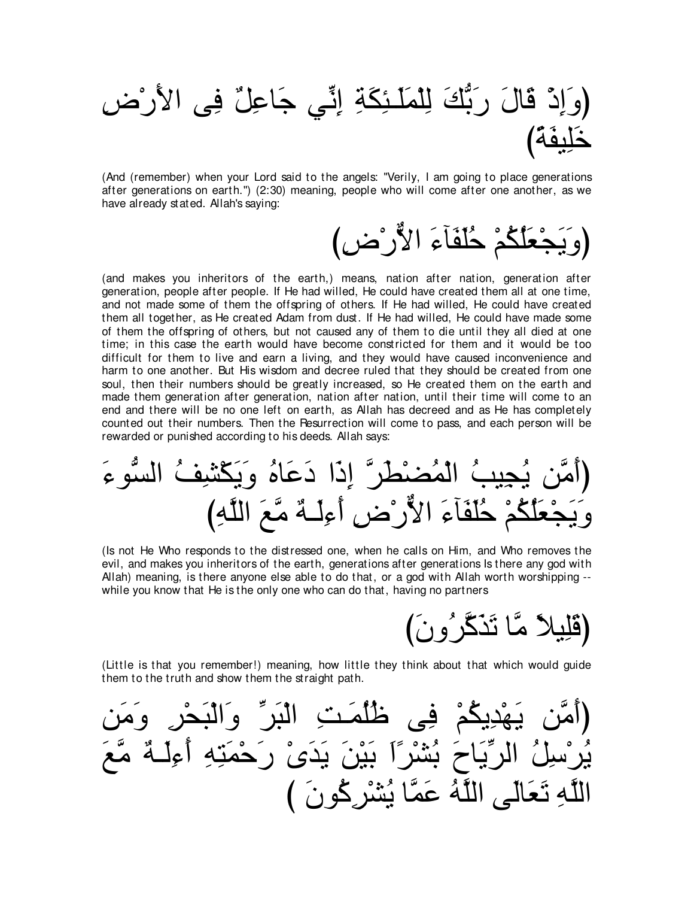(وَإِذْ قَالَ رَبُّكَ لِلْمَلَـئِكَةِ إِنِّي جَاعِلٌ فِى الأَرْضِ خَلِيفَةً)

(And (remember) when your Lord said to the angels: "Verily, I am going to place generations after generations on earth.") (2:30) meaning, people who will come after one another, as we have already stated. Allah's saying:

(وَيَجْعَلُكُمْ خُلَفَآءَ الاٌّرْضِ)

(and makes you inheritors of the earth,) means, nation after nation, generation after generation, people after people. If He had willed, He could have created them all at one time, and not made some of them the offspring of others. If He had willed, He could have created them all together, as He created Adam from dust. If He had willed, He could have made some of them the offspring of others, but not caused any of them to die until they all died at one time; in this case the earth would have become constricted for them and it would be too difficult for them to live and earn a living, and they would have caused inconvenience and harm to one another. But His wisdom and decree ruled that they should be created from one soul, then their numbers should be greatly increased, so He created them on the earth and made them generation after generation, nation after nation, until their time will come to an end and there will be no one left on earth, as Allah has decreed and as He has completely counted out their numbers. Then the Resurrection will come to pass, and each person will be rewarded or punished according to his deeds. Allah says:

(أَمَّن يُجِيبُ الْمُضْطَرَّ إِذَا دَعَاهُ وَيَكْشِفُ السُّوءَ وَيَجْعَلُكُمْ خُلَفَآءَ الاٌّرْضِ أَءِلَـهٌ مَّعَ اللَّهِ)

(Is not He Who responds to the distressed one, when he calls on Him, and Who removes the evil, and makes you inheritors of the earth, generations after generations Is there any god with Allah) meaning, is there anyone else able to do that, or a god with Allah worth worshipping -- while you know that He is the only one who can do that, having no partners

(قَلِيلاً مَّا تَذَكَّرُونَ)

(Little is that you remember!) meaning, how little they think about that which would guide them to the truth and show them the straight path.

(أَمَّن يَهْدِيكُمْ فِى ظُلُمَـتِ الْبَرِّ وَالْبَحْرِ وَمَن يُرْسِلُ الرِّيَاحَ بُشْرًاَ بَيْنَ يَدَىْ رَحْمَتِهِ أَءِلَـهٌ مَّعَ اللَّهِ تَعَالَى اللَّهُ عَمَّا يُشْرِكُونَ )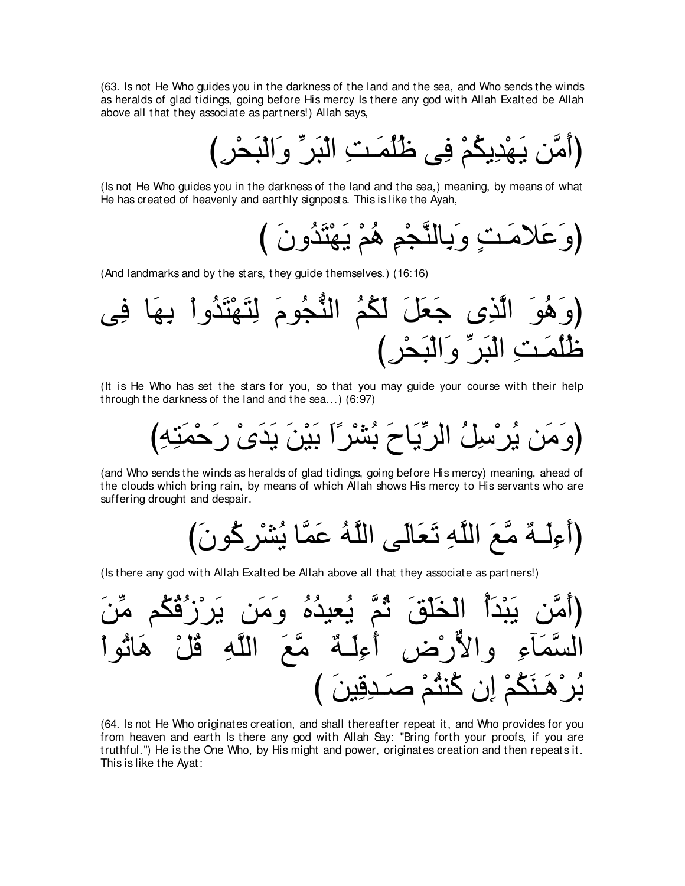(63. Is not He Who guides you in the darkness of the land and the sea, and Who sends the winds as heralds of glad tidings, going before His mercy Is there any god with Allah Exalted be Allah above all that they associate as partners!) Allah says,

(أَمَّن يَهْدِيكُمْ فِى ظُلُمَـتِ الْبَرِّ وَالْبَحْرِ)

(Is not He Who guides you in the darkness of the land and the sea,) meaning, by means of what He has created of heavenly and earthly signposts. This is like the Ayah,

(وَعَلامَـتٍ وَبِالنَّجْمِ هُمْ يَهْتَدُونَ )

(And landmarks and by the stars, they guide themselves.) (16:16)

(وَهُوَ الَّذِى جَعَلَ لَكُمُ النُّجُومَ لِتَهْتَدُواْ بِهَا فِى ظُلُمَـتِ الْبَرِّ وَالْبَحْرِ)

(It is He Who has set the stars for you, so that you may guide your course with their help through the darkness of the land and the sea...) (6:97)

(وَمَن يُرْسِلُ الرِّيَاحَ بُشْرًاَ بَيْنَ يَدَىْ رَحْمَتِهِ)

(and Who sends the winds as heralds of glad tidings, going before His mercy) meaning, ahead of the clouds which bring rain, by means of which Allah shows His mercy to His servants who are suffering drought and despair.

(أَءِلَـهٌ مَّعَ اللَّهِ تَعَالَى اللَّهُ عَمَّا يُشْرِكُونَ)

(Is there any god with Allah Exalted be Allah above all that they associate as partners!)

(أَمَّن يَبْدَأُ الْخَلْقَ ثُمَّ يُعيدُهُ وَمَن يَرْزُقُكُم مِّنَ السَّمَآءِ والأَرْضِ أَءِلَـهٌ مَّعَ اللَّهِ قُلْ هَاتُواْ بُرْهَـنَكُمْ إِن كُنتُمْ صَـدِقِينَ )

(64. Is not He Who originates creation, and shall thereafter repeat it, and Who provides for you from heaven and earth Is there any god with Allah Say: "Bring forth your proofs, if you are truthful.") He is the One Who, by His might and power, originates creation and then repeats it. This is like the Ayat: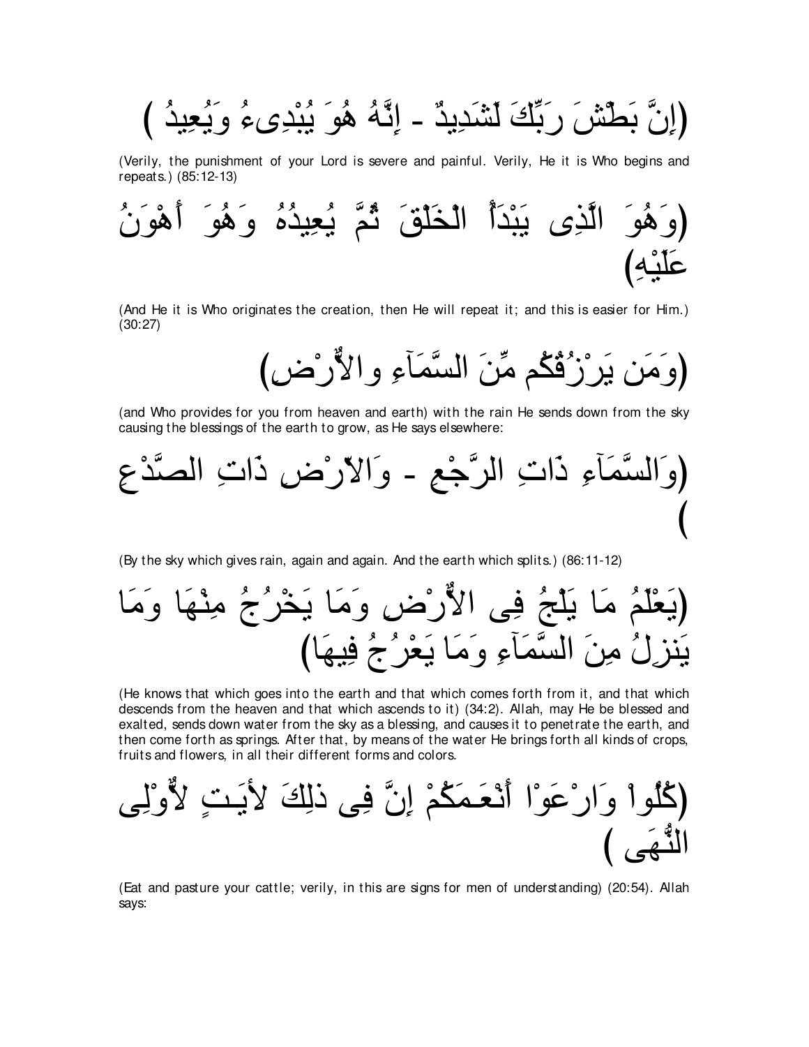(إِنَّ بَطْشَ رَبِّكَ لَشَدِيدٌ - إِنَّهُ هُوَ يُبْدِىءُ وَيُعِيدُ )

(Verily, the punishment of your Lord is severe and painful. Verily, He it is Who begins and repeats.) (85:12-13)

(وَهُوَ الَّذِى يَبْدَأُ الْخَلْقَ ثُمَّ يُعِيدُهُ وَهُوَ أَهْوَنُ عَلَيْهِ)

(And He it is Who originates the creation, then He will repeat it; and this is easier for Him.) (30:27)

(وَمَن يَرْزُقُكُم مِّنَ السَّمَآءِ والأَرْضِ)

(and Who provides for you from heaven and earth) with the rain He sends down from the sky causing the blessings of the earth to grow, as He says elsewhere:

(وَالسَّمَآءِ ذَاتِ الرَّجْعِ - وَالاٌّرْضِ ذَاتِ الصَّدْعِ )

(By the sky which gives rain, again and again. And the earth which splits.) (86:11-12)

(يَعْلَمُ مَا يَلْجُ فِى الأٌرْضِ وَمَا يَخْرُجُ مِنْهَا وَمَا يَنزِلُ مِنَ السَّمَآءِ وَمَا يَعْرُجُ فِيهَا)

(He knows that which goes into the earth and that which comes forth from it, and that which descends from the heaven and that which ascends to it) (34:2). Allah, may He be blessed and exalted, sends down water from the sky as a blessing, and causes it to penetrate the earth, and then come forth as springs. After that, by means of the water He brings forth all kinds of crops, fruits and flowers, in all their different forms and colors.

(كُلُواْ وَارْعَوْا أَنْعَـمَكُمْ إِنَّ فِى ذلِكَ لأيَـتٍ لاٌّوْلِى النُّهَى )

(Eat and pasture your cattle; verily, in this are signs for men of understanding) (20:54). Allah says: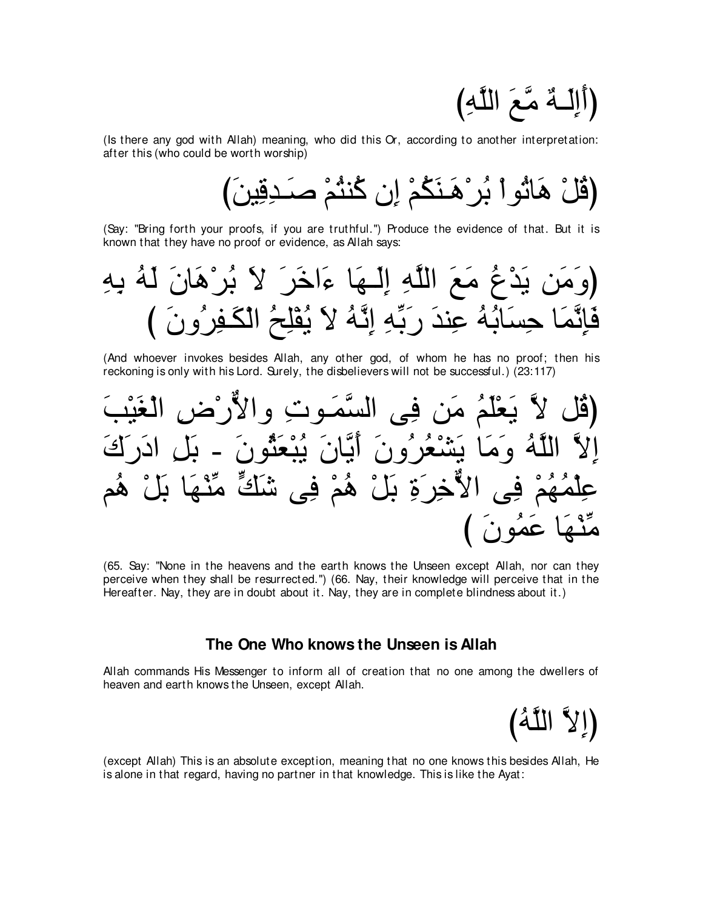(أَإِلَـهٌ مَّعَ اللَّهِ)

(Is there any god with Allah) meaning, who did this Or, according to another interpretation: after this (who could be worth worship)

(قُلْ هَاتُواْ بُرْهَـنَكُمْ إِن كُنتُمْ صَـدِقِينَ)

(Say: "Bring forth your proofs, if you are truthful.") Produce the evidence of that. But it is known that they have no proof or evidence, as Allah says:

(وَمَن يَدْعُ مَعَ اللَّهِ إِلَـهَا ءَاخَرَ لاَ بُرْهَانَ لَهُ بِهِ فَإِنَّمَا حِسَابُهُ عِندَ رَبِّهِ إِنَّهُ لاَ يُفْلِحُ الْكَـفِرُونَ )

(And whoever invokes besides Allah, any other god, of whom he has no proof; then his reckoning is only with his Lord. Surely, the disbelievers will not be successful.) (23:117)

(قُل لاَّ يَعْلَمُ مَن فِى السَّمَـوتِ والأٌّرْضِ الْغَيْبَ إِلاَّ اللَّهُ وَمَا يَشْعُرُونَ أَيَّانَ يُبْعَثُونَ - بَلِ ادرَكَ عِلْمُهُمْ فِى الاٌّخِرَةِ بَلْ هُمْ فِى شَكٍّ مِّنْهَا بَلْ هُم مِّنْهَا عَمُونَ )

(65. Say: "None in the heavens and the earth knows the Unseen except Allah, nor can they perceive when they shall be resurrected.") (66. Nay, their knowledge will perceive that in the Hereafter. Nay, they are in doubt about it. Nay, they are in complete blindness about it.)

### The One Who knows the Unseen is Allah

Allah commands His Messenger to inform all of creation that no one among the dwellers of heaven and earth knows the Unseen, except Allah.

(إِلاَّ اللَّهُ)

(except Allah) This is an absolute exception, meaning that no one knows this besides Allah, He is alone in that regard, having no partner in that knowledge. This is like the Ayat: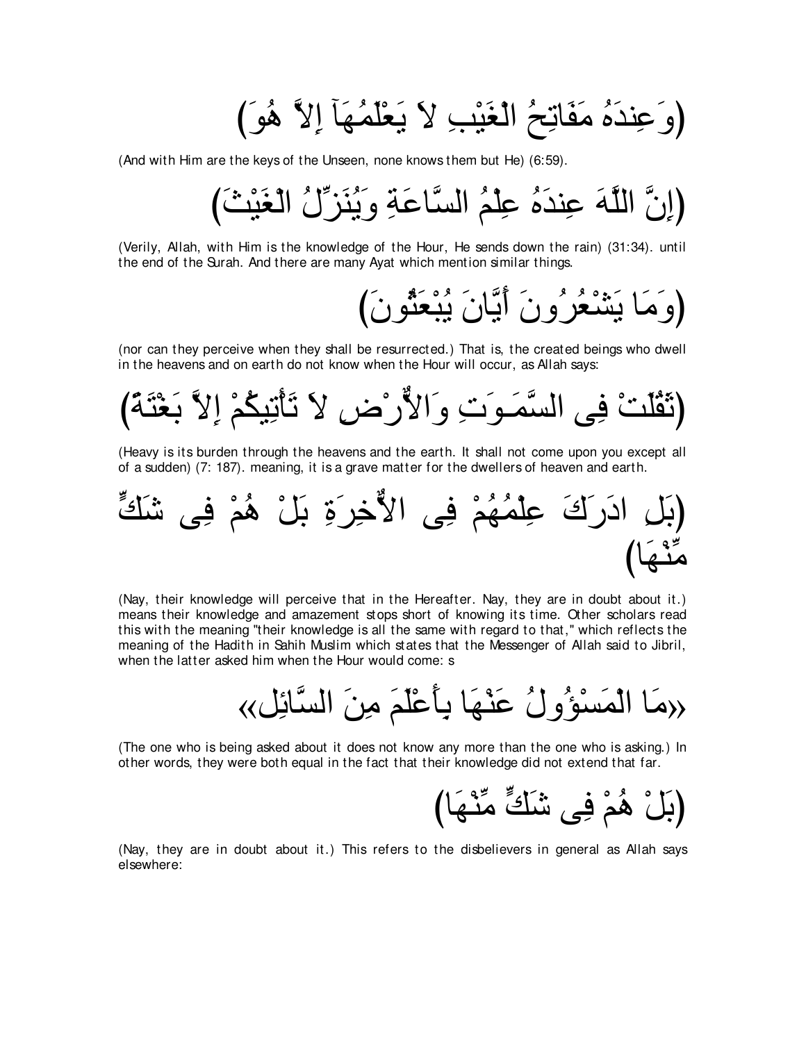(وَعِندَهُ مَفَاتِحُ الْغَيْبِ لاَ يَعْلَمُهَآ إِلاَّ هُوَ)

(And with Him are the keys of the Unseen, none knows them but He) (6:59).

(إِنَّ اللَّهَ عِندَهُ عِلْمُ السَّاعَةِ وَيُنَزِّلُ الْغَيْثَ)

(Verily, Allah, with Him is the knowledge of the Hour, He sends down the rain) (31:34). until the end of the Surah. And there are many Ayat which mention similar things.

(وَمَا يَشْعُرُونَ أَيَّانَ يُبْعَثُونَ)

(nor can they perceive when they shall be resurrected.) That is, the created beings who dwell in the heavens and on earth do not know when the Hour will occur, as Allah says:

(ثَقُلَتْ فِى السَّمَـوَتِ وَالاٌّرْضِ لاَ تَأْتِيكُمْ إِلاَّ بَغْتَةً)

(Heavy is its burden through the heavens and the earth. It shall not come upon you except all of a sudden) (7: 187). meaning, it is a grave matter for the dwellers of heaven and earth.

(بَلِ ادرَكَ عِلْمُهُمْ فِى الاٌّخِرَةِ بَلْ هُمْ فِى شَكٍّ مِّنْهَا)

(Nay, their knowledge will perceive that in the Hereafter. Nay, they are in doubt about it.) means their knowledge and amazement stops short of knowing its time. Other scholars read this with the meaning "their knowledge is all the same with regard to that," which reflects the meaning of the Hadith in Sahih Muslim which states that the Messenger of Allah said to Jibril, when the latter asked him when the Hour would come: s

«مَا الْمَسْؤُولُ عَنْهَا بِأَعْلَمَ مِنَ السَّائِلِ»

(The one who is being asked about it does not know any more than the one who is asking.) In other words, they were both equal in the fact that their knowledge did not extend that far.

(بَلْ هُمْ فِى شَكٍّ مِّنْهَا)

(Nay, they are in doubt about it.) This refers to the disbelievers in general as Allah says elsewhere: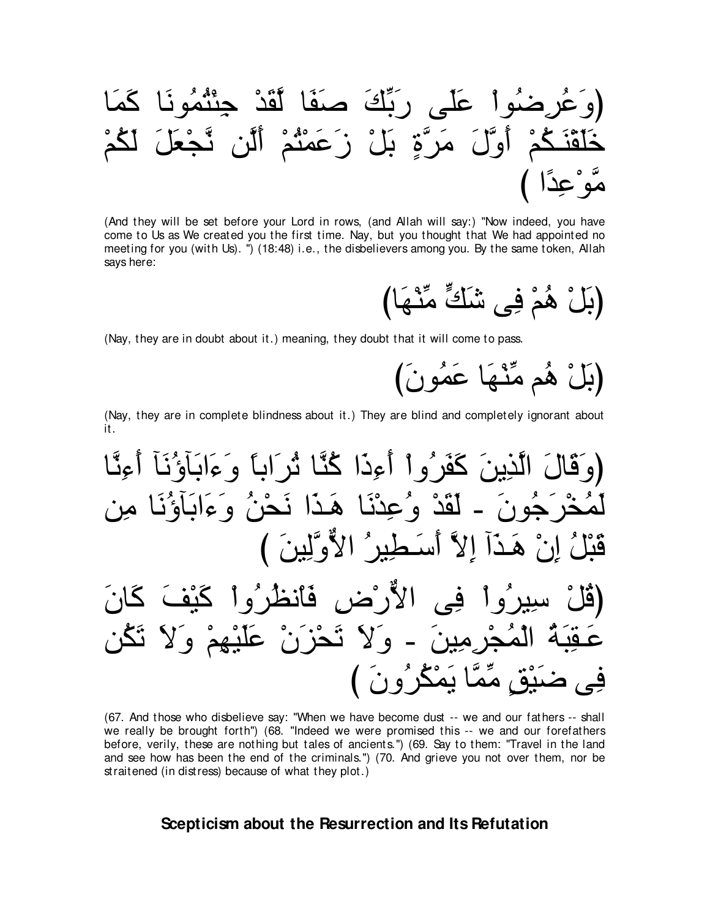(وَعُرِضُواْ عَلَى رَبِّكَ صَفَا لَّقَدْ جِئْتُمُونَا كَمَا خَلَقْنَـكُمْ أَوَّلَ مَرَّةٍ بَلْ زَعَمْتُمْ أَلَّن نَّجْعَلَ لَكُمْ مَّوْعِدًا )

(And they will be set before your Lord in rows, (and Allah will say:) "Now indeed, you have come to Us as We created you the first time. Nay, but you thought that We had appointed no meeting for you (with Us). ") (18:48) i.e., the disbelievers among you. By the same token, Allah says here:

(بَلْ هُمْ فِى شَكٍّ مِّنْهَا)

(Nay, they are in doubt about it.) meaning, they doubt that it will come to pass.

(بَلْ هُم مِّنْهَا عَمُونَ)

(Nay, they are in complete blindness about it.) They are blind and completely ignorant about it.

(وَقَالَ الَّذِينَ كَفَرُواْ أَءِذَا كُنَّا تُرَاباً وَءَابَآؤُنَآ أَءِنَّا لَمُخْرَجُونَ - لَقَدْ وُعِدْنَا هَـذَا نَحْنُ وَءَابَآؤُنَا مِن قَبْلُ إِنْ هَـذَآ إِلاَّ أَسَـطِيرُ الاٌّوَّلِينَ )

(قُلْ سِيرُواْ فِى الاٌّرْضِ فَانظُرُواْ كَيْفَ كَانَ عَـقِبَةُ الْمُجْرِمِينَ - وَلاَ تَحْزَنْ عَلَيْهِمْ وَلاَ تَكُن فِى ضَيْقٍ مِّمَّا يَمْكُرُونَ )

(67. And those who disbelieve say: "When we have become dust -- we and our fathers -- shall we really be brought forth") (68. "Indeed we were promised this -- we and our forefathers before, verily, these are nothing but tales of ancients.") (69. Say to them: "Travel in the land and see how has been the end of the criminals.") (70. And grieve you not over them, nor be straitened (in distress) because of what they plot.)

## Scepticism about the Resurrection and Its Refutation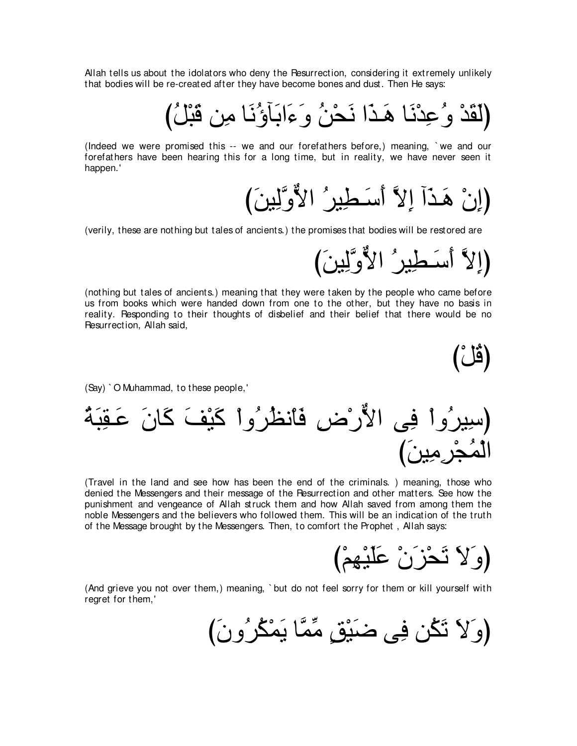Allah tells us about the idolators who deny the Resurrection, considering it extremely unlikely that bodies will be re-created after they have become bones and dust. Then He says:

(لَقَدْ وُعِدْنَا هَـذَا نَحْنُ وَءَابَآؤُنَا مِن قَبْلُ)

(Indeed we were promised this -- we and our forefathers before,) meaning, `we and our forefathers have been hearing this for a long time, but in reality, we have never seen it happen.'

(إِنْ هَـذَآ إِلاَّ أَسَـطِيرُ الاٌّوَّلِينَ)

(verily, these are nothing but tales of ancients.) the promises that bodies will be restored are

(إِلاَّ أَسَـطِيرُ الاٌّوَّلِينَ)

(nothing but tales of ancients.) meaning that they were taken by the people who came before us from books which were handed down from one to the other, but they have no basis in reality. Responding to their thoughts of disbelief and their belief that there would be no Resurrection, Allah said,

(قُلْ)

(Say) `O Muhammad, to these people,'

(سِيرُواْ فِى الاٌّرْضِ فَانظُرُواْ كَيْفَ كَانَ عَـقِبَةُ الْمُجْرِمِينَ)

(Travel in the land and see how has been the end of the criminals. ) meaning, those who denied the Messengers and their message of the Resurrection and other matters. See how the punishment and vengeance of Allah struck them and how Allah saved from among them the noble Messengers and the believers who followed them. This will be an indication of the truth of the Message brought by the Messengers. Then, to comfort the Prophet , Allah says:

(وَلاَ تَحْزَنْ عَلَيْهِمْ)

(And grieve you not over them,) meaning, `but do not feel sorry for them or kill yourself with regret for them,'

(وَلاَ تَكُن فِى ضَيْقٍ مِّمَّا يَمْكُرُونَ)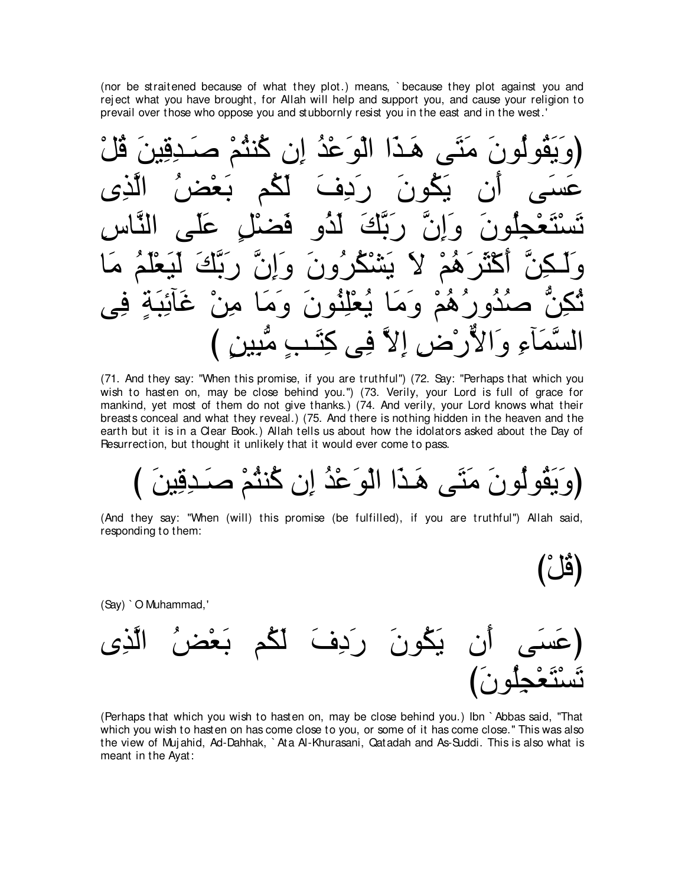(nor be straitened because of what they plot.) means, `because they plot against you and reject what you have brought, for Allah will help and support you, and cause your religion to prevail over those who oppose you and stubbornly resist you in the east and in the west.'

(وَيَقُولُونَ مَتَى هَـذَا الْوَعْدُ إِن كُنتُمْ صَـدِقِينَ قُلْ عَسَى أَن يَكُونَ رَدِفَ لَكُم بَعْضُ الَّذِى تَسْتَعْجِلُونَ وَإِنَّ رَبَّكَ لَذُو فَضْلٍ عَلَى النَّاسِ وَلَـكِنَّ أَكْثَرَهُمْ لاَ يَشْكُرُونَ وَإِنَّ رَبَّكَ لَيَعْلَمُ مَا تُكِنُّ صُدُورُهُمْ وَمَا يُعْلِنُونَ وَمَا مِنْ غَآئِبَةٍ فِى السَّمَآءِ وَالاٌّرْضِ إِلاَّ فِى كِتَـبٍ مُّبِينٍ )

(71. And they say: "When this promise, if you are truthful") (72. Say: "Perhaps that which you wish to hasten on, may be close behind you.") (73. Verily, your Lord is full of grace for mankind, yet most of them do not give thanks.) (74. And verily, your Lord knows what their breasts conceal and what they reveal.) (75. And there is nothing hidden in the heaven and the earth but it is in a Clear Book.) Allah tells us about how the idolators asked about the Day of Resurrection, but thought it unlikely that it would ever come to pass.

(وَيَقُولُونَ مَتَى هَـذَا الْوَعْدُ إِن كُنتُمْ صَـدِقِينَ )

(And they say: "When (will) this promise (be fulfilled), if you are truthful") Allah said, responding to them:

(قُلْ)

(Say) `O Muhammad,'

(عَسَى أَن يَكُونَ رَدِفَ لَكُم بَعْضُ الَّذِى تَسْتَعْجِلُونَ)

(Perhaps that which you wish to hasten on, may be close behind you.) Ibn `Abbas said, "That which you wish to hasten on has come close to you, or some of it has come close." This was also the view of Mujahid, Ad-Dahhak, `Ata Al-Khurasani, Qatadah and As-Suddi. This is also what is meant in the Ayat: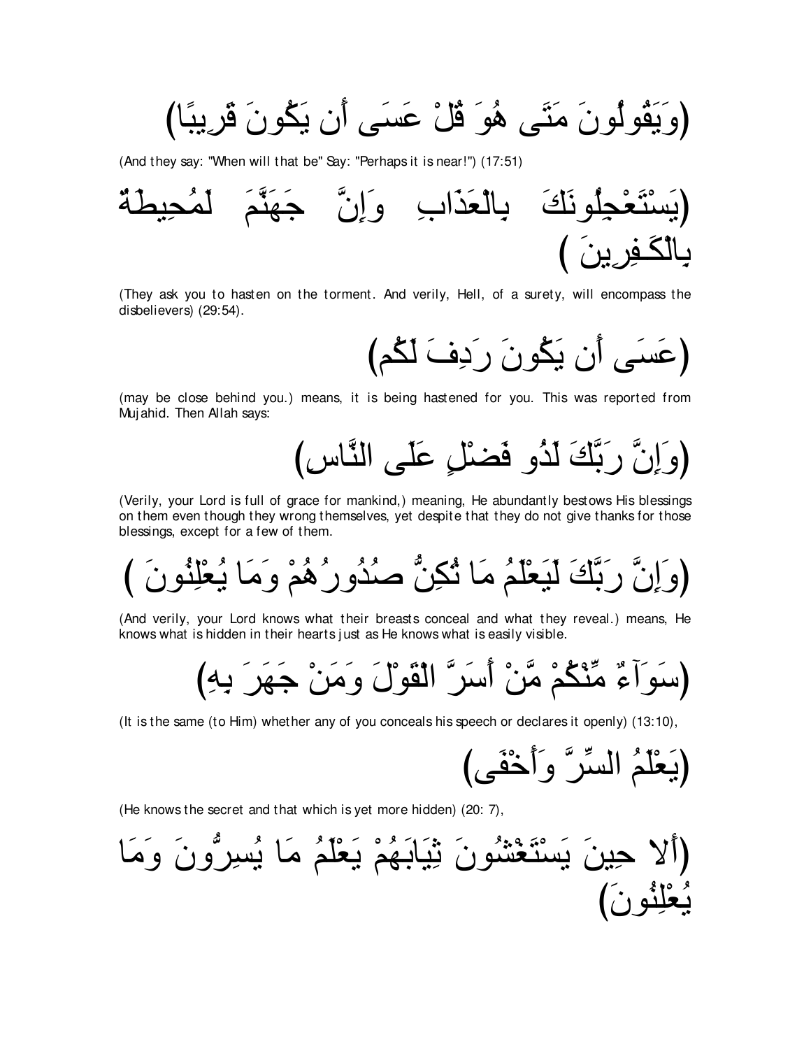(وَيَقُولُونَ مَتَى هُوَ قُلْ عَسَى أَن يَكُونَ قَرِيبًا)

(And they say: "When will that be" Say: "Perhaps it is near!") (17:51)

(يَسْتَعْجِلُونَكَ بِالْعَذَابِ وَإِنَّ جَهَنَّمَ لَمُحِيطَةٌ بِالْكَـفِرِينَ )

(They ask you to hasten on the torment. And verily, Hell, of a surety, will encompass the disbelievers) (29:54).

(عَسَى أَن يَكُونَ رَدِفَ لَكُم)

(may be close behind you.) means, it is being hastened for you. This was reported from Mujahid. Then Allah says:

(وَإِنَّ رَبَّكَ لَذُو فَضْلٍ عَلَى النَّاسِ)

(Verily, your Lord is full of grace for mankind,) meaning, He abundantly bestows His blessings on them even though they wrong themselves, yet despite that they do not give thanks for those blessings, except for a few of them.

(وَإِنَّ رَبَّكَ لَيَعْلَمُ مَا تُكِنُّ صُدُورُهُمْ وَمَا يُعْلِنُونَ )

(And verily, your Lord knows what their breasts conceal and what they reveal.) means, He knows what is hidden in their hearts just as He knows what is easily visible.

(سَوَآءٌ مِّنْكُمْ مَّنْ أَسَرَّ الْقَوْلَ وَمَنْ جَهَرَ بِهِ)

(It is the same (to Him) whether any of you conceals his speech or declares it openly) (13:10),

(يَعْلَمُ السِّرَّ وَأَخْفَى)

(He knows the secret and that which is yet more hidden) (20: 7),

(أَلا حِينَ يَسْتَغْشُونَ ثِيَابَهُمْ يَعْلَمُ مَا يُسِرُّونَ وَمَا يُعْلِنُونَ)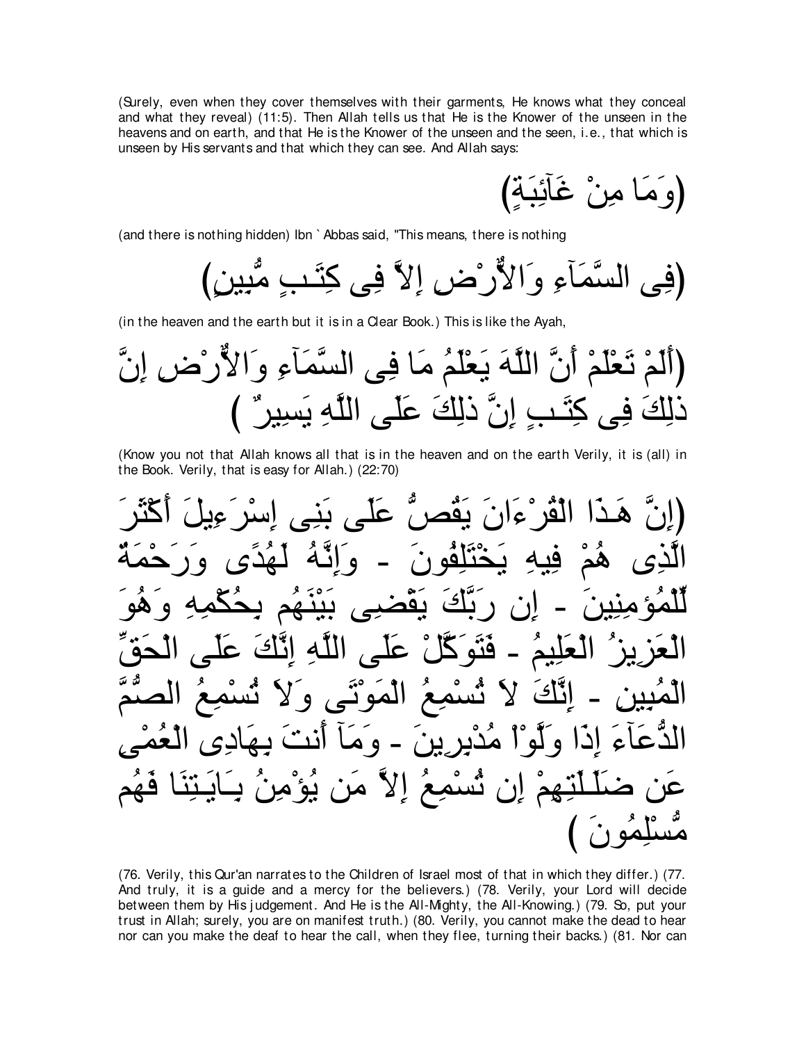(Surely, even when they cover themselves with their garments, He knows what they conceal and what they reveal) (11:5). Then Allah tells us that He is the Knower of the unseen in the heavens and on earth, and that He is the Knower of the unseen and the seen, i.e., that which is unseen by His servants and that which they can see. And Allah says:

(وَمَا مِنْ غَآئِبَةٍ)

(and there is nothing hidden) Ibn `Abbas said, "This means, there is nothing

(فِى السَّمَآءِ وَالاٌّرْضِ إِلاَّ فِى كِتَـبٍ مُّبِينٍ)

(in the heaven and the earth but it is in a Clear Book.) This is like the Ayah,

(أَلَمْ تَعْلَمْ أَنَّ اللَّهَ يَعْلَمُ مَا فِى السَّمَآءِ وَالاٌّرْضِ إِنَّ ذلِكَ فِى كِتَـبٍ إِنَّ ذلِكَ عَلَى اللَّهِ يَسِيرٌ )

(Know you not that Allah knows all that is in the heaven and on the earth Verily, it is (all) in the Book. Verily, that is easy for Allah.) (22:70)

(إِنَّ هَـذَا الْقُرْءَانَ يَقُصُّ عَلَى بَنِى إِسْرَءِيلَ أَكْثَرَ الَّذِى هُمْ فِيهِ يَخْتَلِفُونَ - وَإِنَّهُ لَهُدًى وَرَحْمَةٌ لِّلْمُؤمِنِينَ - إِن رَبَّكَ يَقْضِى بَيْنَهُم بِحُكْمِهِ وَهُوَ الْعَزِيزُ الْعَلِيمُ - فَتَوَكَّلْ عَلَى اللَّهِ إِنَّكَ عَلَى الْحَقِّ الْمُبِينِ - إِنَّكَ لاَ تُسْمِعُ الْمَوْتَى وَلاَ تُسْمِعُ الصُّمَّ الدُّعَآءَ إِذَا وَلَّوْاْ مُدْبِرِينَ - وَمَآ أَنتَ بِهَادِى الْعُمْىِ عَن ضَلَـلَتِهِمْ إِن تُسْمِعُ إِلاَّ مَن يُؤْمِنُ بِـَايَـتِنَا فَهُم مُّسْلِمُونَ )

(76. Verily, this Qur'an narrates to the Children of Israel most of that in which they differ.) (77. And truly, it is a guide and a mercy for the believers.) (78. Verily, your Lord will decide between them by His judgement. And He is the All-Mighty, the All-Knowing.) (79. So, put your trust in Allah; surely, you are on manifest truth.) (80. Verily, you cannot make the dead to hear nor can you make the deaf to hear the call, when they flee, turning their backs.) (81. Nor can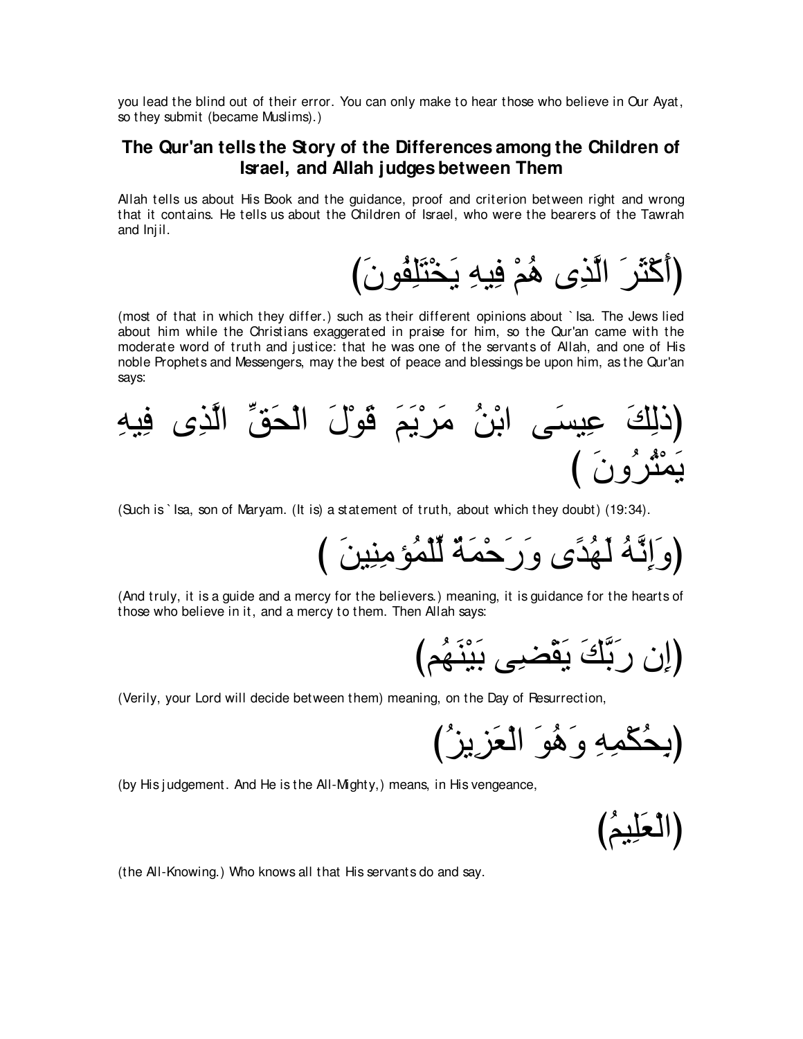you lead the blind out of their error. You can only make to hear those who believe in Our Ayat, so they submit (became Muslims).)

## The Qur'an tells the Story of the Differences among the Children of Israel, and Allah judges between Them

Allah tells us about His Book and the guidance, proof and criterion between right and wrong that it contains. He tells us about the Children of Israel, who were the bearers of the Tawrah and Injil.

(أَكْثَرَ الَّذِى هُمْ فِيهِ يَخْتَلِفُونَ)

(most of that in which they differ.) such as their different opinions about `Isa. The Jews lied about him while the Christians exaggerated in praise for him, so the Qur'an came with the moderate word of truth and justice: that he was one of the servants of Allah, and one of His noble Prophets and Messengers, may the best of peace and blessings be upon him, as the Qur'an says:

(ذلِكَ عِيسَى ابْنُ مَرْيَمَ قَوْلَ الْحَقِّ الَّذِى فِيهِ يَمْتُرُونَ )

(Such is `Isa, son of Maryam. (It is) a statement of truth, about which they doubt) (19:34).

(وَإِنَّهُ لَهُدًى وَرَحْمَةٌ لِّلْمُؤمِنِينَ )

(And truly, it is a guide and a mercy for the believers.) meaning, it is guidance for the hearts of those who believe in it, and a mercy to them. Then Allah says:

(إِن رَبَّكَ يَقْضِى بَيْنَهُم)

(Verily, your Lord will decide between them) meaning, on the Day of Resurrection,

(بِحُكْمِهِ وَهُوَ الْعَزِيزُ)

(by His judgement. And He is the All-Mighty,) means, in His vengeance,

(الْعَلِيمُ)

(the All-Knowing.) Who knows all that His servants do and say.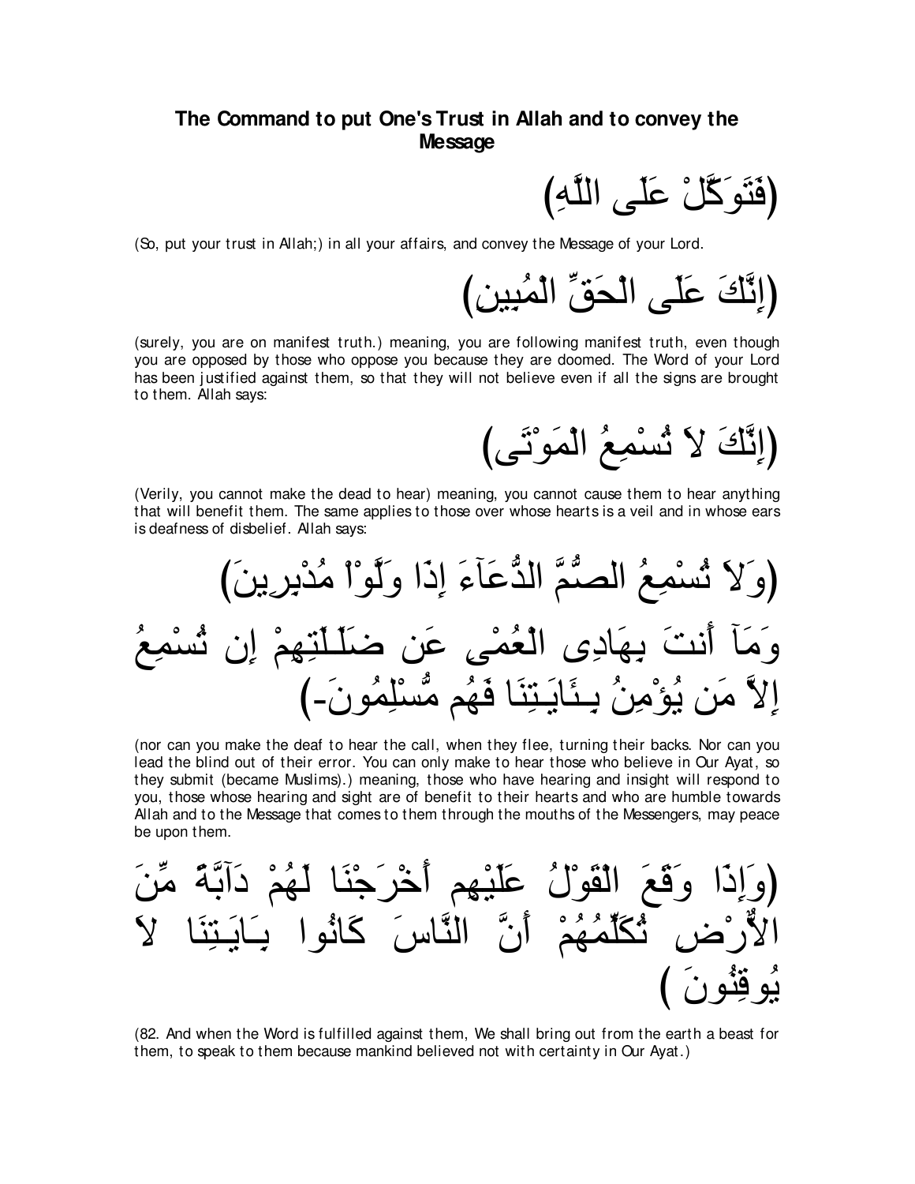### The Command to put One's Trust in Allah and to convey the Message

(فَتَوَكَّلْ عَلَى اللَّهِ)

(So, put your trust in Allah;) in all your affairs, and convey the Message of your Lord.

(إِنَّكَ عَلَى الْحَقِّ الْمُبِينِ)

(surely, you are on manifest truth.) meaning, you are following manifest truth, even though you are opposed by those who oppose you because they are doomed. The Word of your Lord has been justified against them, so that they will not believe even if all the signs are brought to them. Allah says:

(إِنَّكَ لاَ تُسْمِعُ الْمَوْتَى)

(Verily, you cannot make the dead to hear) meaning, you cannot cause them to hear anything that will benefit them. The same applies to those over whose hearts is a veil and in whose ears is deafness of disbelief. Allah says:

(وَلاَ تُسْمِعُ الصُّمَّ الدُّعَآءَ إِذَا وَلَّوْاْ مُدْبِرِينَ وَمَآ أَنتَ بِهَادِى الْعُمْىِ عَن ضَلَـلَتِهِمْ إِن تُسْمِعُ إِلاَّ مَن يُؤْمِنُ بِـئَايَـتِنَا فَهُم مُّسْلِمُونَ-)

(nor can you make the deaf to hear the call, when they flee, turning their backs. Nor can you lead the blind out of their error. You can only make to hear those who believe in Our Ayat, so they submit (became Muslims).) meaning, those who have hearing and insight will respond to you, those whose hearing and sight are of benefit to their hearts and who are humble towards Allah and to the Message that comes to them through the mouths of the Messengers, may peace be upon them.

(وَإِذَا وَقَعَ الْقَوْلُ عَلَيْهِم أَخْرَجْنَا لَهُمْ دَآبَّةً مِّنَ الاٌّرْضِ تُكَلِّمُهُمْ أَنَّ النَّاسَ كَانُوا بِـَايَـتِنَا لاَ يُوقِنُونَ )

(82. And when the Word is fulfilled against them, We shall bring out from the earth a beast for them, to speak to them because mankind believed not with certainty in Our Ayat.)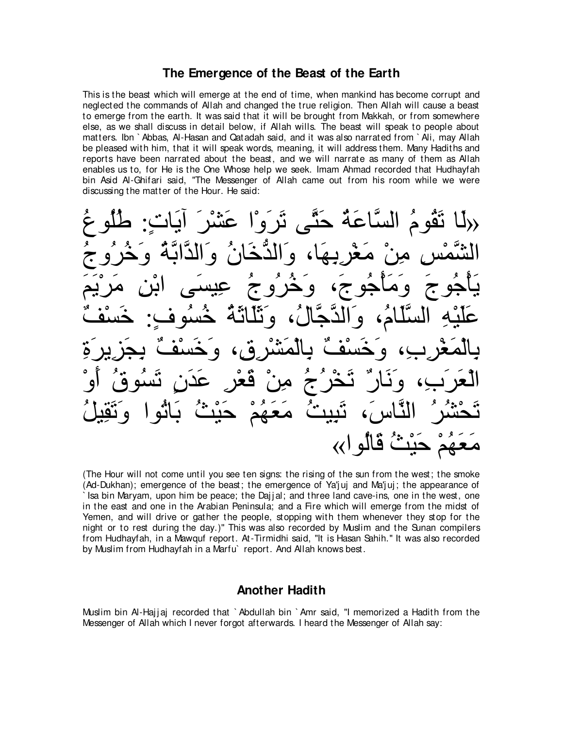## The Emergence of the Beast of the Earth

This is the beast which will emerge at the end of time, when mankind has become corrupt and neglected the commands of Allah and changed the true religion. Then Allah will cause a beast to emerge from the earth. It was said that it will be brought from Makkah, or from somewhere else, as we shall discuss in detail below, if Allah wills. The beast will speak to people about matters. Ibn `Abbas, Al-Hasan and Qatadah said, and it was also narrated from `Ali, may Allah be pleased with him, that it will speak words, meaning, it will address them. Many Hadiths and reports have been narrated about the beast, and we will narrate as many of them as Allah enables us to, for He is the One Whose help we seek. Imam Ahmad recorded that Hudhayfah bin Asid Al-Ghifari said, "The Messenger of Allah came out from his room while we were discussing the matter of the Hour. He said:

«لَا تَقُومُ السَّاعَةُ حَتَّى تَرَوْا عَشْرَ آيَاتٍ: طُلُوعُ الشَّمْسِ مِنْ مَغْرِبِهَا، وَالدُّخَانُ وَالدَّابَّةُ وَخُرُوجُ يَأْجُوجَ وَمَأْجُوجَ، وَخُرُوجُ عِيسَى ابْنِ مَرْيَمَ عَلَيْهِ السَّلَامُ، وَالدَّجَّالُ، وَثَلَاثَةُ خُسُوفٍ: خَسْفٌ بِالْمَغْرِبِ، وَخَسْفٌ بِالْمَشْرِقِ، وَخَسْفٌ بِجَزِيرَةِ الْعَرَبِ، وَنَارٌ تَخْرُجُ مِنْ قَعْرِ عَدَنٍ تَسُوقُ أَوْ تَحْشُرُ النَّاسَ، تَبِيتُ مَعَهُمْ حَيْثُ بَاتُوا وَتَقِيلُ مَعَهُمْ حَيْثُ قَالُوا»

(The Hour will not come until you see ten signs: the rising of the sun from the west; the smoke (Ad-Dukhan); emergence of the beast; the emergence of Ya'juj and Ma'juj; the appearance of `Isa bin Maryam, upon him be peace; the Dajjal; and three land cave-ins, one in the west, one in the east and one in the Arabian Peninsula; and a Fire which will emerge from the midst of Yemen, and will drive or gather the people, stopping with them whenever they stop for the night or to rest during the day.)" This was also recorded by Muslim and the Sunan compilers from Hudhayfah, in a Mawquf report. At-Tirmidhi said, "It is Hasan Sahih." It was also recorded by Muslim from Hudhayfah in a Marfu` report. And Allah knows best.

## Another Hadith

Muslim bin Al-Hajjaj recorded that `Abdullah bin `Amr said, "I memorized a Hadith from the Messenger of Allah which I never forgot afterwards. I heard the Messenger of Allah say: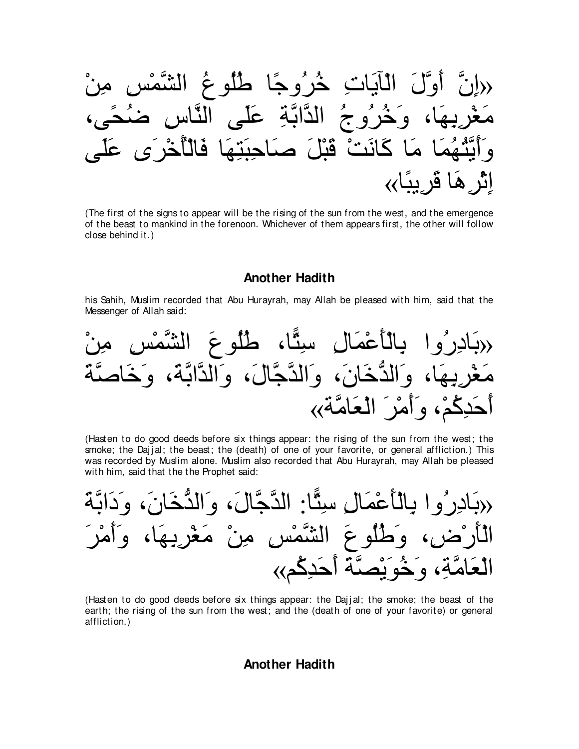«إِنَّ أَوَّلَ الْآيَاتِ خُرُوجًا طُلُوعُ الشَّمْسِ مِنْ مَغْرِبِهَا، وَخُرُوجُ الدَّابَّةِ عَلَى النَّاسِ ضُحًى، وَأَيَّتُهُمَا مَا كَانَتْ قَبْلَ صَاحِبَتِهَا فَالْأُخْرَى عَلَى إِثْرِهَا قَرِيبًا»

(The first of the signs to appear will be the rising of the sun from the west, and the emergence of the beast to mankind in the forenoon. Whichever of them appears first, the other will follow close behind it.)

## Another Hadith

his Sahih, Muslim recorded that Abu Hurayrah, may Allah be pleased with him, said that the Messenger of Allah said:

«بَادِرُوا بِالْأَعْمَالِ سِتًّا، طُلُوعَ الشَّمْسِ مِنْ مَغْرِبِهَا، وَالدُّخَانَ، وَالدَّجَّالَ، وَالدَّابَّةَ، وَخَاصَّةَ أَحَدِكُمْ، وَأَمْرَ الْعَامَّةِ»

(Hasten to do good deeds before six things appear: the rising of the sun from the west; the smoke; the Dajjal; the beast; the (death) of one of your favorite, or general affliction.) This was recorded by Muslim alone. Muslim also recorded that Abu Hurayrah, may Allah be pleased with him, said that the the Prophet said:

«بَادِرُوا بِالْأَعْمَالِ سِتًّا: الدَّجَّالَ، وَالدُّخَانَ، وَدَابَّةَ الْأَرْضِ، وَطُلُوعَ الشَّمْسِ مِنْ مَغْرِبِهَا، وَأَمْرَ الْعَامَّةِ، وَخُوَيْصَّةَ أَحَدِكُم»

(Hasten to do good deeds before six things appear: the Dajjal; the smoke; the beast of the earth; the rising of the sun from the west; and the (death of one of your favorite) or general affliction.)

## Another Hadith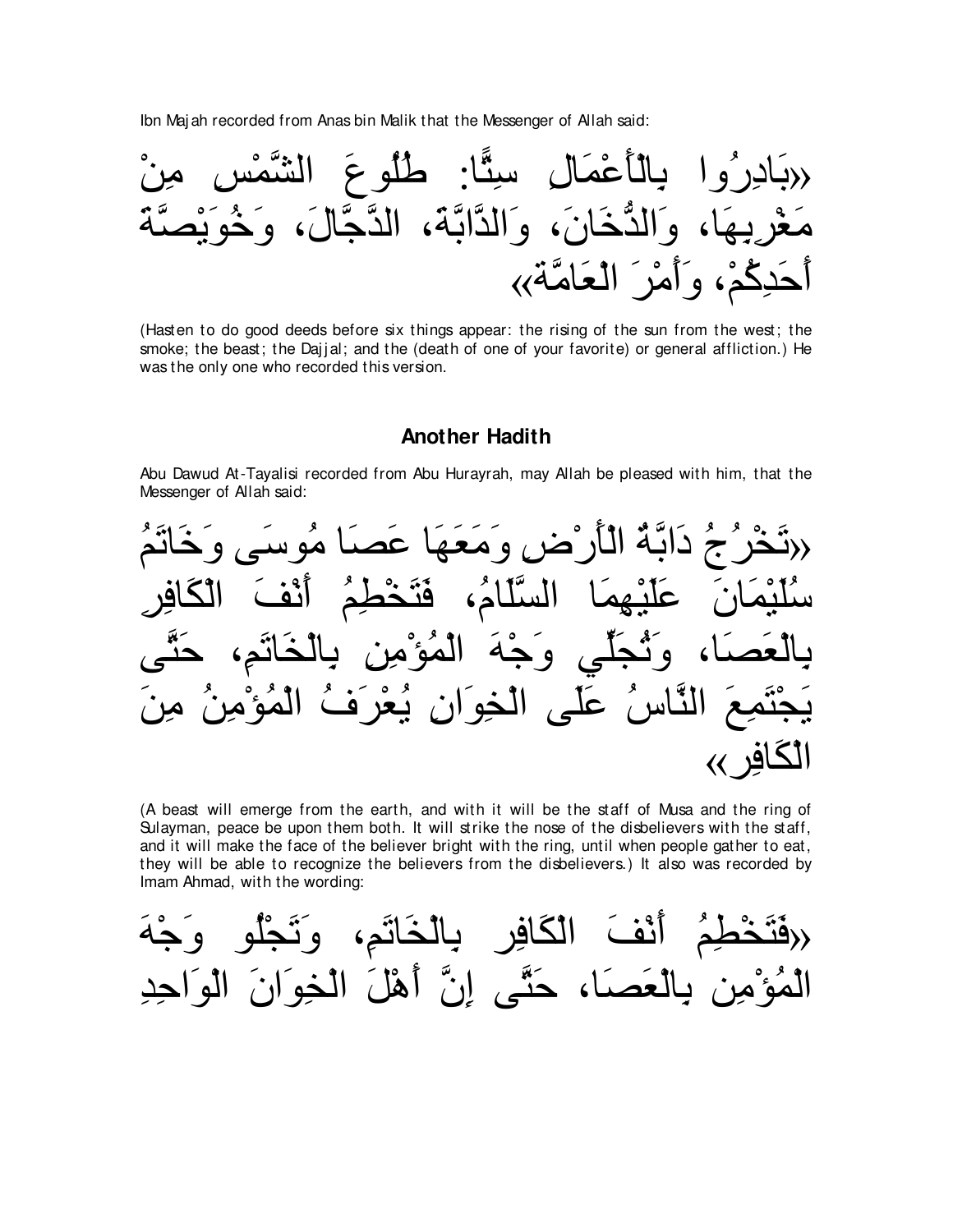Ibn Majah recorded from Anas bin Malik that the Messenger of Allah said:

«بَادِرُوا بِالْأَعْمَالِ سِتًّا: طُلُوعَ الشَّمْسِ مِنْ مَغْرِبِهَا، وَالدُّخَانَ، وَالدَّابَّةَ، الدَّجَّالَ، وَخُوَيْصَّةَ أَحَدِكُمْ، وَأَمْرَ الْعَامَّةِ»

(Hasten to do good deeds before six things appear: the rising of the sun from the west; the smoke; the beast; the Dajjal; and the (death of one of your favorite) or general affliction.) He was the only one who recorded this version.

### Another Hadith

Abu Dawud At-Tayalisi recorded from Abu Hurayrah, may Allah be pleased with him, that the Messenger of Allah said:

«تَخْرُجُ دَابَّةُ الْأَرْضِ وَمَعَهَا عَصَا مُوسَى وَخَاتَمُ سُلَيْمَانَ عَلَيْهِمَا السَّلَامُ، فَتَخْطِمُ أَنْفَ الْكَافِرِ بِالْعَصَا، وَتُجَلِّي وَجْهَ الْمُؤْمِنِ بِالْخَاتَمِ، حَتَّى يَجْتَمِعَ النَّاسُ عَلَى الْخِوَانِ يُعْرَفُ الْمُؤْمِنُ مِنَ الْكَافِرِ»

(A beast will emerge from the earth, and with it will be the staff of Musa and the ring of Sulayman, peace be upon them both. It will strike the nose of the disbelievers with the staff, and it will make the face of the believer bright with the ring, until when people gather to eat, they will be able to recognize the believers from the disbelievers.) It also was recorded by Imam Ahmad, with the wording:

«فَتَخْطِمُ أَنْفَ الْكَافِرِ بِالْخَاتَمِ، وَتَجْلُو وَجْهَ الْمُؤْمِنِ بِالْعَصَا، حَتَّى إِنَّ أَهْلَ الْخِوَانَ الْوَاحِدِ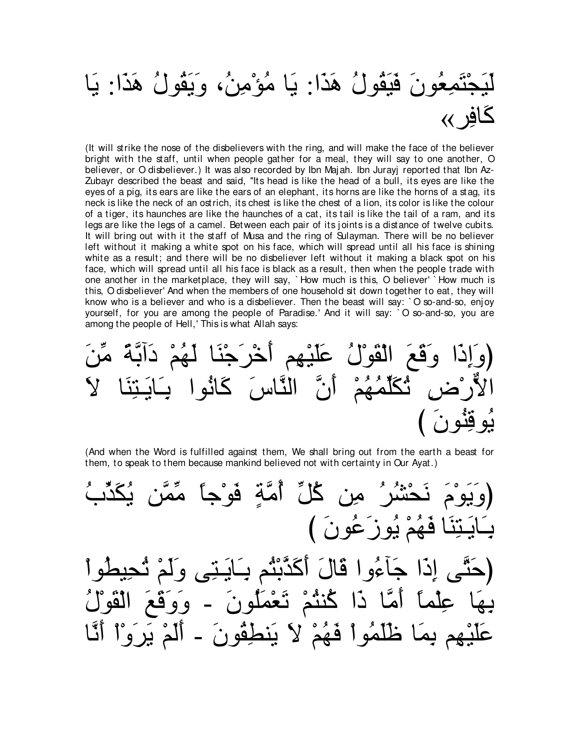لَيَجْتَمِعُونَ فَيَقُولُ هَذَا: يَا مُؤْمِنُ، وَيَقُولُ هَذَا: يَا كَافِرِ»

(It will strike the nose of the disbelievers with the ring, and will make the face of the believer bright with the staff, until when people gather for a meal, they will say to one another, O believer, or O disbeliever.) It was also recorded by Ibn Majah. Ibn Jurayj reported that Ibn Az-Zubayr described the beast and said, "Its head is like the head of a bull, its eyes are like the eyes of a pig, its ears are like the ears of an elephant, its horns are like the horns of a stag, its neck is like the neck of an ostrich, its chest is like the chest of a lion, its color is like the colour of a tiger, its haunches are like the haunches of a cat, its tail is like the tail of a ram, and its legs are like the legs of a camel. Between each pair of its joints is a distance of twelve cubits. It will bring out with it the staff of Musa and the ring of Sulayman. There will be no believer left without it making a white spot on his face, which will spread until all his face is shining white as a result; and there will be no disbeliever left without it making a black spot on his face, which will spread until all his face is black as a result, then when the people trade with one another in the marketplace, they will say, `How much is this, O believer' `How much is this, O disbeliever' And when the members of one household sit down together to eat, they will know who is a believer and who is a disbeliever. Then the beast will say: `O so-and-so, enjoy yourself, for you are among the people of Paradise.' And it will say: `O so-and-so, you are among the people of Hell,' This is what Allah says:

(وَإِذَا وَقَعَ الْقَوْلُ عَلَيْهِم أَخْرَجْنَا لَهُمْ دَآبَّةً مِّنَ الاٌّرْضِ تُكَلِّمُهُمْ أَنَّ النَّاسَ كَانُوا بِـَايَـتِنَا لاَ يُوقِنُونَ )

(And when the Word is fulfilled against them, We shall bring out from the earth a beast for them, to speak to them because mankind believed not with certainty in Our Ayat.)

(وَيَوْمَ نَحْشُرُ مِن كُلِّ أُمَّةٍ فَوْجاً مِّمَّن يُكَذِّبُ بِـَايَـتِنَا فَهُمْ يُوزَعُونَ )

(حَتَّى إِذَا جَآءُوا قَالَ أَكَذَّبْتُم بِـَايَـتِى وَلَمْ تُحِيطُواْ بِهَا عِلْماً أَمَّا ذَا كُنتُمْ تَعْمَلُونَ - وَوَقَعَ الْقَوْلُ عَلَيْهِم بِمَا ظَلَمُواْ فَهُمْ لاَ يَنطِقُونَ - أَلَمْ يَرَوْاْ أَنَّا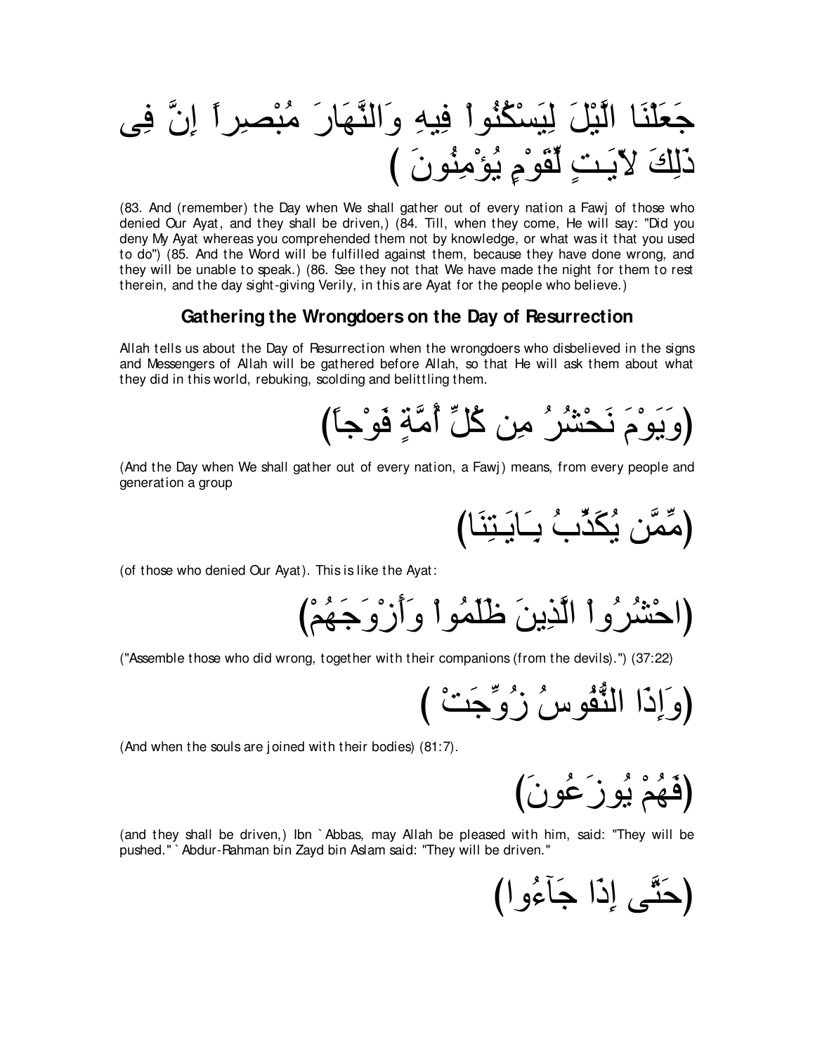جَعَلْنَا الَّيْلَ لِيَسْكُنُواْ فِيهِ وَالنَّهَارَ مُبْصِراً إِنَّ فِى ذَلِكَ لاّيَـتٍ لِّقَوْمٍ يُؤْمِنُونَ )

(83. And (remember) the Day when We shall gather out of every nation a Fawj of those who denied Our Ayat, and they shall be driven,) (84. Till, when they come, He will say: "Did you deny My Ayat whereas you comprehended them not by knowledge, or what was it that you used to do") (85. And the Word will be fulfilled against them, because they have done wrong, and they will be unable to speak.) (86. See they not that We have made the night for them to rest therein, and the day sight-giving Verily, in this are Ayat for the people who believe.)

## Gathering the Wrongdoers on the Day of Resurrection

Allah tells us about the Day of Resurrection when the wrongdoers who disbelieved in the signs and Messengers of Allah will be gathered before Allah, so that He will ask them about what they did in this world, rebuking, scolding and belittling them.

(وَيَوْمَ نَحْشُرُ مِن كُلِّ أُمَّةٍ فَوْجاً)

(And the Day when We shall gather out of every nation, a Fawj) means, from every people and generation a group

(مِّمَّن يُكَذِّبُ بِـَايَـتِنَا)

(of those who denied Our Ayat). This is like the Ayat:

(احْشُرُواْ الَّذِينَ ظَلَمُواْ وَأَزْوَجَهُمْ)

("Assemble those who did wrong, together with their companions (from the devils).") (37:22)

(وَإِذَا النُّفُوسُ زُوِّجَتْ )

(And when the souls are joined with their bodies) (81:7).

(فَهُمْ يُوزَعُونَ)

(and they shall be driven,) Ibn `Abbas, may Allah be pleased with him, said: "They will be pushed." `Abdur-Rahman bin Zayd bin Aslam said: "They will be driven."

(حَتَّى إِذَا جَآءُوا)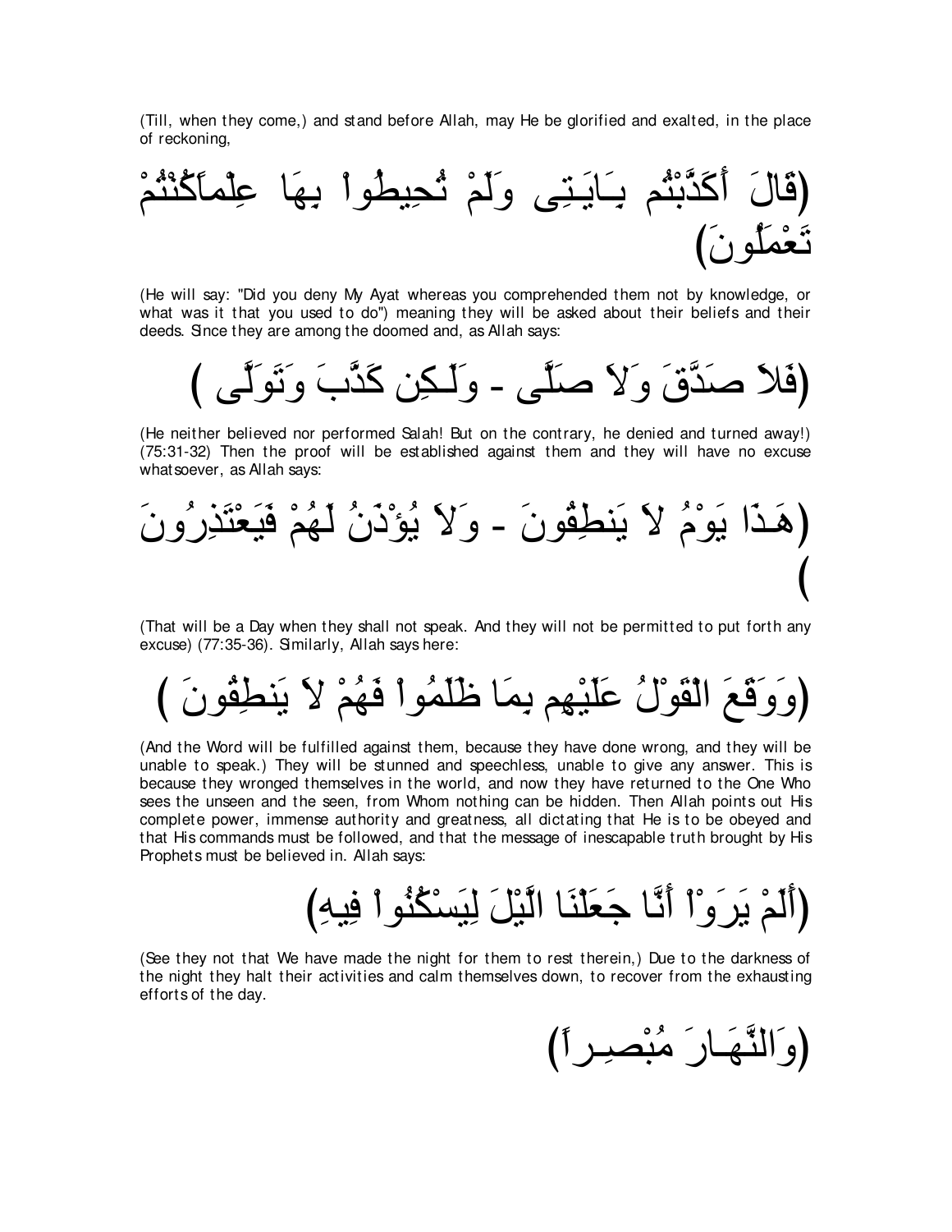(Till, when they come,) and stand before Allah, may He be glorified and exalted, in the place of reckoning,

(قَالَ أَكَذَّبْتُم بِـَايَـتِى وَلَمْ تُحِيطُواْ بِهَا عِلْمًا أَمَّاذَا كُنتُمْ تَعْمَلُونَ)

(He will say: "Did you deny My Ayat whereas you comprehended them not by knowledge, or what was it that you used to do") meaning they will be asked about their beliefs and their deeds. Since they are among the doomed and, as Allah says:

(فَلاَ صَدَّقَ وَلاَ صَلَّى - وَلَـكِن كَذَّبَ وَتَوَلَّى )

(He neither believed nor performed Salah! But on the contrary, he denied and turned away!) (75:31-32) Then the proof will be established against them and they will have no excuse whatsoever, as Allah says:

(هَـذَا يَوْمُ لاَ يَنطِقُونَ - وَلاَ يُؤْذَنُ لَهُمْ فَيَعْتَذِرُونَ )

(That will be a Day when they shall not speak. And they will not be permitted to put forth any excuse) (77:35-36). Similarly, Allah says here:

(وَوَقَعَ الْقَوْلُ عَلَيْهِم بِمَا ظَلَمُواْ فَهُمْ لاَ يَنطِقُونَ )

(And the Word will be fulfilled against them, because they have done wrong, and they will be unable to speak.) They will be stunned and speechless, unable to give any answer. This is because they wronged themselves in the world, and now they have returned to the One Who sees the unseen and the seen, from Whom nothing can be hidden. Then Allah points out His complete power, immense authority and greatness, all dictating that He is to be obeyed and that His commands must be followed, and that the message of inescapable truth brought by His Prophets must be believed in. Allah says:

(أَلَمْ يَرَوْاْ أَنَّا جَعَلْنَا الَّيْلَ لِيَسْكُنُواْ فِيهِ)

(See they not that We have made the night for them to rest therein,) Due to the darkness of the night they halt their activities and calm themselves down, to recover from the exhausting efforts of the day.

(وَالنَّهَـارَ مُبْصِـراً)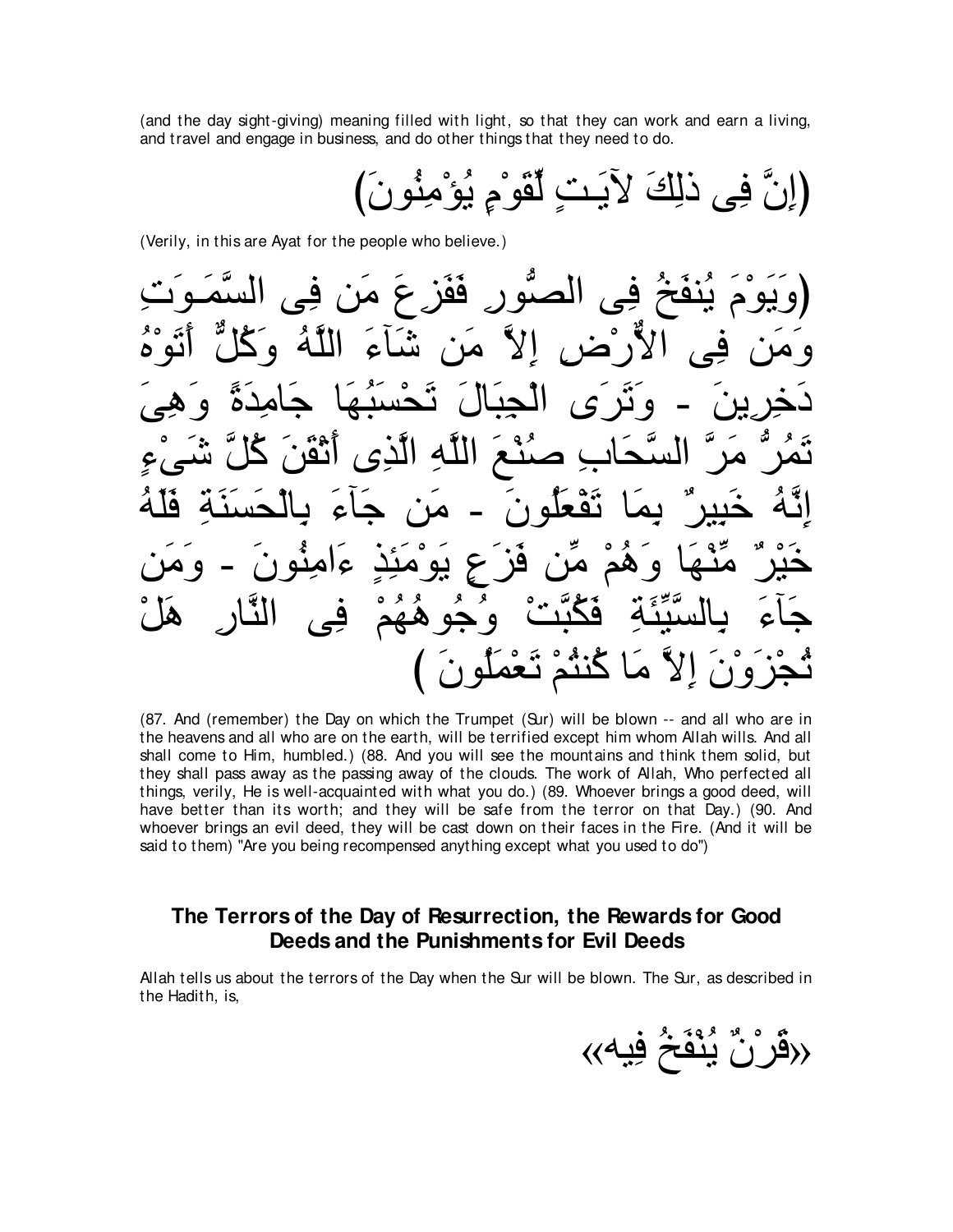(and the day sight-giving) meaning filled with light, so that they can work and earn a living, and travel and engage in business, and do other things that they need to do.

(إِنَّ فِى ذلِكَ لآيَـتٍ لِّقَوْمٍ يُؤْمِنُونَ)

(Verily, in this are Ayat for the people who believe.)

(وَيَوْمَ يُنفَخُ فِى الصُّورِ فَفَزِعَ مَن فِى السَّمَـوَتِ وَمَن فِى الاٌّرْضِ إِلاَّ مَن شَآءَ اللَّهُ وَكُلٌّ أَتَوْهُ دَخِرِينَ - وَتَرَى الْجِبَالَ تَحْسَبُهَا جَامِدَةً وَهِىَ تَمُرُّ مَرَّ السَّحَابِ صُنْعَ اللَّهِ الَّذِى أَتْقَنَ كُلَّ شَىْءٍ إِنَّهُ خَبِيرٌ بِمَا تَفْعَلُونَ - مَن جَآءَ بِالْحَسَنَةِ فَلَهُ خَيْرٌ مِّنْهَا وَهُمْ مِّن فَزَعٍ يَوْمَئِذٍ ءَامِنُونَ - وَمَن جَآءَ بِالسَّيِّئَةِ فَكُبَّتْ وُجُوهُهُمْ فِى النَّارِ هَلْ تُجْزَوْنَ إِلاَّ مَا كُنتُمْ تَعْمَلُونَ )

(87. And (remember) the Day on which the Trumpet (Sur) will be blown -- and all who are in the heavens and all who are on the earth, will be terrified except him whom Allah wills. And all shall come to Him, humbled.) (88. And you will see the mountains and think them solid, but they shall pass away as the passing away of the clouds. The work of Allah, Who perfected all things, verily, He is well-acquainted with what you do.) (89. Whoever brings a good deed, will have better than its worth; and they will be safe from the terror on that Day.) (90. And whoever brings an evil deed, they will be cast down on their faces in the Fire. (And it will be said to them) "Are you being recompensed anything except what you used to do")

## The Terrors of the Day of Resurrection, the Rewards for Good Deeds and the Punishments for Evil Deeds

Allah tells us about the terrors of the Day when the Sur will be blown. The Sur, as described in the Hadith, is,

«قَرْنٌ يُنْفَخُ فِيه»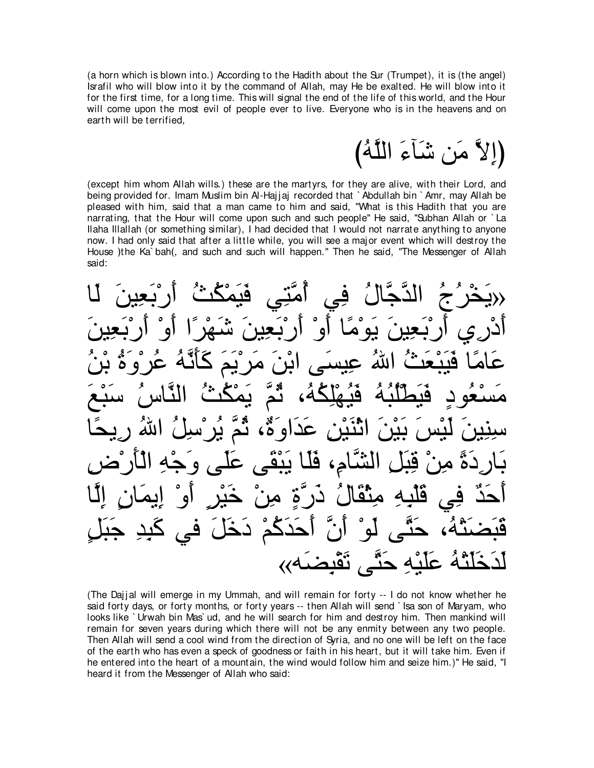(a horn which is blown into.) According to the Hadith about the Sur (Trumpet), it is (the angel) Israfil who will blow into it by the command of Allah, may He be exalted. He will blow into it for the first time, for a long time. This will signal the end of the life of this world, and the Hour will come upon the most evil of people ever to live. Everyone who is in the heavens and on earth will be terrified,

(إلاَّ مَن شَآءَ اللَّهُ)

(except him whom Allah wills.) these are the martyrs, for they are alive, with their Lord, and being provided for. Imam Muslim bin Al-Hajjaj recorded that `Abdullah bin `Amr, may Allah be pleased with him, said that a man came to him and said, "What is this Hadith that you are narrating, that the Hour will come upon such and such people" He said, "Subhan Allah or `La Ilaha Illallah (or something similar), I had decided that I would not narrate anything to anyone now. I had only said that after a little while, you will see a major event which will destroy the House )the Ka`bah(, and such and such will happen." Then he said, "The Messenger of Allah said:

«يَخْرُجُ الدَّجَّالُ فِي أُمَّتِي فَيَمْكُثُ أَرْبَعِينَ لَا أَدْرِي أَرْبَعِينَ يَوْمًا أَوْ أَرْبَعِينَ شَهْرًا أَوْ أَرْبَعِينَ عَامًا فَيَبْعَثُ اللهُ عِيسَى ابْنَ مَرْيَمَ كَأَنَّهُ عُرْوَةُ بْنُ مَسْعُودٍ فَيَطْلُبُهُ فَيُهْلِكُهُ، ثُمَّ يَمْكُثُ النَّاسُ سَبْعَ سِنِينَ لَيْسَ بَيْنَ اثْنَيْنِ عَدَاوَةٌ، ثُمَّ يُرْسِلُ اللهُ رِيحًا بَارِدَةً مِنْ قِبَلِ الشَّامِ، فَلَا يَبْقَى عَلَى وَجْهِ الْأَرْضِ أَحَدٌ فِي قَلْبِهِ مِثْقَالُ ذَرَّةٍ مِنْ خَيْرٍ أَوْ إِيمَانٍ إِلَّا قَبَضَتْهُ، حَتَّى لَوْ أَنَّ أَحَدَكُمْ دَخَلَ في كَبِدِ جَبَلٍ لَدَخَلَتْهُ عَلَيْهِ حَتَّى تَقْبِضَه»

(The Dajjal will emerge in my Ummah, and will remain for forty -- I do not know whether he said forty days, or forty months, or forty years -- then Allah will send `Isa son of Maryam, who looks like `Urwah bin Mas`ud, and he will search for him and destroy him. Then mankind will remain for seven years during which there will not be any enmity between any two people. Then Allah will send a cool wind from the direction of Syria, and no one will be left on the face of the earth who has even a speck of goodness or faith in his heart, but it will take him. Even if he entered into the heart of a mountain, the wind would follow him and seize him.)" He said, "I heard it from the Messenger of Allah who said: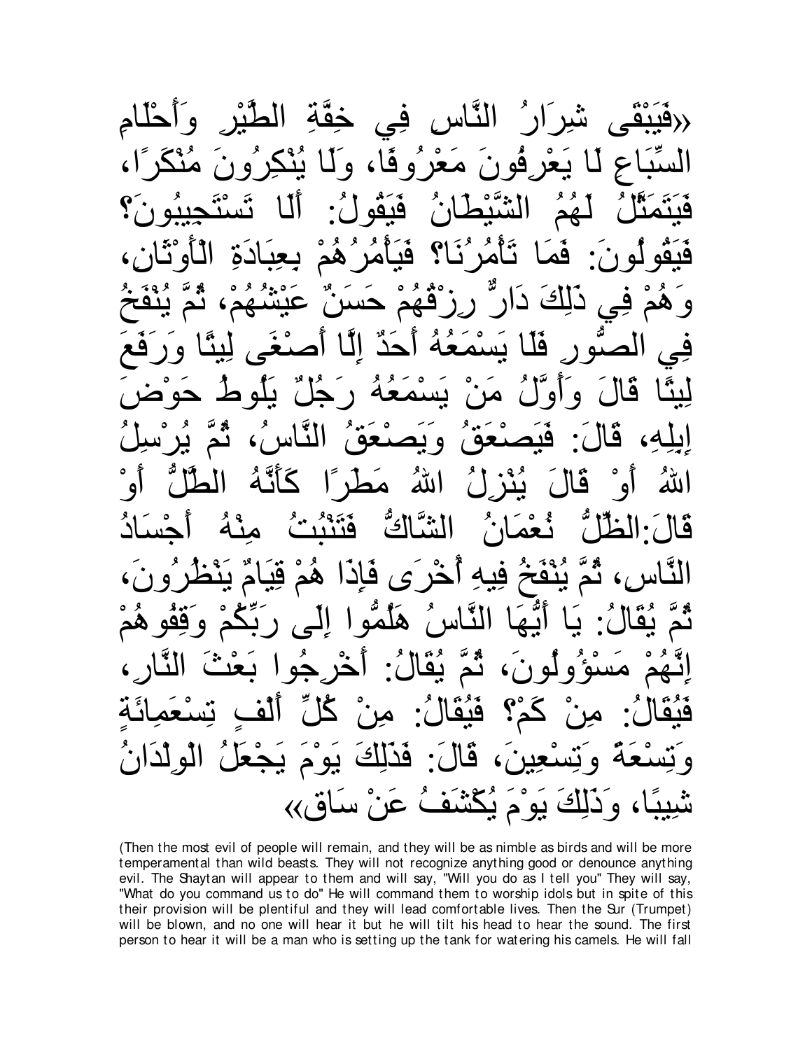«فَيَبْقَى شِرَارُ النَّاسِ فِي خِفَّةِ الطَّيْرِ وَأَحْلَامِ السِّبَاعِ لَا يَعْرِفُونَ مَعْرُوفًا، وَلَا يُنْكِرُونَ مُنْكَرًا، فَيَتَمَثَّلُ لَهُمُ الشَّيْطَانُ فَيَقُولُ: أَلَا تَسْتَجِيبُونَ؟ فَيَقُولُونَ: فَمَا تَأْمُرُنَا؟ فَيَأْمُرُهُمْ بِعِبَادَةِ الْأَوْثَانِ، وَهُمْ فِي ذَلِكَ دَارٌّ رِزْقُهُمْ حَسَنٌ عَيْشُهُمْ، ثُمَّ يُنْفَخُ فِي الصُّورِ فَلَا يَسْمَعُهُ أَحَدٌ إِلَّا أَصْغَى لِيتًا وَرَفَعَ لِيتًا قَالَ وَأَوَّلُ مَنْ يَسْمَعُهُ رَجُلٌ يَلُوطُ حَوْضَ إِبِلِهِ، قَالَ: فَيَصْعَقُ وَيَصْعَقُ النَّاسُ، ثُمَّ يُرْسِلُ اللهُ أَوْ قَالَ يُنْزِلُ اللهُ مَطَرًا كَأَنَّهُ الطَّلُّ أَوْ قَالَ:الظِّلُّ نُعْمَانُ الشَّاكُّ فَتَنْبُتُ مِنْهُ أَجْسَادُ النَّاسِ، ثُمَّ يُنْفَخُ فِيهِ أُخْرَى فَإِذَا هُمْ قِيَامٌ يَنْظُرُونَ، ثُمَّ يُقَالُ: يَا أَيُّهَا النَّاسُ هَلُمُّوا إِلَى رَبِّكُمْ وَقِفُوهُمْ إِنَّهُمْ مَسْؤُولُونَ، ثُمَّ يُقَالُ: أَخْرِجُوا بَعْثَ النَّارِ، فَيُقَالُ: مِنْ كَمْ؟ فَيُقَالُ: مِنْ كُلِّ أَلْفٍ تِسْعَمِائَةٍ وَتِسْعَةً وَتِسْعِينَ، قَالَ: فَذَلِكَ يَوْمَ يَجْعَلُ الْوِلْدَانُ شِيبًا، وَذَلِكَ يَوْمَ يُكْشَفُ عَنْ سَاقٍ»

(Then the most evil of people will remain, and they will be as nimble as birds and will be more temperamental than wild beasts. They will not recognize anything good or denounce anything evil. The Shaytan will appear to them and will say, "Will you do as I tell you" They will say, "What do you command us to do" He will command them to worship idols but in spite of this their provision will be plentiful and they will lead comfortable lives. Then the Sur (Trumpet) will be blown, and no one will hear it but he will tilt his head to hear the sound. The first person to hear it will be a man who is setting up the tank for watering his camels. He will fall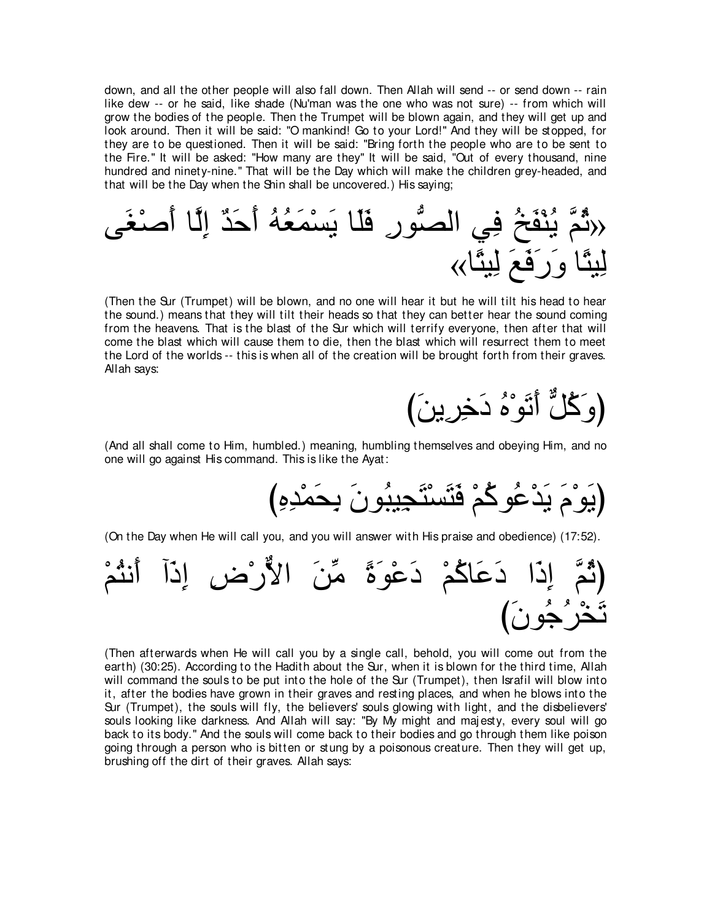down, and all the other people will also fall down. Then Allah will send -- or send down -- rain like dew -- or he said, like shade (Nu'man was the one who was not sure) -- from which will grow the bodies of the people. Then the Trumpet will be blown again, and they will get up and look around. Then it will be said: "O mankind! Go to your Lord!" And they will be stopped, for they are to be questioned. Then it will be said: "Bring forth the people who are to be sent to the Fire." It will be asked: "How many are they" It will be said, "Out of every thousand, nine hundred and ninety-nine." That will be the Day which will make the children grey-headed, and that will be the Day when the Shin shall be uncovered.) His saying;

«ثُمَّ يُنْفَخُ فِي الصُّورِ فَلَا يَسْمَعُهُ أَحَدٌ إِلَّا أَصْغَى لِيتًا وَرَفَعَ لِيتًا»

(Then the Sur (Trumpet) will be blown, and no one will hear it but he will tilt his head to hear the sound.) means that they will tilt their heads so that they can better hear the sound coming from the heavens. That is the blast of the Sur which will terrify everyone, then after that will come the blast which will cause them to die, then the blast which will resurrect them to meet the Lord of the worlds -- this is when all of the creation will be brought forth from their graves. Allah says:

(وَكُلٌّ أَتَوْهُ دَخِرِينَ)

(And all shall come to Him, humbled.) meaning, humbling themselves and obeying Him, and no one will go against His command. This is like the Ayat:

(يَوْمَ يَدْعُوكُمْ فَتَسْتَجِيبُونَ بِحَمْدِهِ)

(On the Day when He will call you, and you will answer with His praise and obedience) (17:52).

(ثُمَّ إِذَا دَعَاكُمْ دَعْوَةً مِّنَ الأَرْضِ إِذَآ أَنتُمْ تَخْرُجُونَ)

(Then afterwards when He will call you by a single call, behold, you will come out from the earth) (30:25). According to the Hadith about the Sur, when it is blown for the third time, Allah will command the souls to be put into the hole of the Sur (Trumpet), then Israfil will blow into it, after the bodies have grown in their graves and resting places, and when he blows into the Sur (Trumpet), the souls will fly, the believers' souls glowing with light, and the disbelievers' souls looking like darkness. And Allah will say: "By My might and majesty, every soul will go back to its body." And the souls will come back to their bodies and go through them like poison going through a person who is bitten or stung by a poisonous creature. Then they will get up, brushing off the dirt of their graves. Allah says: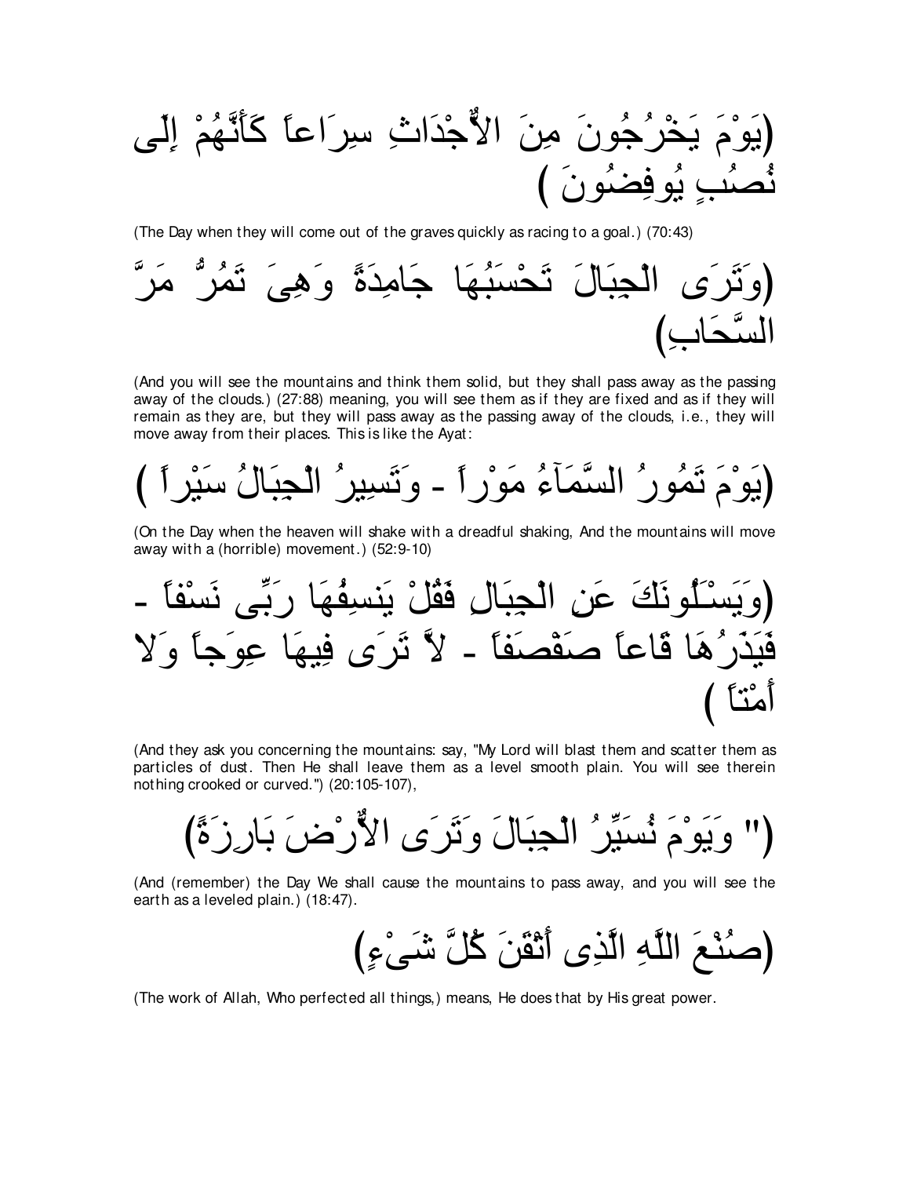(يَوْمَ يَخْرُجُونَ مِنَ الأَجْدَاثِ سِرَاعاً كَأَنَّهُمْ إِلَى نُصُبٍ يُوفِضُونَ )

(The Day when they will come out of the graves quickly as racing to a goal.) (70:43)

(وَتَرَى الْجِبَالَ تَحْسَبُهَا جَامِدَةً وَهِىَ تَمُرُّ مَرَّ السَّحَابِ)

(And you will see the mountains and think them solid, but they shall pass away as the passing away of the clouds.) (27:88) meaning, you will see them as if they are fixed and as if they will remain as they are, but they will pass away as the passing away of the clouds, i.e., they will move away from their places. This is like the Ayat:

(يَوْمَ تَمُورُ السَّمَآءُ مَوْراً - وَتَسِيرُ الْجِبَالُ سَيْراً )

(On the Day when the heaven will shake with a dreadful shaking, And the mountains will move away with a (horrible) movement.) (52:9-10)

(وَيَسْـَلُونَكَ عَنِ الْجِبَالِ فَقُلْ يَنسِفُهَا رَبِّى نَسْفاً - فَيَذَرُهَا قَاعاً صَفْصَفاً - لاَّ تَرَى فِيهَا عِوَجاً وَلا أَمْتاً )

(And they ask you concerning the mountains: say, "My Lord will blast them and scatter them as particles of dust. Then He shall leave them as a level smooth plain. You will see therein nothing crooked or curved.") (20:105-107),

(" وَيَوْمَ نُسَيِّرُ الْجِبَالَ وَتَرَى الأَرْضَ بَارِزَةً)

(And (remember) the Day We shall cause the mountains to pass away, and you will see the earth as a leveled plain.) (18:47).

(صُنْعَ اللَّهِ الَّذِى أَتْقَنَ كُلَّ شَىْءٍ)

(The work of Allah, Who perfected all things,) means, He does that by His great power.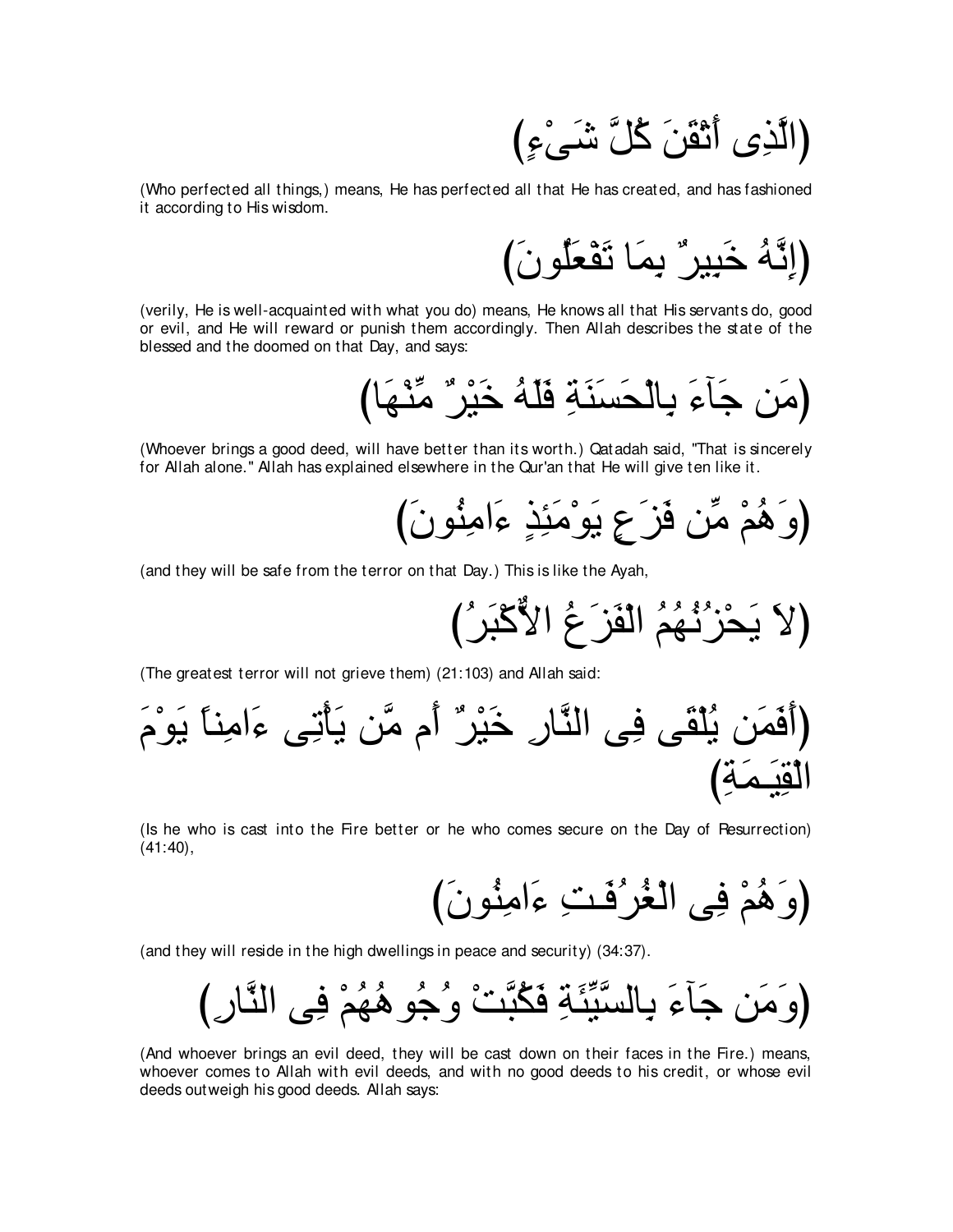(الَّذِى أَتْقَنَ كُلَّ شَىْءٍ)

(Who perfected all things,) means, He has perfected all that He has created, and has fashioned it according to His wisdom.

(إِنَّهُ خَبِيرٌ بِمَا تَفْعَلُونَ)

(verily, He is well-acquainted with what you do) means, He knows all that His servants do, good or evil, and He will reward or punish them accordingly. Then Allah describes the state of the blessed and the doomed on that Day, and says:

(مَن جَآءَ بِالْحَسَنَةِ فَلَهُ خَيْرٌ مِّنْهَا)

(Whoever brings a good deed, will have better than its worth.) Qatadah said, "That is sincerely for Allah alone." Allah has explained elsewhere in the Qur'an that He will give ten like it.

(وَهُمْ مِّن فَزَعٍ يَوْمَئِذٍ ءَامِنُونَ)

(and they will be safe from the terror on that Day.) This is like the Ayah,

(لاَ يَحْزُنُهُمُ الْفَزَعُ الاٌّكْبَرُ)

(The greatest terror will not grieve them) (21:103) and Allah said:

(أَفَمَن يُلْقَى فِى النَّارِ خَيْرٌ أَم مَّن يَأْتِى ءَامِناً يَوْمَ الْقِيَـمَةِ)

(Is he who is cast into the Fire better or he who comes secure on the Day of Resurrection) (41:40),

(وَهُمْ فِى الْغُرُفَـتِ ءَامِنُونَ)

(and they will reside in the high dwellings in peace and security) (34:37).

(وَمَن جَآءَ بِالسَّيِّئَةِ فَكُبَّتْ وُجُوهُهُمْ فِى النَّارِ)

(And whoever brings an evil deed, they will be cast down on their faces in the Fire.) means, whoever comes to Allah with evil deeds, and with no good deeds to his credit, or whose evil deeds outweigh his good deeds. Allah says: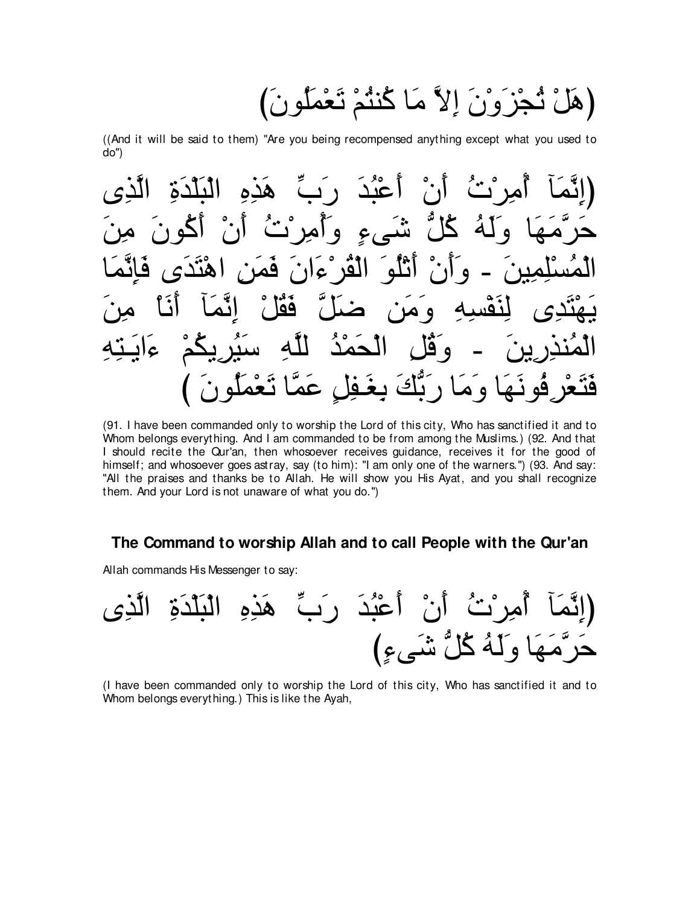(هَلْ تُجْزَوْنَ إِلاَّ مَا كُنتُمْ تَعْمَلُونَ)

((And it will be said to them) "Are you being recompensed anything except what you used to do")

(إِنَّمَآ أُمِرْتُ أَنْ أَعْبُدَ رَبَّ هَذِهِ الْبَلْدَةِ الَّذِى حَرَّمَهَا وَلَهُ كُلُّ شَىءٍ وَأُمِرْتُ أَنْ أَكُونَ مِنَ الْمُسْلِمِينَ - وَأَنْ أَتْلُوَ الْقُرْءَانَ فَمَنِ اهْتَدَى فَإِنَّمَا يَهْتَدِى لِنَفْسِهِ وَمَن ضَلَّ فَقُلْ إِنَّمَآ أَنَاْ مِنَ الْمُنذِرِينَ - وَقُلِ الْحَمْدُ لِلَّهِ سَيُرِيكُمْ ءَايَـتِهِ فَتَعْرِفُونَهَا وَمَا رَبُّكَ بِغَـفِلٍ عَمَّا تَعْمَلُونَ )

(91. I have been commanded only to worship the Lord of this city, Who has sanctified it and to Whom belongs everything. And I am commanded to be from among the Muslims.) (92. And that I should recite the Qur'an, then whosoever receives guidance, receives it for the good of himself; and whosoever goes astray, say (to him): "I am only one of the warners.") (93. And say: "All the praises and thanks be to Allah. He will show you His Ayat, and you shall recognize them. And your Lord is not unaware of what you do.")

## The Command to worship Allah and to call People with the Qur'an

Allah commands His Messenger to say:

(إِنَّمَآ أُمِرْتُ أَنْ أَعْبُدَ رَبَّ هَذِهِ الْبَلْدَةِ الَّذِى حَرَّمَهَا وَلَهُ كُلُّ شَىءٍ)

(I have been commanded only to worship the Lord of this city, Who has sanctified it and to Whom belongs everything.) This is like the Ayah,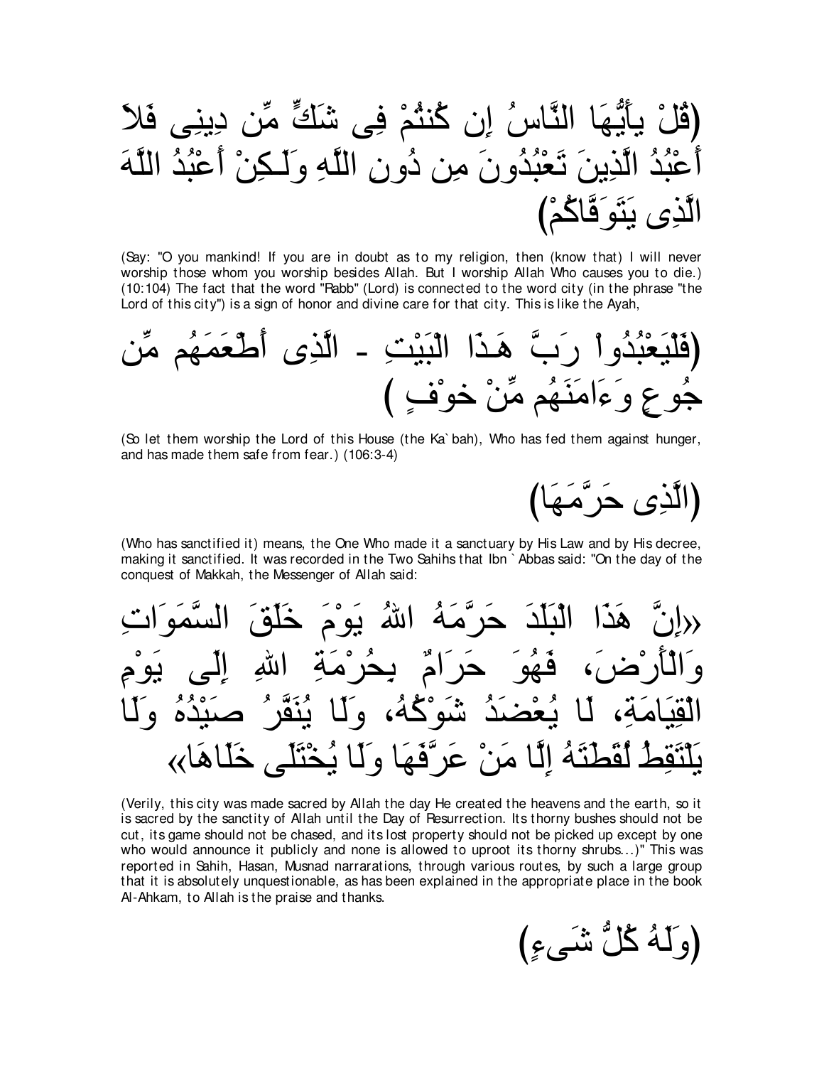(قُلْ يأَيُّهَا النَّاسُ إِن كُنتُمْ فِى شَكٍّ مِّن دِينِى فَلاَ أَعْبُدُ الَّذِينَ تَعْبُدُونَ مِن دُونِ اللَّهِ وَلَـكِنْ أَعْبُدُ اللَّهَ الَّذِى يَتَوَفَّاكُمْ)

(Say: "O you mankind! If you are in doubt as to my religion, then (know that) I will never worship those whom you worship besides Allah. But I worship Allah Who causes you to die.) (10:104) The fact that the word "Rabb" (Lord) is connected to the word city (in the phrase "the Lord of this city") is a sign of honor and divine care for that city. This is like the Ayah,

(فَلْيَعْبُدُواْ رَبَّ هَـذَا الْبَيْتِ - الَّذِى أَطْعَمَهُم مِّن جُوعٍ وَءَامَنَهُم مِّنْ خوْفٍ )

(So let them worship the Lord of this House (the Ka`bah), Who has fed them against hunger, and has made them safe from fear.) (106:3-4)

(الَّذِى حَرَّمَهَا)

(Who has sanctified it) means, the One Who made it a sanctuary by His Law and by His decree, making it sanctified. It was recorded in the Two Sahihs that Ibn `Abbas said: "On the day of the conquest of Makkah, the Messenger of Allah said:

«إِنَّ هَذَا الْبَلَدَ حَرَّمَهُ اللهُ يَوْمَ خَلَقَ السَّمَوَاتِ وَالْأَرْضَ، فَهُوَ حَرَامٌ بِحُرْمَةِ اللهِ إِلَى يَوْمِ الْقِيَامَةِ، لَا يُعْضَدُ شَوْكُهُ، وَلَا يُنَفَّرُ صَيْدُهُ وَلَا يَلْتَقِطُ لُقَطَتَهُ إِلَّا مَنْ عَرَّفَهَا وَلَا يُخْتَلَى خَلَاهَا»

(Verily, this city was made sacred by Allah the day He created the heavens and the earth, so it is sacred by the sanctity of Allah until the Day of Resurrection. Its thorny bushes should not be cut, its game should not be chased, and its lost property should not be picked up except by one who would announce it publicly and none is allowed to uproot its thorny shrubs...)" This was reported in Sahih, Hasan, Musnad narrarations, through various routes, by such a large group that it is absolutely unquestionable, as has been explained in the appropriate place in the book Al-Ahkam, to Allah is the praise and thanks.

(وَلَهُ كُلُّ شَىءٍ)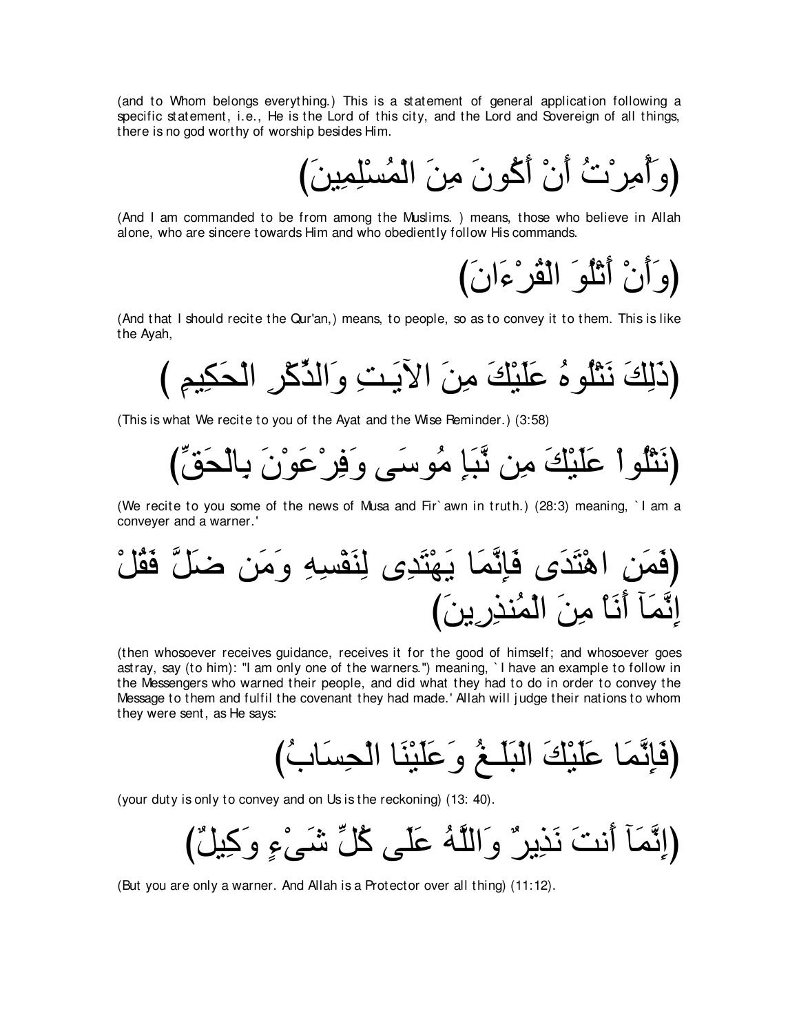(and to Whom belongs everything.) This is a statement of general application following a specific statement, i.e., He is the Lord of this city, and the Lord and Sovereign of all things, there is no god worthy of worship besides Him.

(وَأُمِرْتُ أَنْ أَكُونَ مِنَ الْمُسْلِمِينَ)

(And I am commanded to be from among the Muslims. ) means, those who believe in Allah alone, who are sincere towards Him and who obediently follow His commands.

(وَأَنْ أَتْلُوَ الْقُرْءَانَ)

(And that I should recite the Qur'an,) means, to people, so as to convey it to them. This is like the Ayah,

(ذَلِكَ نَتْلُوهُ عَلَيْكَ مِنَ الآيَـتِ وَالذِّكْرِ الْحَكِيمِ )

(This is what We recite to you of the Ayat and the Wise Reminder.) (3:58)

(نَتْلُواْ عَلَيْكَ مِن نَّبَإِ مُوسَى وَفِرْعَوْنَ بِالْحَقِّ)

(We recite to you some of the news of Musa and Fir`awn in truth.) (28:3) meaning, `I am a conveyer and a warner.'

(فَمَنِ اهْتَدَى فَإِنَّمَا يَهْتَدِى لِنَفْسِهِ وَمَن ضَلَّ فَقُلْ إِنَّمَآ أَنَاْ مِنَ الْمُنذِرِينَ)

(then whosoever receives guidance, receives it for the good of himself; and whosoever goes astray, say (to him): "I am only one of the warners.") meaning, `I have an example to follow in the Messengers who warned their people, and did what they had to do in order to convey the Message to them and fulfil the covenant they had made.' Allah will judge their nations to whom they were sent, as He says:

(فَإِنَّمَا عَلَيْكَ الْبَلَـغُ وَعَلَيْنَا الْحِسَابُ)

(your duty is only to convey and on Us is the reckoning) (13: 40).

(إِنَّمَآ أَنتَ نَذِيرٌ وَاللَّهُ عَلَى كُلِّ شَىْءٍ وَكِيلٌ)

(But you are only a warner. And Allah is a Protector over all thing) (11:12).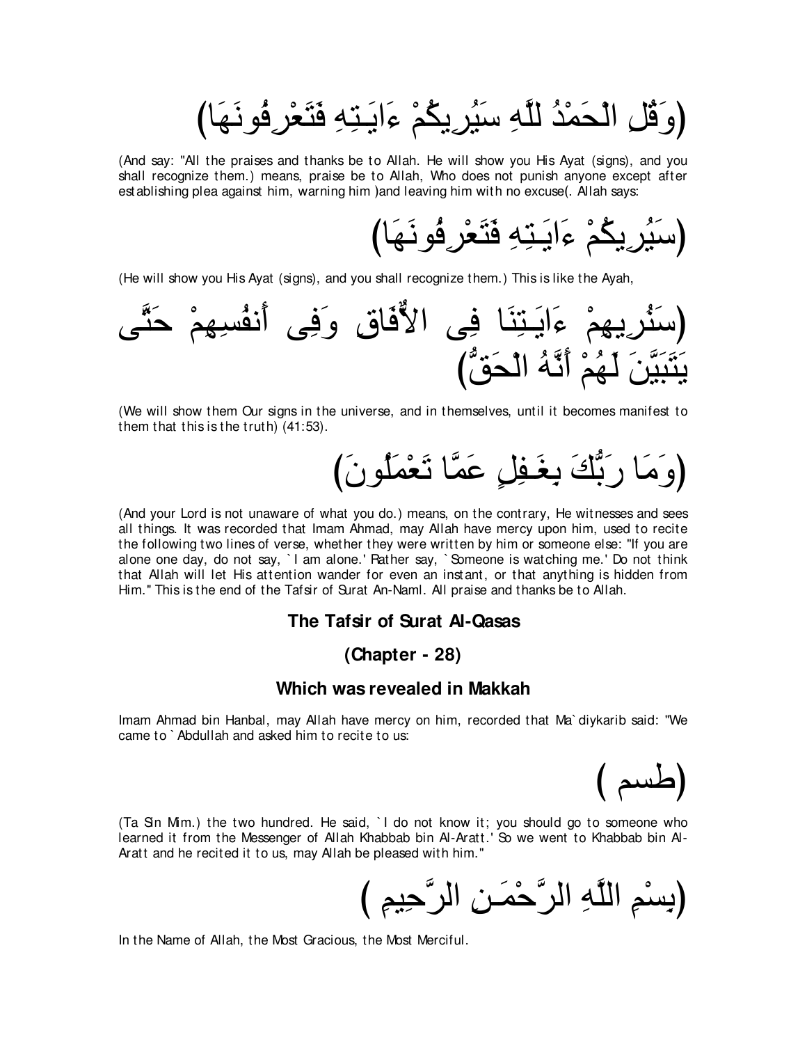(وَقُلِ الْحَمْدُ لِلَّهِ سَيُرِيكُمْ ءَايَـتِهِ فَتَعْرِفُونَهَا)

(And say: "All the praises and thanks be to Allah. He will show you His Ayat (signs), and you shall recognize them.) means, praise be to Allah, Who does not punish anyone except after establishing plea against him, warning him )and leaving him with no excuse(. Allah says:

(سَيُرِيكُمْ ءَايَـتِهِ فَتَعْرِفُونَهَا)

(He will show you His Ayat (signs), and you shall recognize them.) This is like the Ayah,

(سَنُرِيهِمْ ءَايَـتِنَا فِى الاٌّفَاقِ وَفِى أَنفُسِهِمْ حَتَّى يَتَبَيَّنَ لَهُمْ أَنَّهُ الْحَقُّ)

(We will show them Our signs in the universe, and in themselves, until it becomes manifest to them that this is the truth) (41:53).

(وَمَا رَبُّكَ بِغَـفِلٍ عَمَّا تَعْمَلُونَ)

(And your Lord is not unaware of what you do.) means, on the contrary, He witnesses and sees all things. It was recorded that Imam Ahmad, may Allah have mercy upon him, used to recite the following two lines of verse, whether they were written by him or someone else: "If you are alone one day, do not say, `I am alone.' Rather say, `Someone is watching me.' Do not think that Allah will let His attention wander for even an instant, or that anything is hidden from Him." This is the end of the Tafsir of Surat An-Naml. All praise and thanks be to Allah.

## The Tafsir of Surat Al-Qasas

### (Chapter - 28)

### Which was revealed in Makkah

Imam Ahmad bin Hanbal, may Allah have mercy on him, recorded that Ma`diykarib said: "We came to `Abdullah and asked him to recite to us:

(طسم)

(Ta Sin Mim.) the two hundred. He said, `I do not know it; you should go to someone who learned it from the Messenger of Allah Khabbab bin Al-Aratt.' So we went to Khabbab bin Al-Aratt and he recited it to us, may Allah be pleased with him."

(بِسْمِ اللَّهِ الرَّحْمَـنِ الرَّحِيمِ)

In the Name of Allah, the Most Gracious, the Most Merciful.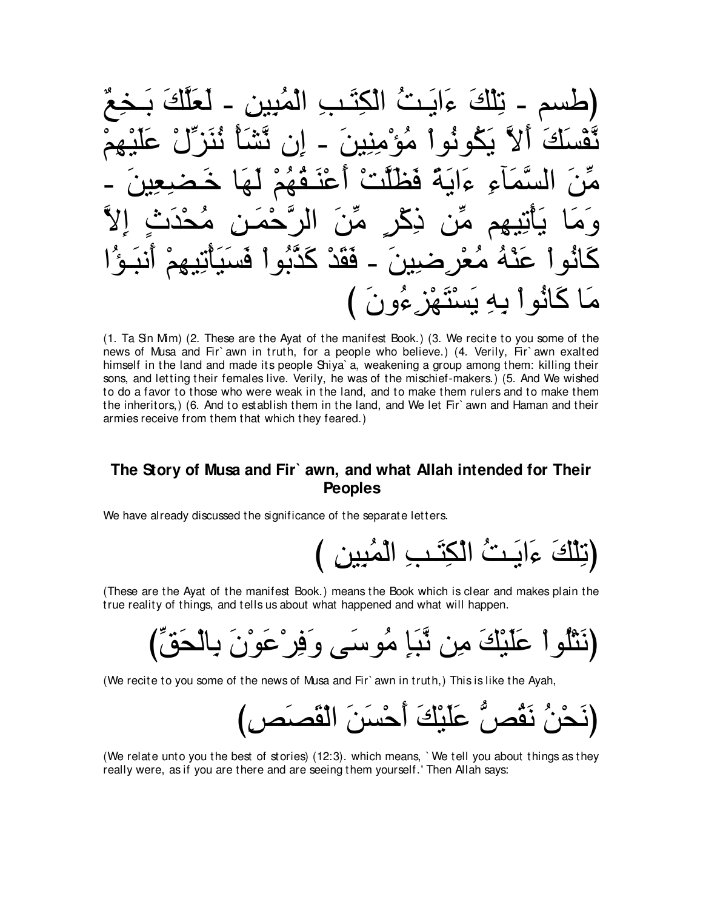(طسم - تِلْكَ ءَايَـتُ الْكِتَـبِ الْمُبِينِ - لَعَلَّكَ بَـخِعٌ نَّفْسَكَ أَلاَّ يَكُونُواْ مُؤْمِنِينَ - إِن نَّشَأْ نُنَزِّلْ عَلَيْهِمْ مِّنَ السَّمَآءِ ءَايَةً فَظَلَّتْ أَعْنَـقُهُمْ لَهَا خَـضِعِينَ - وَمَا يَأْتِيهِم مِّن ذِكْرٍ مِّنَ الرَّحْمَـنِ مُحْدَثٍ إِلاَّ كَانُواْ عَنْهُ مُعْرِضِينَ - فَقَدْ كَذَّبُواْ فَسَيَأْتِيهِمْ أَنبَـؤُا مَا كَانُواْ بِهِ يَسْتَهْزِءُونَ )

(1. Ta Sin Mim) (2. These are the Ayat of the manifest Book.) (3. We recite to you some of the news of Musa and Fir`awn in truth, for a people who believe.) (4. Verily, Fir`awn exalted himself in the land and made its people Shiya`a, weakening a group among them: killing their sons, and letting their females live. Verily, he was of the mischief-makers.) (5. And We wished to do a favor to those who were weak in the land, and to make them rulers and to make them the inheritors,) (6. And to establish them in the land, and We let Fir`awn and Haman and their armies receive from them that which they feared.)

### The Story of Musa and Fir`awn, and what Allah intended for Their Peoples

We have already discussed the significance of the separate letters.

(تِلْكَ ءَايَـتُ الْكِتَـبِ الْمُبِينِ )

(These are the Ayat of the manifest Book.) means the Book which is clear and makes plain the true reality of things, and tells us about what happened and what will happen.

(نَتْلُواْ عَلَيْكَ مِن نَّبَإِ مُوسَى وَفِرْعَوْنَ بِالْحَقِّ)

(We recite to you some of the news of Musa and Fir`awn in truth,) This is like the Ayah,

(نَحْنُ نَقُصُّ عَلَيْكَ أَحْسَنَ الْقَصَصِ)

(We relate unto you the best of stories) (12:3). which means, `We tell you about things as they really were, as if you are there and are seeing them yourself.' Then Allah says: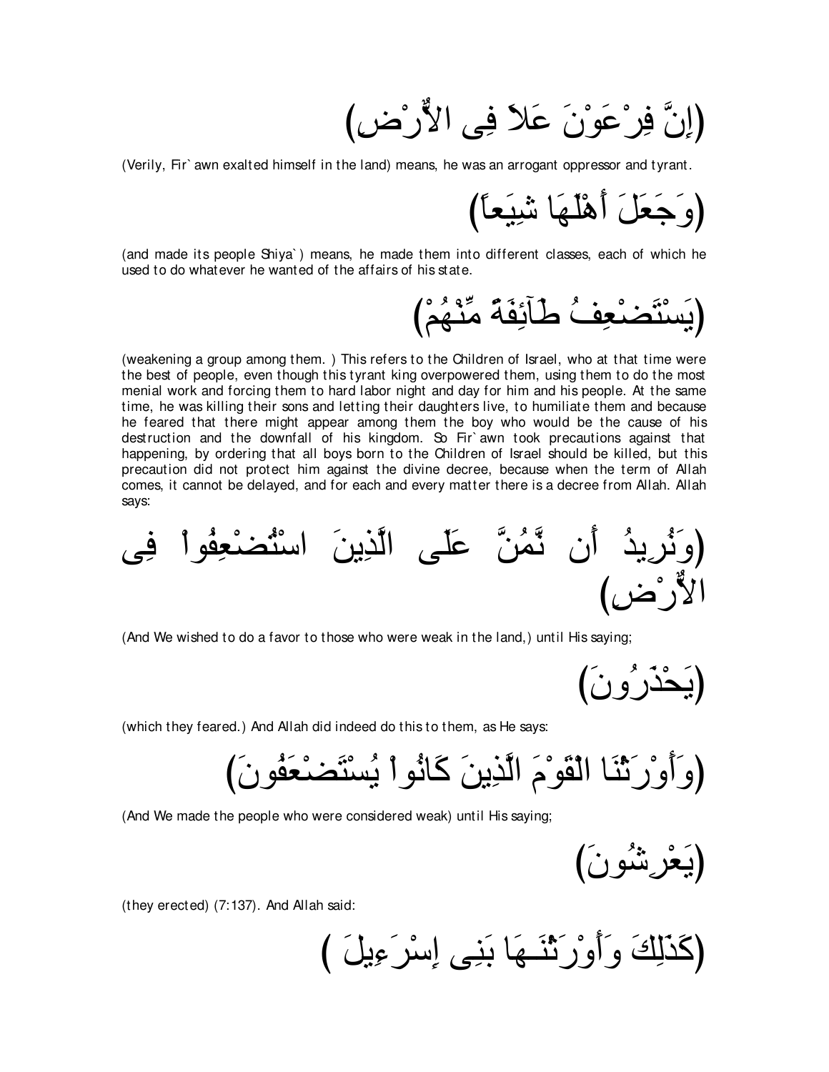(إِنَّ فِرْعَوْنَ عَلاَ فِى الأَرْضِ)

(Verily, Fir`awn exalted himself in the land) means, he was an arrogant oppressor and tyrant.

(وَجَعَلَ أَهْلَهَا شِيَعاً)

(and made its people Shiya`) means, he made them into different classes, each of which he used to do whatever he wanted of the affairs of his state.

(يَسْتَضْعِفُ طَآئِفَةً مِّنْهُمْ)

(weakening a group among them. ) This refers to the Children of Israel, who at that time were the best of people, even though this tyrant king overpowered them, using them to do the most menial work and forcing them to hard labor night and day for him and his people. At the same time, he was killing their sons and letting their daughters live, to humiliate them and because he feared that there might appear among them the boy who would be the cause of his destruction and the downfall of his kingdom. So Fir`awn took precautions against that happening, by ordering that all boys born to the Children of Israel should be killed, but this precaution did not protect him against the divine decree, because when the term of Allah comes, it cannot be delayed, and for each and every matter there is a decree from Allah. Allah says:

(وَنُرِيدُ أَن نَّمُنَّ عَلَى الَّذِينَ اسْتُضْعِفُواْ فِى الأَرْضِ)

(And We wished to do a favor to those who were weak in the land,) until His saying;

(يَحْذَرُونَ)

(which they feared.) And Allah did indeed do this to them, as He says:

(وَأَوْرَثْنَا الْقَوْمَ الَّذِينَ كَانُواْ يُسْتَضْعَفُونَ)

(And We made the people who were considered weak) until His saying;

(يَعْرِشُونَ)

(they erected) (7:137). And Allah said:

(كَذَلِكَ وَأَوْرَثْنَـهَا بَنِى إِسْرَءِيلَ )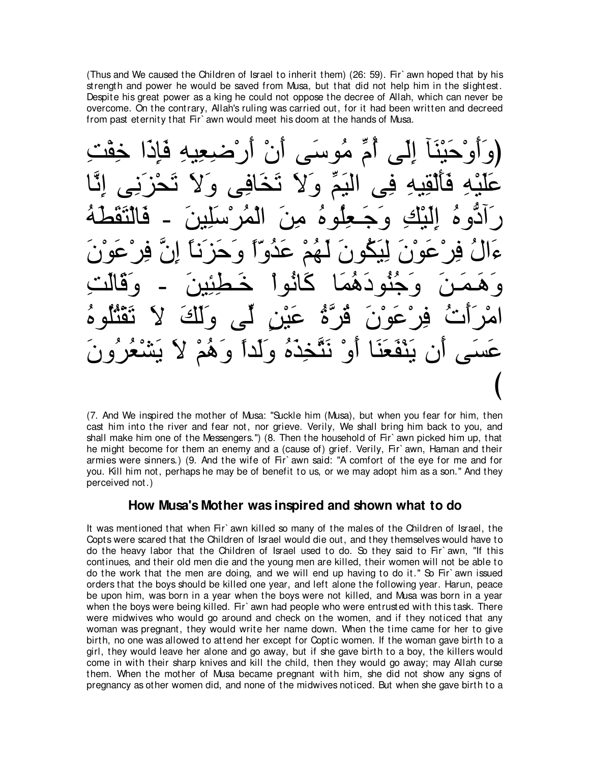(Thus and We caused the Children of Israel to inherit them) (26: 59). Fir`awn hoped that by his strength and power he would be saved from Musa, but that did not help him in the slightest. Despite his great power as a king he could not oppose the decree of Allah, which can never be overcome. On the contrary, Allah's ruling was carried out, for it had been written and decreed from past eternity that Fir`awn would meet his doom at the hands of Musa.

(وَأَوْحَيْنَآ إِلَى أُمِّ مُوسَى أَنْ أَرْضِعِيهِ فَإِذَا خِفْتِ عَلَيْهِ فَأَلْقِيهِ فِى الْيَمِّ وَلاَ تَخَافِى وَلاَ تَحْزَنِى إِنَّا رَآدُّوهُ إِلَيْكِ وَجَـعِلُوهُ مِنَ الْمُرْسَلِينَ - فَالْتَقَطَهُ ءَالُ فِرْعَوْنَ لِيَكُونَ لَهُمْ عَدُوّاً وَحَزَناً إِنَّ فِرْعَوْنَ وَهَـمَـنَ وَجُنُودَهُمَا كَانُواْ خَـطِئِينَ - وَقَالَتِ امْرَأَتُ فِرْعَوْنَ قُرَّةُ عَيْنٍ لِّى وَلَكَ لاَ تَقْتُلُوهُ عَسَى أَن يَنْفَعَنَا أَوْ نَتَّخِذَهُ وَلَداً وَهُمْ لاَ يَشْعُرُونَ)

(7. And We inspired the mother of Musa: "Suckle him (Musa), but when you fear for him, then cast him into the river and fear not, nor grieve. Verily, We shall bring him back to you, and shall make him one of the Messengers.") (8. Then the household of Fir`awn picked him up, that he might become for them an enemy and a (cause of) grief. Verily, Fir`awn, Haman and their armies were sinners.) (9. And the wife of Fir`awn said: "A comfort of the eye for me and for you. Kill him not, perhaps he may be of benefit to us, or we may adopt him as a son." And they perceived not.)

## How Musa's Mother was inspired and shown what to do

It was mentioned that when Fir`awn killed so many of the males of the Children of Israel, the Copts were scared that the Children of Israel would die out, and they themselves would have to do the heavy labor that the Children of Israel used to do. So they said to Fir`awn, "If this continues, and their old men die and the young men are killed, their women will not be able to do the work that the men are doing, and we will end up having to do it." So Fir`awn issued orders that the boys should be killed one year, and left alone the following year. Harun, peace be upon him, was born in a year when the boys were not killed, and Musa was born in a year when the boys were being killed. Fir`awn had people who were entrusted with this task. There were midwives who would go around and check on the women, and if they noticed that any woman was pregnant, they would write her name down. When the time came for her to give birth, no one was allowed to attend her except for Coptic women. If the woman gave birth to a girl, they would leave her alone and go away, but if she gave birth to a boy, the killers would come in with their sharp knives and kill the child, then they would go away; may Allah curse them. When the mother of Musa became pregnant with him, she did not show any signs of pregnancy as other women did, and none of the midwives noticed. But when she gave birth to a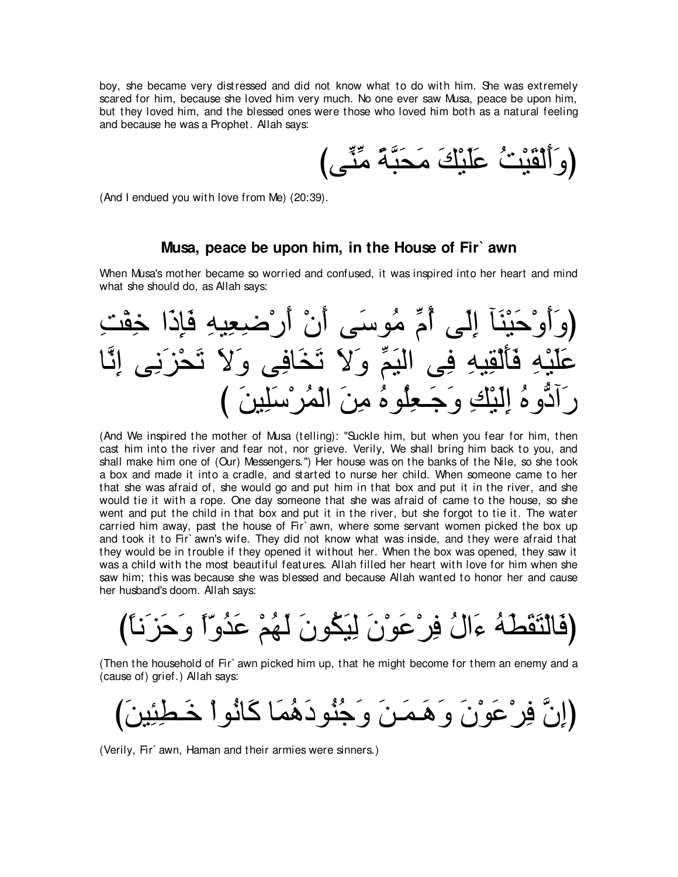boy, she became very distressed and did not know what to do with him. She was extremely scared for him, because she loved him very much. No one ever saw Musa, peace be upon him, but they loved him, and the blessed ones were those who loved him both as a natural feeling and because he was a Prophet. Allah says:

(وَأَلْقَيْتُ عَلَيْكَ مَحَبَّةً مِّنِّى)

(And I endued you with love from Me) (20:39).

## Musa, peace be upon him, in the House of Fir` awn

When Musa's mother became so worried and confused, it was inspired into her heart and mind what she should do, as Allah says:

(وَأَوْحَيْنَآ إِلَى أُمِّ مُوسَى أَنْ أَرْضِعِيهِ فَإِذَا خِفْتِ عَلَيْهِ فَأَلْقِيهِ فِى الْيَمِّ وَلاَ تَخَافِى وَلاَ تَحْزَنِى إِنَّا رَآدُّوهُ إِلَيْكِ وَجَـعِلُوهُ مِنَ الْمُرْسَلِينَ )

(And We inspired the mother of Musa (telling): "Suckle him, but when you fear for him, then cast him into the river and fear not, nor grieve. Verily, We shall bring him back to you, and shall make him one of (Our) Messengers.") Her house was on the banks of the Nile, so she took a box and made it into a cradle, and started to nurse her child. When someone came to her that she was afraid of, she would go and put him in that box and put it in the river, and she would tie it with a rope. One day someone that she was afraid of came to the house, so she went and put the child in that box and put it in the river, but she forgot to tie it. The water carried him away, past the house of Fir` awn, where some servant women picked the box up and took it to Fir` awn's wife. They did not know what was inside, and they were afraid that they would be in trouble if they opened it without her. When the box was opened, they saw it was a child with the most beautiful features. Allah filled her heart with love for him when she saw him; this was because she was blessed and because Allah wanted to honor her and cause her husband's doom. Allah says:

(فَالْتَقَطَهُ ءَالُ فِرْعَوْنَ لِيَكُونَ لَهُمْ عَدُوّاً وَحَزَناً)

(Then the household of Fir` awn picked him up, that he might become for them an enemy and a (cause of) grief.) Allah says:

(إِنَّ فِرْعَوْنَ وَهَـمَـنَ وَجُنُودَهُمَا كَانُواْ خَـطِئِينَ)

(Verily, Fir` awn, Haman and their armies were sinners.)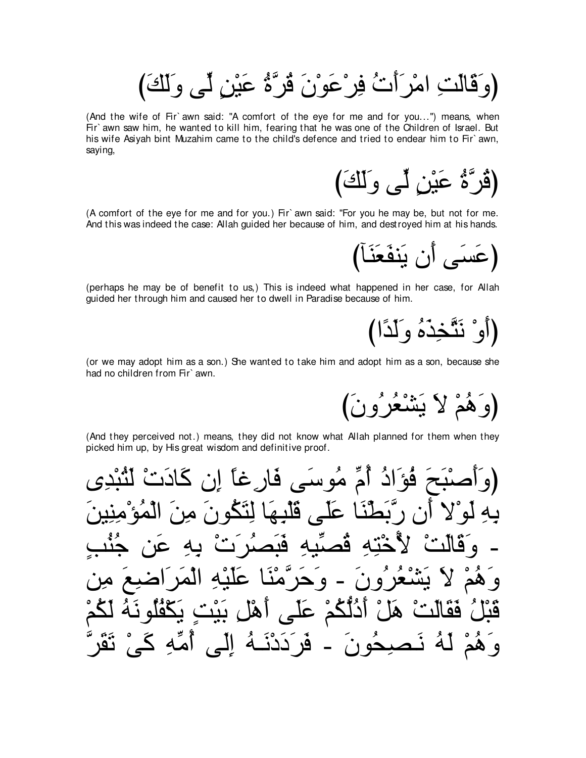(وَقَالَتِ امْرَأَتُ فِرْعَوْنَ قُرَّةُ عَيْنٍ لِّى وَلَكَ)

(And the wife of Fir`awn said: "A comfort of the eye for me and for you...") means, when Fir`awn saw him, he wanted to kill him, fearing that he was one of the Children of Israel. But his wife Asiyah bint Muzahim came to the child's defence and tried to endear him to Fir`awn, saying,

(قُرَّةُ عَيْنٍ لِّى وَلَكَ)

(A comfort of the eye for me and for you.) Fir`awn said: "For you he may be, but not for me. And this was indeed the case: Allah guided her because of him, and destroyed him at his hands.

(عَسَى أَن يَنفَعَنَآ)

(perhaps he may be of benefit to us,) This is indeed what happened in her case, for Allah guided her through him and caused her to dwell in Paradise because of him.

(أَوْ نَتَّخِذَهُ وَلَدًا)

(or we may adopt him as a son.) She wanted to take him and adopt him as a son, because she had no children from Fir`awn.

(وَهُمْ لاَ يَشْعُرُونَ)

(And they perceived not.) means, they did not know what Allah planned for them when they picked him up, by His great wisdom and definitive proof.

(وَأَصْبَحَ فُؤَادُ أُمِّ مُوسَى فَارِغاً إِن كَادَتْ لَتُبْدِى بِهِ لَوْلا أَن رَّبَطْنَا عَلَى قَلْبِهَا لِتَكُونَ مِنَ الْمُؤْمِنِينَ - وَقَالَتْ لأُخْتِهِ قُصِّيهِ فَبَصُرَتْ بِهِ عَن جُنُبٍ وَهُمْ لاَ يَشْعُرُونَ - وَحَرَّمْنَا عَلَيْهِ الْمَرَاضِعَ مِن قَبْلُ فَقَالَتْ هَلْ أَدُلُّكُمْ عَلَى أَهْلِ بَيْتٍ يَكْفُلُونَهُ لَكُمْ وَهُمْ لَهُ نَصِحُونَ - فَرَدَدْنَـهُ إِلَى أُمِّهِ كَىْ تَقَرَّ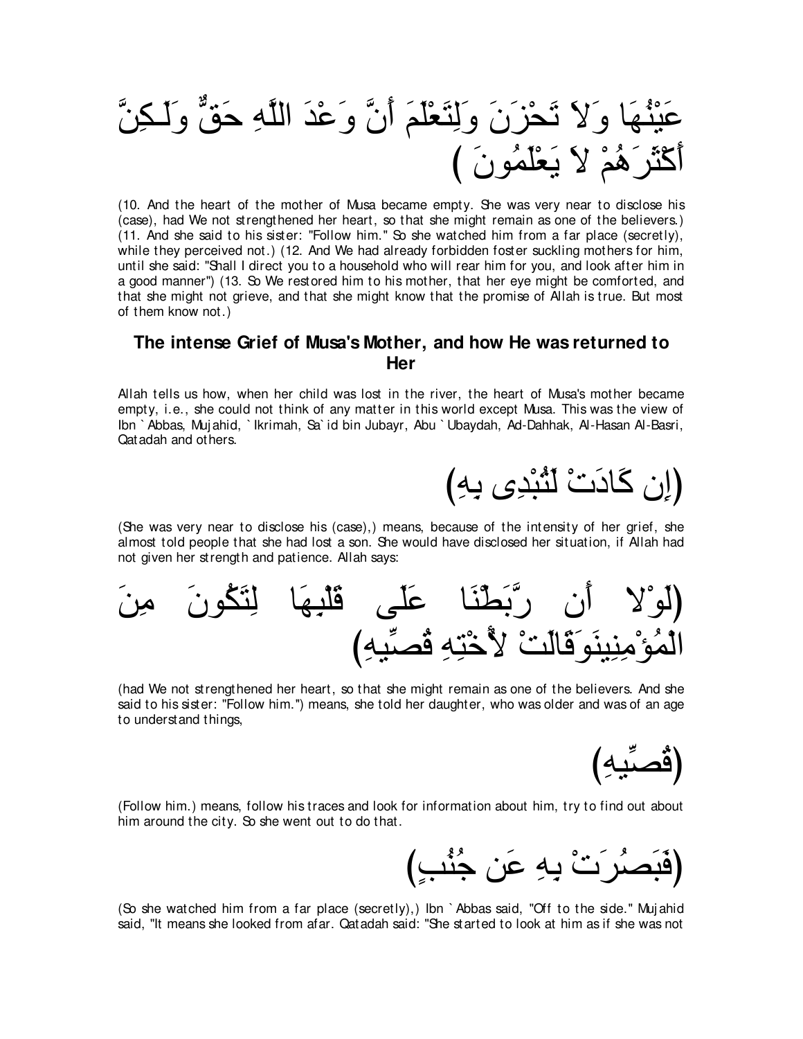عَيْنُهَا وَلاَ تَحْزَنَ وَلِتَعْلَمَ أَنَّ وَعْدَ اللَّهِ حَقٌّ وَلَـكِنَّ أَكْثَرَهُمْ لاَ يَعْلَمُونَ )

(10. And the heart of the mother of Musa became empty. She was very near to disclose his (case), had We not strengthened her heart, so that she might remain as one of the believers.) (11. And she said to his sister: "Follow him." So she watched him from a far place (secretly), while they perceived not.) (12. And We had already forbidden foster suckling mothers for him, until she said: "Shall I direct you to a household who will rear him for you, and look after him in a good manner") (13. So We restored him to his mother, that her eye might be comforted, and that she might not grieve, and that she might know that the promise of Allah is true. But most of them know not.)

### The intense Grief of Musa's Mother, and how He was returned to Her

Allah tells us how, when her child was lost in the river, the heart of Musa's mother became empty, i.e., she could not think of any matter in this world except Musa. This was the view of Ibn `Abbas, Mujahid, `Ikrimah, Sa`id bin Jubayr, Abu `Ubaydah, Ad-Dahhak, Al-Hasan Al-Basri, Qatadah and others.

(إِن كَادَتْ لَتُبْدِى بِهِ)

(She was very near to disclose his (case),) means, because of the intensity of her grief, she almost told people that she had lost a son. She would have disclosed her situation, if Allah had not given her strength and patience. Allah says:

(لَوْلا أَن رَّبَطْنَا عَلَى قَلْبِهَا لِتَكُونَ مِنَ الْمُؤْمِنِينَوَقَالَتْ لأُخْتِهِ قُصِّيهِ)

(had We not strengthened her heart, so that she might remain as one of the believers. And she said to his sister: "Follow him.") means, she told her daughter, who was older and was of an age to understand things,

(قُصِّيهِ)

(Follow him.) means, follow his traces and look for information about him, try to find out about him around the city. So she went out to do that.

(فَبَصُرَتْ بِهِ عَن جُنُبٍ)

(So she watched him from a far place (secretly),) Ibn `Abbas said, "Off to the side." Mujahid said, "It means she looked from afar. Qatadah said: "She started to look at him as if she was not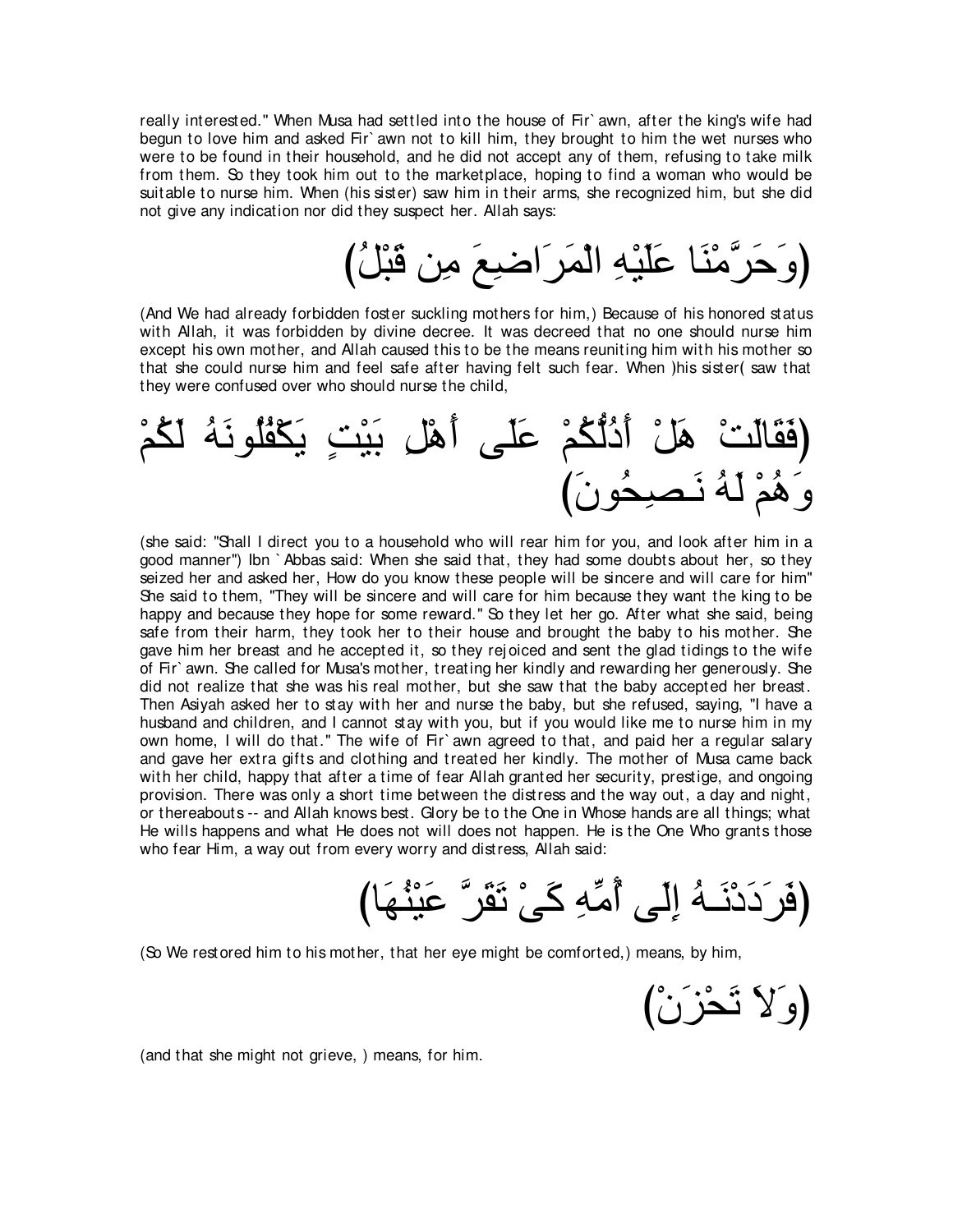really interested." When Musa had settled into the house of Fir`awn, after the king's wife had begun to love him and asked Fir`awn not to kill him, they brought to him the wet nurses who were to be found in their household, and he did not accept any of them, refusing to take milk from them. So they took him out to the marketplace, hoping to find a woman who would be suitable to nurse him. When (his sister) saw him in their arms, she recognized him, but she did not give any indication nor did they suspect her. Allah says:

(وَحَرَّمْنَا عَلَيْهِ الْمَرَاضِعَ مِن قَبْلُ)

(And We had already forbidden foster suckling mothers for him,) Because of his honored status with Allah, it was forbidden by divine decree. It was decreed that no one should nurse him except his own mother, and Allah caused this to be the means reuniting him with his mother so that she could nurse him and feel safe after having felt such fear. When )his sister( saw that they were confused over who should nurse the child,

(فَقَالَتْ هَلْ أَدُلُّكُمْ عَلَى أَهْلِ بَيْتٍ يَكْفُلُونَهُ لَكُمْ وَهُمْ لَهُ نَصِحُونَ)

(she said: "Shall I direct you to a household who will rear him for you, and look after him in a good manner") Ibn `Abbas said: When she said that, they had some doubts about her, so they seized her and asked her, How do you know these people will be sincere and will care for him" She said to them, "They will be sincere and will care for him because they want the king to be happy and because they hope for some reward." So they let her go. After what she said, being safe from their harm, they took her to their house and brought the baby to his mother. She gave him her breast and he accepted it, so they rejoiced and sent the glad tidings to the wife of Fir`awn. She called for Musa's mother, treating her kindly and rewarding her generously. She did not realize that she was his real mother, but she saw that the baby accepted her breast. Then Asiyah asked her to stay with her and nurse the baby, but she refused, saying, "I have a husband and children, and I cannot stay with you, but if you would like me to nurse him in my own home, I will do that." The wife of Fir`awn agreed to that, and paid her a regular salary and gave her extra gifts and clothing and treated her kindly. The mother of Musa came back with her child, happy that after a time of fear Allah granted her security, prestige, and ongoing provision. There was only a short time between the distress and the way out, a day and night, or thereabouts -- and Allah knows best. Glory be to the One in Whose hands are all things; what He wills happens and what He does not will does not happen. He is the One Who grants those who fear Him, a way out from every worry and distress, Allah said:

(فَرَدَدْنَـهُ إِلَى أُمِّهِ كَىْ تَقَرَّ عَيْنُهَا)

(So We restored him to his mother, that her eye might be comforted,) means, by him,

(وَلاَ تَحْزَنْ)

(and that she might not grieve, ) means, for him.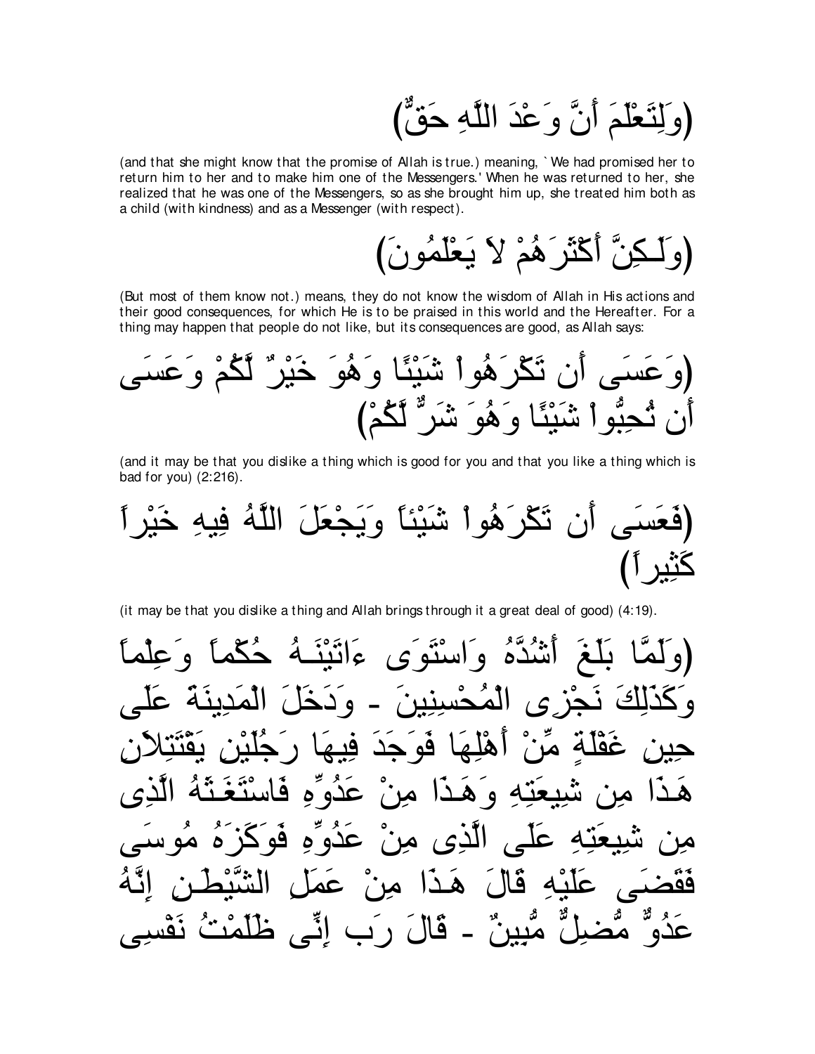(وَلِتَعْلَمَ أَنَّ وَعْدَ اللَّهِ حَقٌّ)

(and that she might know that the promise of Allah is true.) meaning, `We had promised her to return him to her and to make him one of the Messengers.' When he was returned to her, she realized that he was one of the Messengers, so as she brought him up, she treated him both as a child (with kindness) and as a Messenger (with respect).

(وَلَـكِنَّ أَكْثَرَهُمْ لاَ يَعْلَمُونَ)

(But most of them know not.) means, they do not know the wisdom of Allah in His actions and their good consequences, for which He is to be praised in this world and the Hereafter. For a thing may happen that people do not like, but its consequences are good, as Allah says:

(وَعَسَى أَن تَكْرَهُواْ شَيْئًا وَهُوَ خَيْرٌ لَّكُمْ وَعَسَى أَن تُحِبُّواْ شَيْئًا وَهُوَ شَرٌّ لَّكُمْ)

(and it may be that you dislike a thing which is good for you and that you like a thing which is bad for you) (2:216).

(فَعَسَى أَن تَكْرَهُواْ شَيْئاً وَيَجْعَلَ اللَّهُ فِيهِ خَيْراً كَثِيراً)

(it may be that you dislike a thing and Allah brings through it a great deal of good) (4:19).

(وَلَمَّا بَلَغَ أَشُدَّهُ وَاسْتَوَى ءَاتَيْنَـهُ حُكْماً وَعِلْماً وَكَذَلِكَ نَجْزِى الْمُحْسِنِينَ - وَدَخَلَ الْمَدِينَةَ عَلَى حِينِ غَفْلَةٍ مِّنْ أَهْلِهَا فَوَجَدَ فِيهَا رَجُلَيْنِ يَقْتَتِلاَنِ هَـذَا مِن شِيعَتِهِ وَهَـذَا مِنْ عَدُوِّهِ فَاسْتَغَـثَهُ الَّذِى مِن شِيعَتِهِ عَلَى الَّذِى مِنْ عَدُوِّهِ فَوَكَزَهُ مُوسَى فَقَضَى عَلَيْهِ قَالَ هَـذَا مِنْ عَمَلِ الشَّيْطَـنِ إِنَّهُ عَدُوٌّ مُّضِلٌّ مُّبِينٌ - قَالَ رَب إِنِّى ظَلَمْتُ نَفْسِى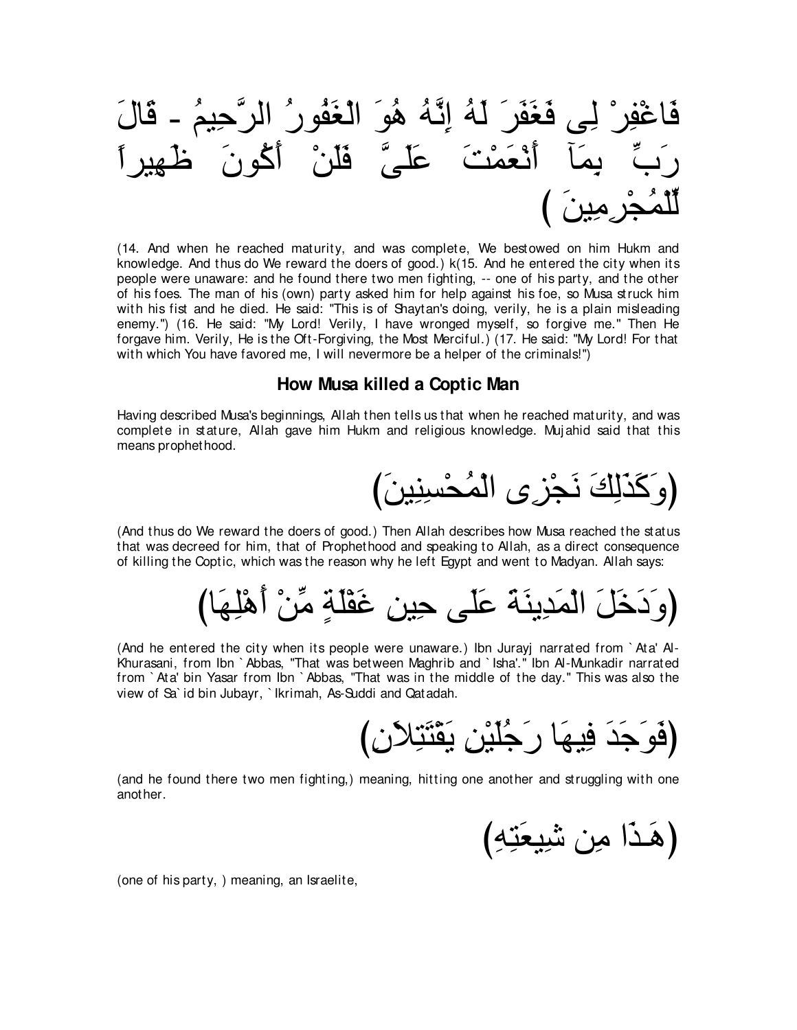فَاغْفِرْ لِى فَغَفَرَ لَهُ إِنَّهُ هُوَ الْغَفُورُ الرَّحِيمُ - قَالَ رَبِّ بِمَآ أَنْعَمْتَ عَلَىَّ فَلَنْ أَكُونَ ظَهِيراً لِّلْمُجْرِمِينَ )

(14. And when he reached maturity, and was complete, We bestowed on him Hukm and knowledge. And thus do We reward the doers of good.) k(15. And he entered the city when its people were unaware: and he found there two men fighting, -- one of his party, and the other of his foes. The man of his (own) party asked him for help against his foe, so Musa struck him with his fist and he died. He said: "This is of Shaytan's doing, verily, he is a plain misleading enemy.") (16. He said: "My Lord! Verily, I have wronged myself, so forgive me." Then He forgave him. Verily, He is the Oft-Forgiving, the Most Merciful.) (17. He said: "My Lord! For that with which You have favored me, I will nevermore be a helper of the criminals!")

### How Musa killed a Coptic Man

Having described Musa's beginnings, Allah then tells us that when he reached maturity, and was complete in stature, Allah gave him Hukm and religious knowledge. Mujahid said that this means prophethood.

(وَكَذَلِكَ نَجْزِى الْمُحْسِنِينَ)

(And thus do We reward the doers of good.) Then Allah describes how Musa reached the status that was decreed for him, that of Prophethood and speaking to Allah, as a direct consequence of killing the Coptic, which was the reason why he left Egypt and went to Madyan. Allah says:

(وَدَخَلَ الْمَدِينَةَ عَلَى حِينِ غَفْلَةٍ مِّنْ أَهْلِهَا)

(And he entered the city when its people were unaware.) Ibn Jurayj narrated from `Ata' Al-Khurasani, from Ibn `Abbas, "That was between Maghrib and `Isha'." Ibn Al-Munkadir narrated from `Ata' bin Yasar from Ibn `Abbas, "That was in the middle of the day." This was also the view of Sa`id bin Jubayr, `Ikrimah, As-Suddi and Qatadah.

(فَوَجَدَ فِيهَا رَجُلَيْنِ يَقْتَتِلاَنِ)

(and he found there two men fighting,) meaning, hitting one another and struggling with one another.

(هَـذَا مِن شِيعَتِهِ)

(one of his party, ) meaning, an Israelite,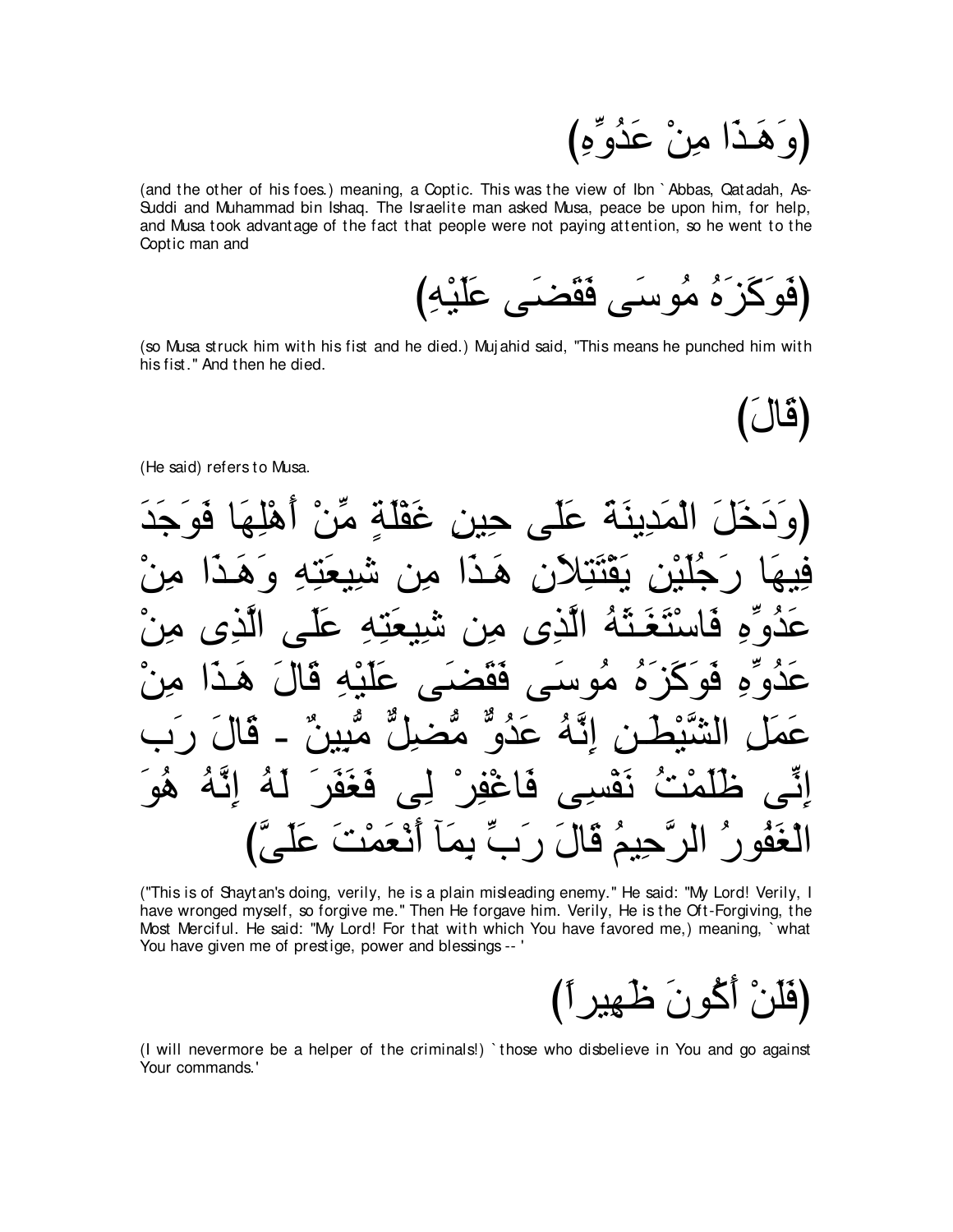(وَهَـذَا مِنْ عَدُوِّهِ)

(and the other of his foes.) meaning, a Coptic. This was the view of Ibn `Abbas, Qatadah, As-Suddi and Muhammad bin Ishaq. The Israelite man asked Musa, peace be upon him, for help, and Musa took advantage of the fact that people were not paying attention, so he went to the Coptic man and

(فَوَكَزَهُ مُوسَى فَقَضَى عَلَيْهِ)

(so Musa struck him with his fist and he died.) Mujahid said, "This means he punched him with his fist." And then he died.

(قَالَ)

(He said) refers to Musa.

(وَدَخَلَ الْمَدِينَةَ عَلَى حِينِ غَفْلَةٍ مِّنْ أَهْلِهَا فَوَجَدَ فِيهَا رَجُلَيْنِ يَقْتَتِلاَنِ هَـذَا مِن شِيعَتِهِ وَهَـذَا مِنْ عَدُوِّهِ فَاسْتَغَـثَهُ الَّذِى مِن شِيعَتِهِ عَلَى الَّذِى مِنْ عَدُوِّهِ فَوَكَزَهُ مُوسَى فَقَضَى عَلَيْهِ قَالَ هَـذَا مِنْ عَمَلِ الشَّيْطَـنِ إِنَّهُ عَدُوٌّ مُّضِلٌّ مُّبِينٌ - قَالَ رَبِّ إِنِّى ظَلَمْتُ نَفْسِى فَاغْفِرْ لِى فَغَفَرَ لَهُ إِنَّهُ هُوَ الْغَفُورُ الرَّحِيمُ قَالَ رَبِّ بِمَآ أَنْعَمْتَ عَلَىَّ)

("This is of Shaytan's doing, verily, he is a plain misleading enemy." He said: "My Lord! Verily, I have wronged myself, so forgive me." Then He forgave him. Verily, He is the Oft-Forgiving, the Most Merciful. He said: "My Lord! For that with which You have favored me,) meaning, `what You have given me of prestige, power and blessings -- '

(فَلَنْ أَكُونَ ظَهِيراً)

(I will nevermore be a helper of the criminals!) `those who disbelieve in You and go against Your commands.'